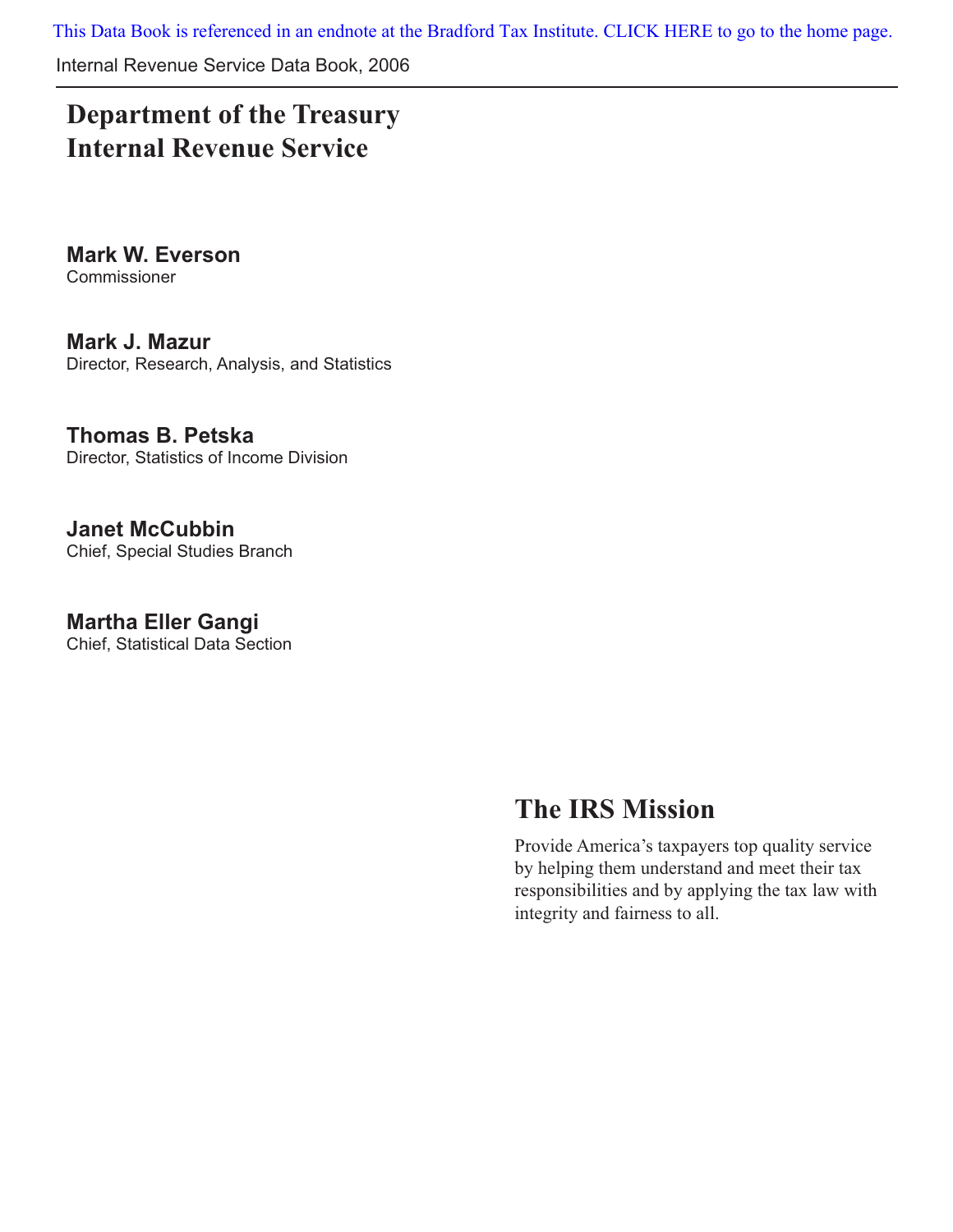This Data Book is referenced in an endnote at the Bradford Tax Institute. CLICK HERE to go to the home page.

Internal Revenue Service Data Book, 2006

# Department of the Treasury
# Internal Revenue Service

**Mark W. Everson**
Commissioner

**Mark J. Mazur**
Director, Research, Analysis, and Statistics

**Thomas B. Petska**
Director, Statistics of Income Division

**Janet McCubbin**
Chief, Special Studies Branch

**Martha Eller Gangi**
Chief, Statistical Data Section

## The IRS Mission

Provide America's taxpayers top quality service by helping them understand and meet their tax responsibilities and by applying the tax law with integrity and fairness to all.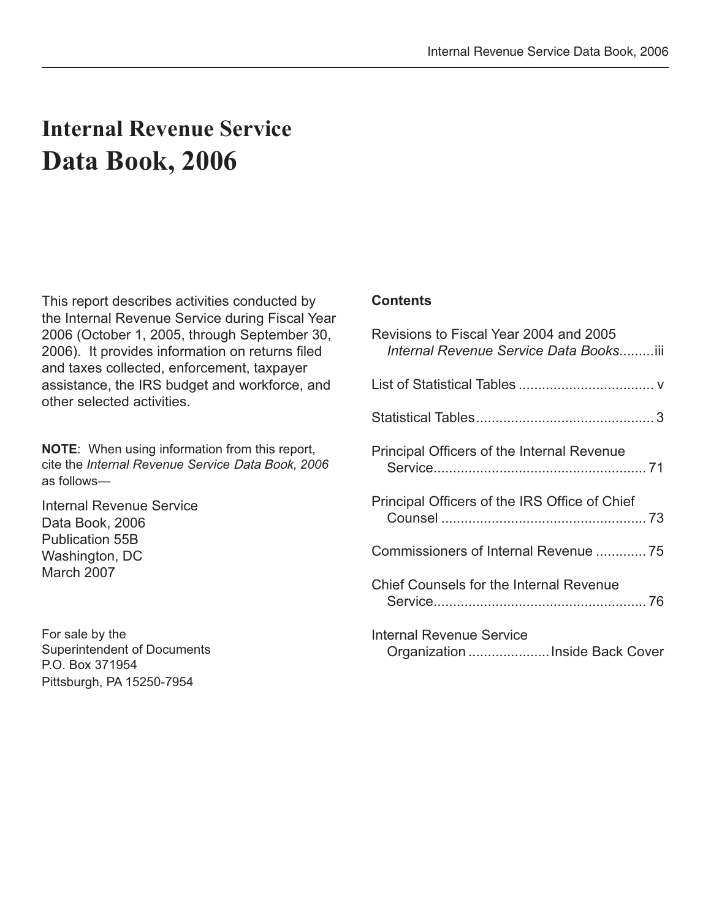# Internal Revenue Service
# Data Book, 2006

This report describes activities conducted by the Internal Revenue Service during Fiscal Year 2006 (October 1, 2005, through September 30, 2006). It provides information on returns filed and taxes collected, enforcement, taxpayer assistance, the IRS budget and workforce, and other selected activities.

**NOTE**: When using information from this report, cite the *Internal Revenue Service Data Book, 2006* as follows—

Internal Revenue Service  
Data Book, 2006  
Publication 55B  
Washington, DC  
March 2007

For sale by the  
Superintendent of Documents  
P.O. Box 371954  
Pittsburgh, PA 15250-7954

**Contents**

Revisions to Fiscal Year 2004 and 2005 *Internal Revenue Service Data Books*.........iii

List of Statistical Tables .................................. v

Statistical Tables............................................. 3

Principal Officers of the Internal Revenue Service...................................................... 71

Principal Officers of the IRS Office of Chief Counsel .................................................... 73

Commissioners of Internal Revenue ............. 75

Chief Counsels for the Internal Revenue Service...................................................... 76

Internal Revenue Service Organization .....................Inside Back Cover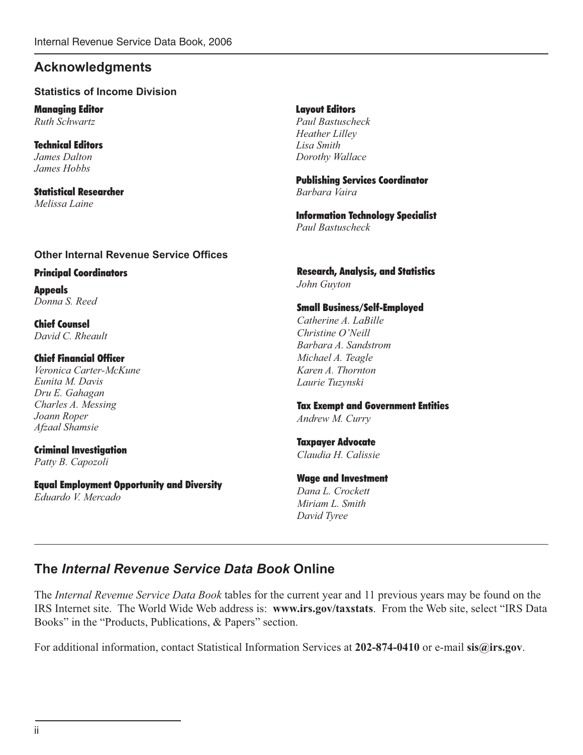## Acknowledgments

### Statistics of Income Division

**Managing Editor**
*Ruth Schwartz*

**Technical Editors**
*James Dalton*
*James Hobbs*

**Statistical Researcher**
*Melissa Laine*

**Layout Editors**
*Paul Bastuscheck*
*Heather Lilley*
*Lisa Smith*
*Dorothy Wallace*

**Publishing Services Coordinator**
*Barbara Vaira*

**Information Technology Specialist**
*Paul Bastuscheck*

### Other Internal Revenue Service Offices

**Principal Coordinators**

**Appeals**
*Donna S. Reed*

**Chief Counsel**
*David C. Rheault*

**Chief Financial Officer**
*Veronica Carter-McKune*
*Eunita M. Davis*
*Dru E. Gahagan*
*Charles A. Messing*
*Joann Roper*
*Afzaal Shamsie*

**Criminal Investigation**
*Patty B. Capozoli*

**Equal Employment Opportunity and Diversity**
*Eduardo V. Mercado*

**Research, Analysis, and Statistics**
*John Guyton*

**Small Business/Self-Employed**
*Catherine A. LaBille*
*Christine O'Neill*
*Barbara A. Sandstrom*
*Michael A. Teagle*
*Karen A. Thornton*
*Laurie Tuzynski*

**Tax Exempt and Government Entities**
*Andrew M. Curry*

**Taxpayer Advocate**
*Claudia H. Calissie*

**Wage and Investment**
*Dana L. Crockett*
*Miriam L. Smith*
*David Tyree*

## The *Internal Revenue Service Data Book* Online

The *Internal Revenue Service Data Book* tables for the current year and 11 previous years may be found on the IRS Internet site. The World Wide Web address is: **www.irs.gov/taxstats**. From the Web site, select "IRS Data Books" in the "Products, Publications, & Papers" section.

For additional information, contact Statistical Information Services at **202-874-0410** or e-mail **sis@irs.gov**.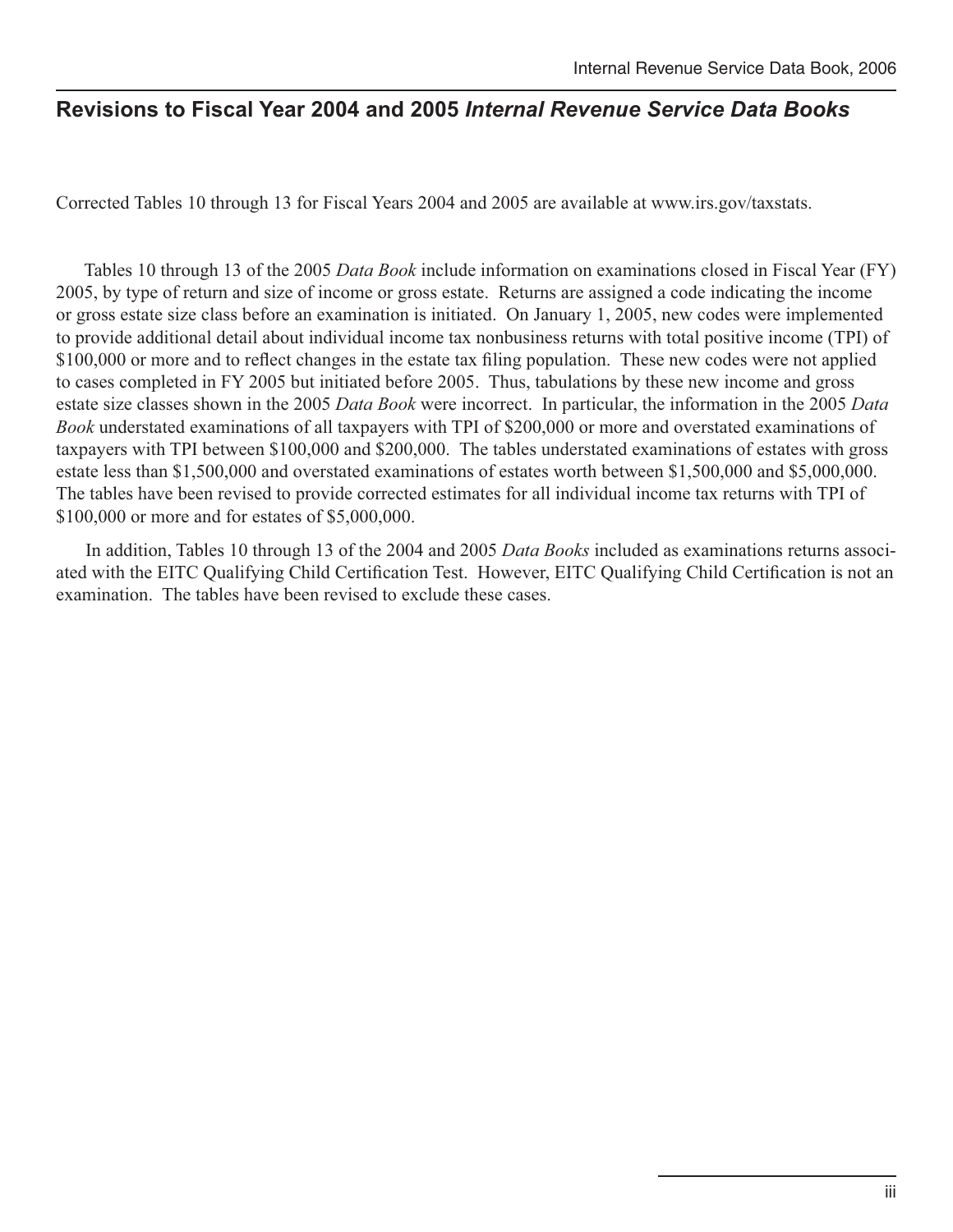## Revisions to Fiscal Year 2004 and 2005 *Internal Revenue Service Data Books*

Corrected Tables 10 through 13 for Fiscal Years 2004 and 2005 are available at www.irs.gov/taxstats.

Tables 10 through 13 of the 2005 *Data Book* include information on examinations closed in Fiscal Year (FY) 2005, by type of return and size of income or gross estate. Returns are assigned a code indicating the income or gross estate size class before an examination is initiated. On January 1, 2005, new codes were implemented to provide additional detail about individual income tax nonbusiness returns with total positive income (TPI) of $100,000 or more and to reflect changes in the estate tax filing population. These new codes were not applied to cases completed in FY 2005 but initiated before 2005. Thus, tabulations by these new income and gross estate size classes shown in the 2005 *Data Book* were incorrect. In particular, the information in the 2005 *Data Book* understated examinations of all taxpayers with TPI of $200,000 or more and overstated examinations of taxpayers with TPI between $100,000 and $200,000. The tables understated examinations of estates with gross estate less than $1,500,000 and overstated examinations of estates worth between $1,500,000 and $5,000,000. The tables have been revised to provide corrected estimates for all individual income tax returns with TPI of $100,000 or more and for estates of $5,000,000.

In addition, Tables 10 through 13 of the 2004 and 2005 *Data Books* included as examinations returns associated with the EITC Qualifying Child Certification Test. However, EITC Qualifying Child Certification is not an examination. The tables have been revised to exclude these cases.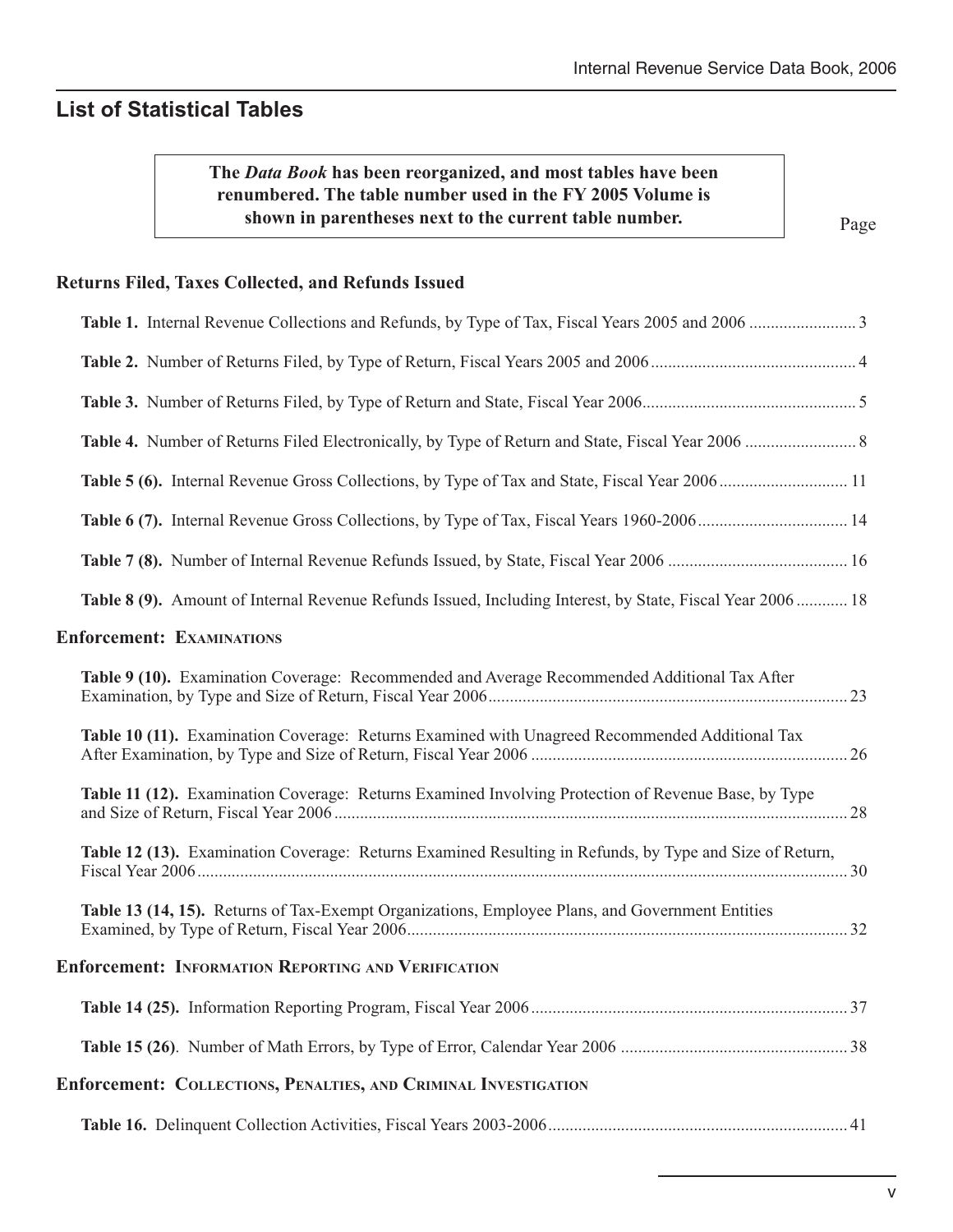## List of Statistical Tables

**The *Data Book* has been reorganized, and most tables have been renumbered. The table number used in the FY 2005 Volume is shown in parentheses next to the current table number.**

Page

### Returns Filed, Taxes Collected, and Refunds Issued

**Table 1.** Internal Revenue Collections and Refunds, by Type of Tax, Fiscal Years 2005 and 2006 ......................... 3

**Table 2.** Number of Returns Filed, by Type of Return, Fiscal Years 2005 and 2006 ................................................ 4

**Table 3.** Number of Returns Filed, by Type of Return and State, Fiscal Year 2006 .................................................. 5

**Table 4.** Number of Returns Filed Electronically, by Type of Return and State, Fiscal Year 2006 .......................... 8

**Table 5 (6).** Internal Revenue Gross Collections, by Type of Tax and State, Fiscal Year 2006 .............................. 11

**Table 6 (7).** Internal Revenue Gross Collections, by Type of Tax, Fiscal Years 1960-2006 ................................... 14

**Table 7 (8).** Number of Internal Revenue Refunds Issued, by State, Fiscal Year 2006 .......................................... 16

**Table 8 (9).** Amount of Internal Revenue Refunds Issued, Including Interest, by State, Fiscal Year 2006 ............ 18

### Enforcement: Examinations

**Table 9 (10).** Examination Coverage: Recommended and Average Recommended Additional Tax After Examination, by Type and Size of Return, Fiscal Year 2006 .................................................................................... 23

**Table 10 (11).** Examination Coverage: Returns Examined with Unagreed Recommended Additional Tax After Examination, by Type and Size of Return, Fiscal Year 2006 .......................................................................... 26

**Table 11 (12).** Examination Coverage: Returns Examined Involving Protection of Revenue Base, by Type and Size of Return, Fiscal Year 2006 ........................................................................................................................ 28

**Table 12 (13).** Examination Coverage: Returns Examined Resulting in Refunds, by Type and Size of Return, Fiscal Year 2006 ...................................................................................................................................................... 30

**Table 13 (14, 15).** Returns of Tax-Exempt Organizations, Employee Plans, and Government Entities Examined, by Type of Return, Fiscal Year 2006 ...................................................................................................... 32

### Enforcement: Information Reporting and Verification

**Table 14 (25).** Information Reporting Program, Fiscal Year 2006 .......................................................................... 37

**Table 15 (26)**. Number of Math Errors, by Type of Error, Calendar Year 2006 ..................................................... 38

### Enforcement: Collections, Penalties, and Criminal Investigation

**Table 16.** Delinquent Collection Activities, Fiscal Years 2003-2006 ...................................................................... 41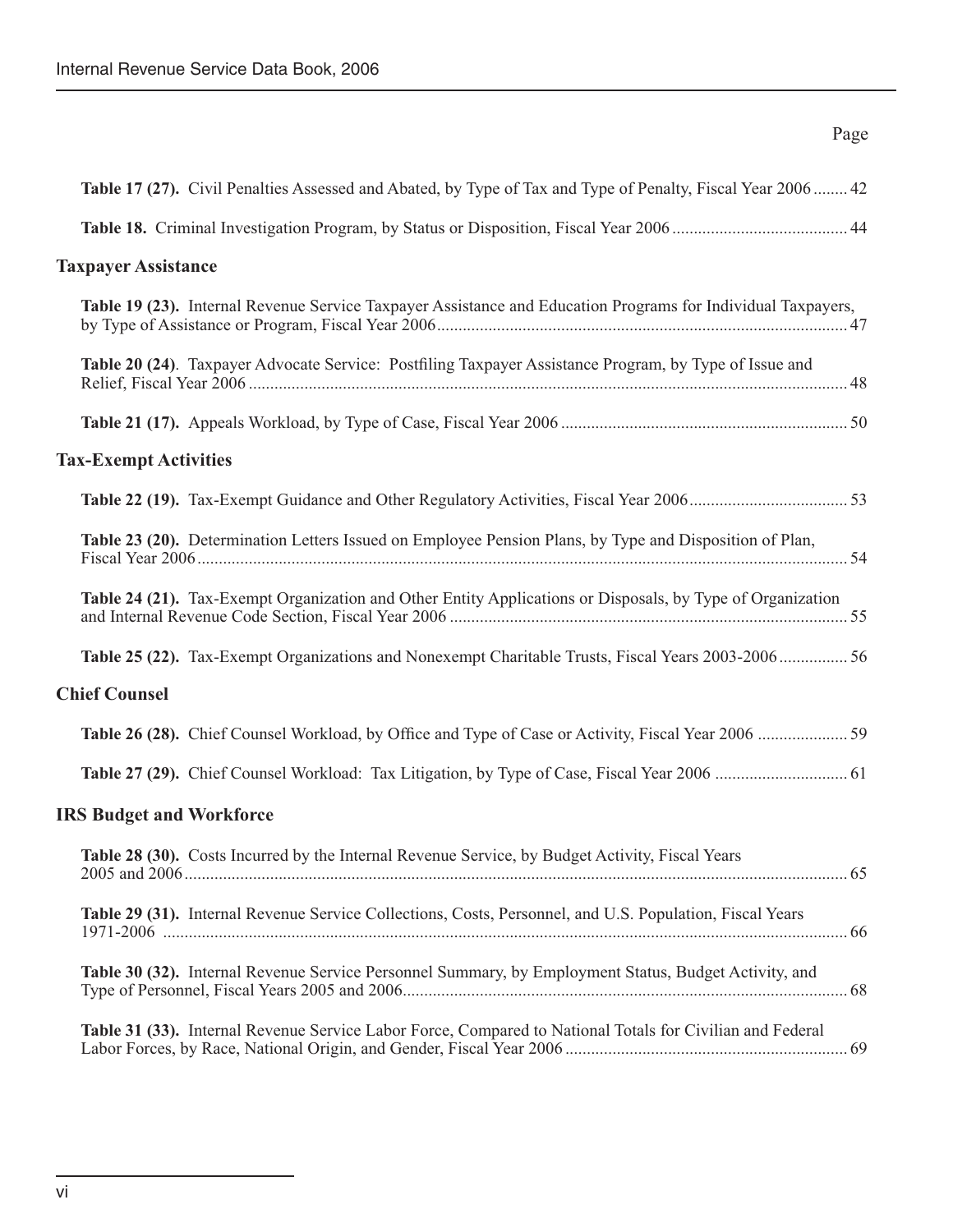Page

**Table 17 (27).** Civil Penalties Assessed and Abated, by Type of Tax and Type of Penalty, Fiscal Year 2006 ........ 42

**Table 18.** Criminal Investigation Program, by Status or Disposition, Fiscal Year 2006 ........................................ 44

## Taxpayer Assistance

**Table 19 (23).** Internal Revenue Service Taxpayer Assistance and Education Programs for Individual Taxpayers, by Type of Assistance or Program, Fiscal Year 2006............................................................................................... 47

**Table 20 (24)**. Taxpayer Advocate Service: Postfiling Taxpayer Assistance Program, by Type of Issue and Relief, Fiscal Year 2006 ........................................................................................................................................... 48

**Table 21 (17).** Appeals Workload, by Type of Case, Fiscal Year 2006 .................................................................. 50

## Tax-Exempt Activities

**Table 22 (19).** Tax-Exempt Guidance and Other Regulatory Activities, Fiscal Year 2006..................................... 53

**Table 23 (20).** Determination Letters Issued on Employee Pension Plans, by Type and Disposition of Plan, Fiscal Year 2006...................................................................................................................................................... 54

**Table 24 (21).** Tax-Exempt Organization and Other Entity Applications or Disposals, by Type of Organization and Internal Revenue Code Section, Fiscal Year 2006 ............................................................................................ 55

**Table 25 (22).** Tax-Exempt Organizations and Nonexempt Charitable Trusts, Fiscal Years 2003-2006 ................ 56

## Chief Counsel

**Table 26 (28).** Chief Counsel Workload, by Office and Type of Case or Activity, Fiscal Year 2006 ..................... 59

**Table 27 (29).** Chief Counsel Workload: Tax Litigation, by Type of Case, Fiscal Year 2006 ............................... 61

## IRS Budget and Workforce

**Table 28 (30).** Costs Incurred by the Internal Revenue Service, by Budget Activity, Fiscal Years 2005 and 2006......................................................................................................................................................... 65

**Table 29 (31).** Internal Revenue Service Collections, Costs, Personnel, and U.S. Population, Fiscal Years 1971-2006 .............................................................................................................................................................. 66

**Table 30 (32).** Internal Revenue Service Personnel Summary, by Employment Status, Budget Activity, and Type of Personnel, Fiscal Years 2005 and 2006....................................................................................................... 68

**Table 31 (33).** Internal Revenue Service Labor Force, Compared to National Totals for Civilian and Federal Labor Forces, by Race, National Origin, and Gender, Fiscal Year 2006 .................................................................. 69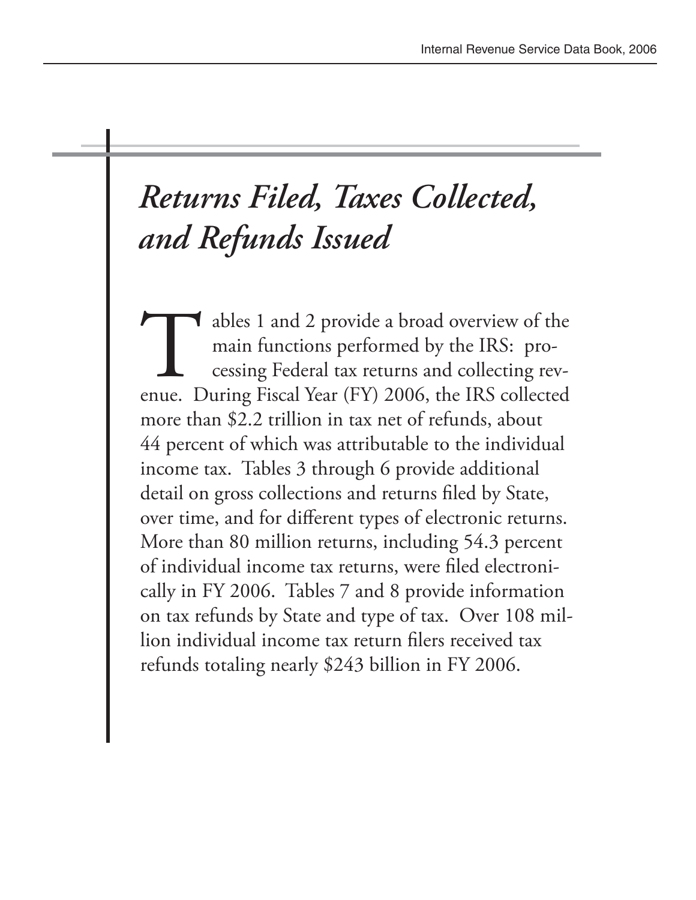# *Returns Filed, Taxes Collected, and Refunds Issued*

Tables 1 and 2 provide a broad overview of the main functions performed by the IRS: processing Federal tax returns and collecting revenue. During Fiscal Year (FY) 2006, the IRS collected more than $2.2 trillion in tax net of refunds, about 44 percent of which was attributable to the individual income tax. Tables 3 through 6 provide additional detail on gross collections and returns filed by State, over time, and for different types of electronic returns. More than 80 million returns, including 54.3 percent of individual income tax returns, were filed electronically in FY 2006. Tables 7 and 8 provide information on tax refunds by State and type of tax. Over 108 million individual income tax return filers received tax refunds totaling nearly $243 billion in FY 2006.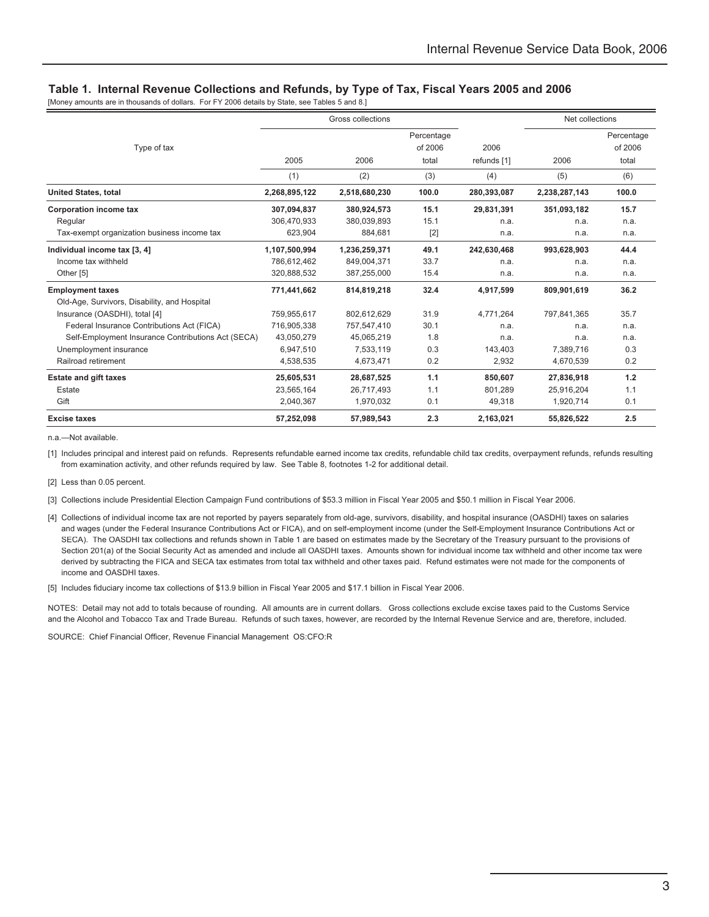### Table 1. Internal Revenue Collections and Refunds, by Type of Tax, Fiscal Years 2005 and 2006

[Money amounts are in thousands of dollars. For FY 2006 details by State, see Tables 5 and 8.]

| Type of tax | Gross collections | | | 2006 refunds [1] | Net collections | |
|---|---|---|---|---|---|---|
| | 2005 | 2006 | Percentage of 2006 total | | 2006 | Percentage of 2006 total |
| | (1) | (2) | (3) | (4) | (5) | (6) |
| **United States, total** | **2,268,895,122** | **2,518,680,230** | **100.0** | **280,393,087** | **2,238,287,143** | **100.0** |
| **Corporation income tax** | **307,094,837** | **380,924,573** | **15.1** | **29,831,391** | **351,093,182** | **15.7** |
| Regular | 306,470,933 | 380,039,893 | 15.1 | n.a. | n.a. | n.a. |
| Tax-exempt organization business income tax | 623,904 | 884,681 | [2] | n.a. | n.a. | n.a. |
| **Individual income tax [3, 4]** | **1,107,500,994** | **1,236,259,371** | **49.1** | **242,630,468** | **993,628,903** | **44.4** |
| Income tax withheld | 786,612,462 | 849,004,371 | 33.7 | n.a. | n.a. | n.a. |
| Other [5] | 320,888,532 | 387,255,000 | 15.4 | n.a. | n.a. | n.a. |
| **Employment taxes** | **771,441,662** | **814,819,218** | **32.4** | **4,917,599** | **809,901,619** | **36.2** |
| Old-Age, Survivors, Disability, and Hospital Insurance (OASDHI), total [4] | 759,955,617 | 802,612,629 | 31.9 | 4,771,264 | 797,841,365 | 35.7 |
| Federal Insurance Contributions Act (FICA) | 716,905,338 | 757,547,410 | 30.1 | n.a. | n.a. | n.a. |
| Self-Employment Insurance Contributions Act (SECA) | 43,050,279 | 45,065,219 | 1.8 | n.a. | n.a. | n.a. |
| Unemployment insurance | 6,947,510 | 7,533,119 | 0.3 | 143,403 | 7,389,716 | 0.3 |
| Railroad retirement | 4,538,535 | 4,673,471 | 0.2 | 2,932 | 4,670,539 | 0.2 |
| **Estate and gift taxes** | **25,605,531** | **28,687,525** | **1.1** | **850,607** | **27,836,918** | **1.2** |
| Estate | 23,565,164 | 26,717,493 | 1.1 | 801,289 | 25,916,204 | 1.1 |
| Gift | 2,040,367 | 1,970,032 | 0.1 | 49,318 | 1,920,714 | 0.1 |
| **Excise taxes** | **57,252,098** | **57,989,543** | **2.3** | **2,163,021** | **55,826,522** | **2.5** |

n.a.—Not available.

[1] Includes principal and interest paid on refunds. Represents refundable earned income tax credits, refundable child tax credits, overpayment refunds, refunds resulting from examination activity, and other refunds required by law. See Table 8, footnotes 1-2 for additional detail.

[2] Less than 0.05 percent.

[3] Collections include Presidential Election Campaign Fund contributions of $53.3 million in Fiscal Year 2005 and $50.1 million in Fiscal Year 2006.

[4] Collections of individual income tax are not reported by payers separately from old-age, survivors, disability, and hospital insurance (OASDHI) taxes on salaries and wages (under the Federal Insurance Contributions Act or FICA), and on self-employment income (under the Self-Employment Insurance Contributions Act or SECA). The OASDHI tax collections and refunds shown in Table 1 are based on estimates made by the Secretary of the Treasury pursuant to the provisions of Section 201(a) of the Social Security Act as amended and include all OASDHI taxes. Amounts shown for individual income tax withheld and other income tax were derived by subtracting the FICA and SECA tax estimates from total tax withheld and other taxes paid. Refund estimates were not made for the components of income and OASDHI taxes.

[5] Includes fiduciary income tax collections of $13.9 billion in Fiscal Year 2005 and $17.1 billion in Fiscal Year 2006.

NOTES: Detail may not add to totals because of rounding. All amounts are in current dollars. Gross collections exclude excise taxes paid to the Customs Service and the Alcohol and Tobacco Tax and Trade Bureau. Refunds of such taxes, however, are recorded by the Internal Revenue Service and are, therefore, included.

SOURCE: Chief Financial Officer, Revenue Financial Management OS:CFO:R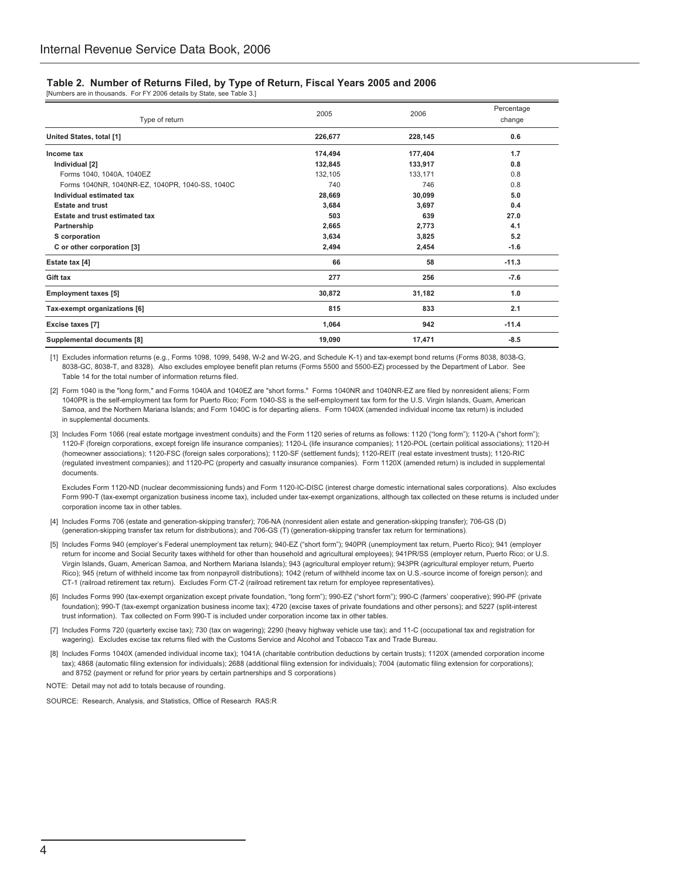### Table 2. Number of Returns Filed, by Type of Return, Fiscal Years 2005 and 2006

[Numbers are in thousands. For FY 2006 details by State, see Table 3.]

| Type of return | 2005 | 2006 | Percentage change |
|---|---|---|---|
| **United States, total [1]** | **226,677** | **228,145** | **0.6** |
| **Income tax** | **174,494** | **177,404** | **1.7** |
| **Individual [2]** | **132,845** | **133,917** | **0.8** |
| Forms 1040, 1040A, 1040EZ | 132,105 | 133,171 | 0.8 |
| Forms 1040NR, 1040NR-EZ, 1040PR, 1040-SS, 1040C | 740 | 746 | 0.8 |
| **Individual estimated tax** | **28,669** | **30,099** | **5.0** |
| **Estate and trust** | **3,684** | **3,697** | **0.4** |
| **Estate and trust estimated tax** | **503** | **639** | **27.0** |
| **Partnership** | **2,665** | **2,773** | **4.1** |
| **S corporation** | **3,634** | **3,825** | **5.2** |
| **C or other corporation [3]** | **2,494** | **2,454** | **-1.6** |
| **Estate tax [4]** | **66** | **58** | **-11.3** |
| **Gift tax** | **277** | **256** | **-7.6** |
| **Employment taxes [5]** | **30,872** | **31,182** | **1.0** |
| **Tax-exempt organizations [6]** | **815** | **833** | **2.1** |
| **Excise taxes [7]** | **1,064** | **942** | **-11.4** |
| **Supplemental documents [8]** | **19,090** | **17,471** | **-8.5** |

[1] Excludes information returns (e.g., Forms 1098, 1099, 5498, W-2 and W-2G, and Schedule K-1) and tax-exempt bond returns (Forms 8038, 8038-G, 8038-GC, 8038-T, and 8328). Also excludes employee benefit plan returns (Forms 5500 and 5500-EZ) processed by the Department of Labor. See Table 14 for the total number of information returns filed.

[2] Form 1040 is the "long form," and Forms 1040A and 1040EZ are "short forms." Forms 1040NR and 1040NR-EZ are filed by nonresident aliens; Form 1040PR is the self-employment tax form for Puerto Rico; Form 1040-SS is the self-employment tax form for the U.S. Virgin Islands, Guam, American Samoa, and the Northern Mariana Islands; and Form 1040C is for departing aliens. Form 1040X (amended individual income tax return) is included in supplemental documents.

[3] Includes Form 1066 (real estate mortgage investment conduits) and the Form 1120 series of returns as follows: 1120 ("long form"); 1120-A ("short form"); 1120-F (foreign corporations, except foreign life insurance companies); 1120-L (life insurance companies); 1120-POL (certain political associations); 1120-H (homeowner associations); 1120-FSC (foreign sales corporations); 1120-SF (settlement funds); 1120-REIT (real estate investment trusts); 1120-RIC (regulated investment companies); and 1120-PC (property and casualty insurance companies). Form 1120X (amended return) is included in supplemental documents.

Excludes Form 1120-ND (nuclear decommissioning funds) and Form 1120-IC-DISC (interest charge domestic international sales corporations). Also excludes Form 990-T (tax-exempt organization business income tax), included under tax-exempt organizations, although tax collected on these returns is included under corporation income tax in other tables.

[4] Includes Forms 706 (estate and generation-skipping transfer); 706-NA (nonresident alien estate and generation-skipping transfer); 706-GS (D) (generation-skipping transfer tax return for distributions); and 706-GS (T) (generation-skipping transfer tax return for terminations).

[5] Includes Forms 940 (employer's Federal unemployment tax return); 940-EZ ("short form"); 940PR (unemployment tax return, Puerto Rico); 941 (employer return for income and Social Security taxes withheld for other than household and agricultural employees); 941PR/SS (employer return, Puerto Rico; or U.S. Virgin Islands, Guam, American Samoa, and Northern Mariana Islands); 943 (agricultural employer return); 943PR (agricultural employer return, Puerto Rico); 945 (return of withheld income tax from nonpayroll distributions); 1042 (return of withheld income tax on U.S.-source income of foreign person); and CT-1 (railroad retirement tax return). Excludes Form CT-2 (railroad retirement tax return for employee representatives).

[6] Includes Forms 990 (tax-exempt organization except private foundation, "long form"); 990-EZ ("short form"); 990-C (farmers' cooperative); 990-PF (private foundation); 990-T (tax-exempt organization business income tax); 4720 (excise taxes of private foundations and other persons); and 5227 (split-interest trust information). Tax collected on Form 990-T is included under corporation income tax in other tables.

[7] Includes Forms 720 (quarterly excise tax); 730 (tax on wagering); 2290 (heavy highway vehicle use tax); and 11-C (occupational tax and registration for wagering). Excludes excise tax returns filed with the Customs Service and Alcohol and Tobacco Tax and Trade Bureau.

[8] Includes Forms 1040X (amended individual income tax); 1041A (charitable contribution deductions by certain trusts); 1120X (amended corporation income tax); 4868 (automatic filing extension for individuals); 2688 (additional filing extension for individuals); 7004 (automatic filing extension for corporations); and 8752 (payment or refund for prior years by certain partnerships and S corporations).

NOTE: Detail may not add to totals because of rounding.

SOURCE: Research, Analysis, and Statistics, Office of Research RAS:R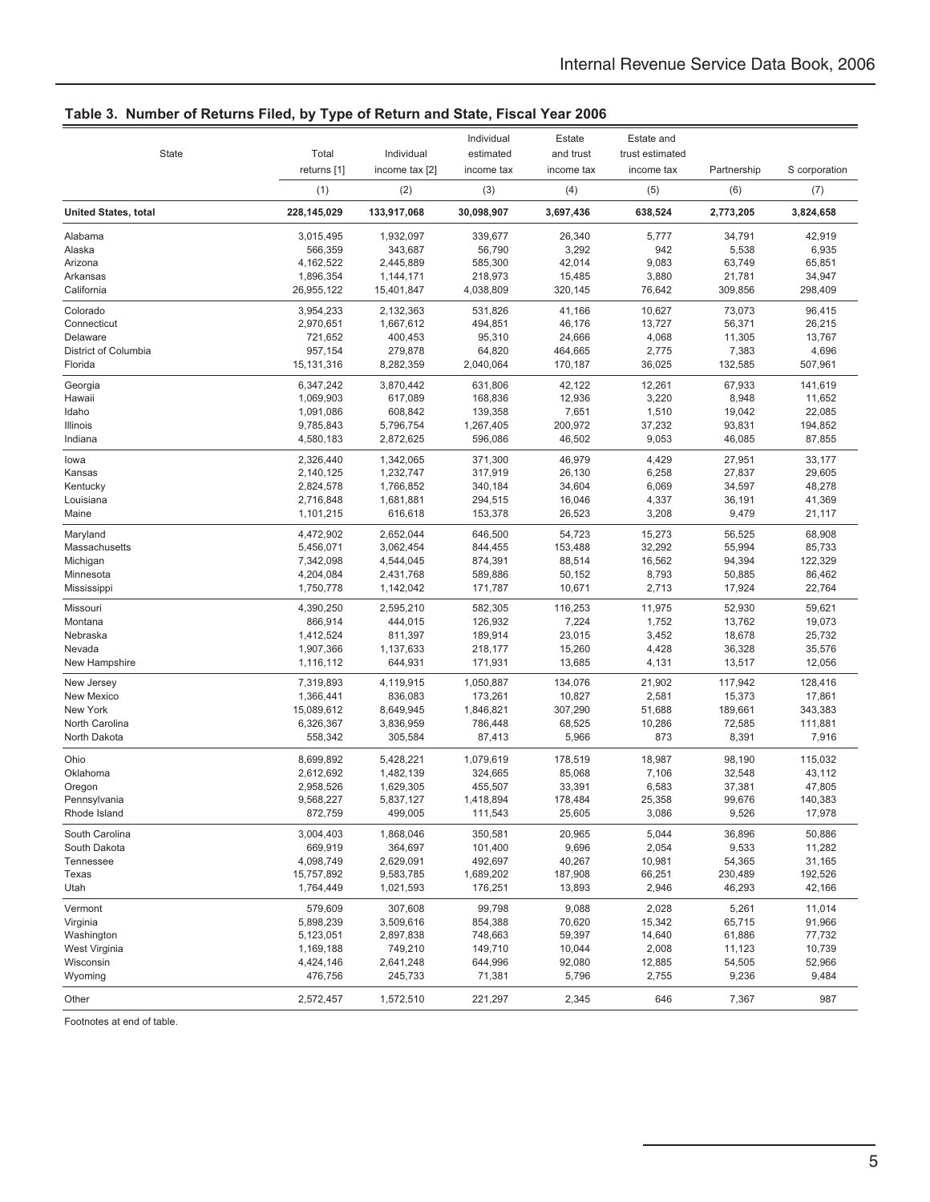## Table 3. Number of Returns Filed, by Type of Return and State, Fiscal Year 2006

| State | Total returns [1] | Individual income tax [2] | Individual estimated income tax | Estate and trust income tax | Estate and trust estimated income tax | Partnership | S corporation |
|---|---|---|---|---|---|---|---|
| | (1) | (2) | (3) | (4) | (5) | (6) | (7) |
| **United States, total** | **228,145,029** | **133,917,068** | **30,098,907** | **3,697,436** | **638,524** | **2,773,205** | **3,824,658** |
| Alabama | 3,015,495 | 1,932,097 | 339,677 | 26,340 | 5,777 | 34,791 | 42,919 |
| Alaska | 566,359 | 343,687 | 56,790 | 3,292 | 942 | 5,538 | 6,935 |
| Arizona | 4,162,522 | 2,445,889 | 585,300 | 42,014 | 9,083 | 63,749 | 65,851 |
| Arkansas | 1,896,354 | 1,144,171 | 218,973 | 15,485 | 3,880 | 21,781 | 34,947 |
| California | 26,955,122 | 15,401,847 | 4,038,809 | 320,145 | 76,642 | 309,856 | 298,409 |
| Colorado | 3,954,233 | 2,132,363 | 531,826 | 41,166 | 10,627 | 73,073 | 96,415 |
| Connecticut | 2,970,651 | 1,667,612 | 494,851 | 46,176 | 13,727 | 56,371 | 26,215 |
| Delaware | 721,652 | 400,453 | 95,310 | 24,666 | 4,068 | 11,305 | 13,767 |
| District of Columbia | 957,154 | 279,878 | 64,820 | 464,665 | 2,775 | 7,383 | 4,696 |
| Florida | 15,131,316 | 8,282,359 | 2,040,064 | 170,187 | 36,025 | 132,585 | 507,961 |
| Georgia | 6,347,242 | 3,870,442 | 631,806 | 42,122 | 12,261 | 67,933 | 141,619 |
| Hawaii | 1,069,903 | 617,089 | 168,836 | 12,936 | 3,220 | 8,948 | 11,652 |
| Idaho | 1,091,086 | 608,842 | 139,358 | 7,651 | 1,510 | 19,042 | 22,085 |
| Illinois | 9,785,843 | 5,796,754 | 1,267,405 | 200,972 | 37,232 | 93,831 | 194,852 |
| Indiana | 4,580,183 | 2,872,625 | 596,086 | 46,502 | 9,053 | 46,085 | 87,855 |
| Iowa | 2,326,440 | 1,342,065 | 371,300 | 46,979 | 4,429 | 27,951 | 33,177 |
| Kansas | 2,140,125 | 1,232,747 | 317,919 | 26,130 | 6,258 | 27,837 | 29,605 |
| Kentucky | 2,824,578 | 1,766,852 | 340,184 | 34,604 | 6,069 | 34,597 | 48,278 |
| Louisiana | 2,716,848 | 1,681,881 | 294,515 | 16,046 | 4,337 | 36,191 | 41,369 |
| Maine | 1,101,215 | 616,618 | 153,378 | 26,523 | 3,208 | 9,479 | 21,117 |
| Maryland | 4,472,902 | 2,652,044 | 646,500 | 54,723 | 15,273 | 56,525 | 68,908 |
| Massachusetts | 5,456,071 | 3,062,454 | 844,455 | 153,488 | 32,292 | 55,994 | 85,733 |
| Michigan | 7,342,098 | 4,544,045 | 874,391 | 88,514 | 16,562 | 94,394 | 122,329 |
| Minnesota | 4,204,084 | 2,431,768 | 589,886 | 50,152 | 8,793 | 50,885 | 86,462 |
| Mississippi | 1,750,778 | 1,142,042 | 171,787 | 10,671 | 2,713 | 17,924 | 22,764 |
| Missouri | 4,390,250 | 2,595,210 | 582,305 | 116,253 | 11,975 | 52,930 | 59,621 |
| Montana | 866,914 | 444,015 | 126,932 | 7,224 | 1,752 | 13,762 | 19,073 |
| Nebraska | 1,412,524 | 811,397 | 189,914 | 23,015 | 3,452 | 18,678 | 25,732 |
| Nevada | 1,907,366 | 1,137,633 | 218,177 | 15,260 | 4,428 | 36,328 | 35,576 |
| New Hampshire | 1,116,112 | 644,931 | 171,931 | 13,685 | 4,131 | 13,517 | 12,056 |
| New Jersey | 7,319,893 | 4,119,915 | 1,050,887 | 134,076 | 21,902 | 117,942 | 128,416 |
| New Mexico | 1,366,441 | 836,083 | 173,261 | 10,827 | 2,581 | 15,373 | 17,861 |
| New York | 15,089,612 | 8,649,945 | 1,846,821 | 307,290 | 51,688 | 189,661 | 343,383 |
| North Carolina | 6,326,367 | 3,836,959 | 786,448 | 68,525 | 10,286 | 72,585 | 111,881 |
| North Dakota | 558,342 | 305,584 | 87,413 | 5,966 | 873 | 8,391 | 7,916 |
| Ohio | 8,699,892 | 5,428,221 | 1,079,619 | 178,519 | 18,987 | 98,190 | 115,032 |
| Oklahoma | 2,612,692 | 1,482,139 | 324,665 | 85,068 | 7,106 | 32,548 | 43,112 |
| Oregon | 2,958,526 | 1,629,305 | 455,507 | 33,391 | 6,583 | 37,381 | 47,805 |
| Pennsylvania | 9,568,227 | 5,837,127 | 1,418,894 | 178,484 | 25,358 | 99,676 | 140,383 |
| Rhode Island | 872,759 | 499,005 | 111,543 | 25,605 | 3,086 | 9,526 | 17,978 |
| South Carolina | 3,004,403 | 1,868,046 | 350,581 | 20,965 | 5,044 | 36,896 | 50,886 |
| South Dakota | 669,919 | 364,697 | 101,400 | 9,696 | 2,054 | 9,533 | 11,282 |
| Tennessee | 4,098,749 | 2,629,091 | 492,697 | 40,267 | 10,981 | 54,365 | 31,165 |
| Texas | 15,757,892 | 9,583,785 | 1,689,202 | 187,908 | 66,251 | 230,489 | 192,526 |
| Utah | 1,764,449 | 1,021,593 | 176,251 | 13,893 | 2,946 | 46,293 | 42,166 |
| Vermont | 579,609 | 307,608 | 99,798 | 9,088 | 2,028 | 5,261 | 11,014 |
| Virginia | 5,898,239 | 3,509,616 | 854,388 | 70,620 | 15,342 | 65,715 | 91,966 |
| Washington | 5,123,051 | 2,897,838 | 748,663 | 59,397 | 14,640 | 61,886 | 77,732 |
| West Virginia | 1,169,188 | 749,210 | 149,710 | 10,044 | 2,008 | 11,123 | 10,739 |
| Wisconsin | 4,424,146 | 2,641,248 | 644,996 | 92,080 | 12,885 | 54,505 | 52,966 |
| Wyoming | 476,756 | 245,733 | 71,381 | 5,796 | 2,755 | 9,236 | 9,484 |
| Other | 2,572,457 | 1,572,510 | 221,297 | 2,345 | 646 | 7,367 | 987 |

Footnotes at end of table.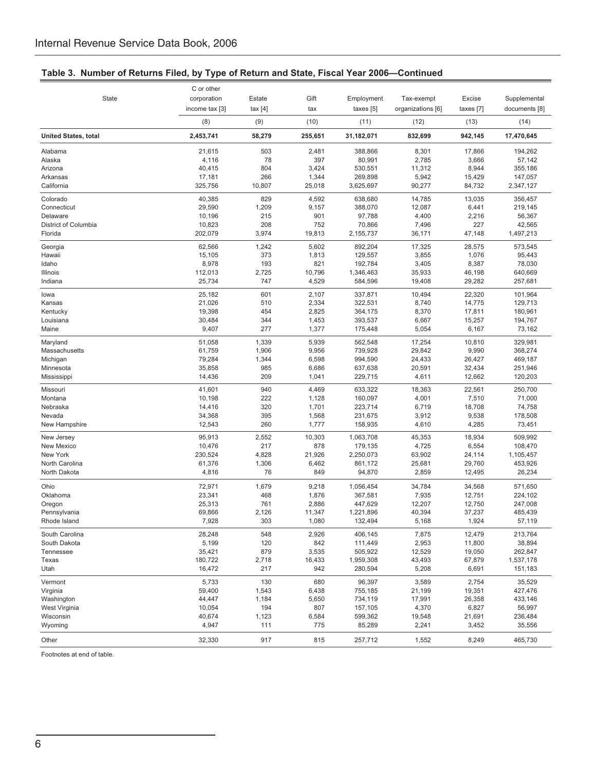## Table 3. Number of Returns Filed, by Type of Return and State, Fiscal Year 2006—Continued

| State | C or other corporation income tax [3] | Estate tax [4] | Gift tax | Employment taxes [5] | Tax-exempt organizations [6] | Excise taxes [7] | Supplemental documents [8] |
|---|---|---|---|---|---|---|---|
| | (8) | (9) | (10) | (11) | (12) | (13) | (14) |
| **United States, total** | **2,453,741** | **58,279** | **255,651** | **31,182,071** | **832,699** | **942,145** | **17,470,645** |
| Alabama | 21,615 | 503 | 2,481 | 388,866 | 8,301 | 17,866 | 194,262 |
| Alaska | 4,116 | 78 | 397 | 80,991 | 2,785 | 3,666 | 57,142 |
| Arizona | 40,415 | 804 | 3,424 | 530,551 | 11,312 | 8,944 | 355,186 |
| Arkansas | 17,181 | 266 | 1,344 | 269,898 | 5,942 | 15,429 | 147,057 |
| California | 325,756 | 10,807 | 25,018 | 3,625,697 | 90,277 | 84,732 | 2,347,127 |
| Colorado | 40,385 | 829 | 4,592 | 638,680 | 14,785 | 13,035 | 356,457 |
| Connecticut | 29,590 | 1,209 | 9,157 | 388,070 | 12,087 | 6,441 | 219,145 |
| Delaware | 10,196 | 215 | 901 | 97,788 | 4,400 | 2,216 | 56,367 |
| District of Columbia | 10,823 | 208 | 752 | 70,866 | 7,496 | 227 | 42,565 |
| Florida | 202,079 | 3,974 | 19,813 | 2,155,737 | 36,171 | 47,148 | 1,497,213 |
| Georgia | 62,566 | 1,242 | 5,602 | 892,204 | 17,325 | 28,575 | 573,545 |
| Hawaii | 15,105 | 373 | 1,813 | 129,557 | 3,855 | 1,076 | 95,443 |
| Idaho | 8,978 | 193 | 821 | 192,784 | 3,405 | 8,387 | 78,030 |
| Illinois | 112,013 | 2,725 | 10,796 | 1,346,463 | 35,933 | 46,198 | 640,669 |
| Indiana | 25,734 | 747 | 4,529 | 584,596 | 19,408 | 29,282 | 257,681 |
| Iowa | 25,182 | 601 | 2,107 | 337,871 | 10,494 | 22,320 | 101,964 |
| Kansas | 21,026 | 510 | 2,334 | 322,531 | 8,740 | 14,775 | 129,713 |
| Kentucky | 19,398 | 454 | 2,825 | 364,175 | 8,370 | 17,811 | 180,961 |
| Louisiana | 30,484 | 344 | 1,453 | 393,537 | 6,667 | 15,257 | 194,767 |
| Maine | 9,407 | 277 | 1,377 | 175,448 | 5,054 | 6,167 | 73,162 |
| Maryland | 51,058 | 1,339 | 5,939 | 562,548 | 17,254 | 10,810 | 329,981 |
| Massachusetts | 61,759 | 1,906 | 9,956 | 739,928 | 29,842 | 9,990 | 368,274 |
| Michigan | 79,284 | 1,344 | 6,598 | 994,590 | 24,433 | 26,427 | 469,187 |
| Minnesota | 35,858 | 985 | 6,686 | 637,638 | 20,591 | 32,434 | 251,946 |
| Mississippi | 14,436 | 209 | 1,041 | 229,715 | 4,611 | 12,662 | 120,203 |
| Missouri | 41,601 | 940 | 4,469 | 633,322 | 18,363 | 22,561 | 250,700 |
| Montana | 10,198 | 222 | 1,128 | 160,097 | 4,001 | 7,510 | 71,000 |
| Nebraska | 14,416 | 320 | 1,701 | 223,714 | 6,719 | 18,708 | 74,758 |
| Nevada | 34,368 | 395 | 1,568 | 231,675 | 3,912 | 9,538 | 178,508 |
| New Hampshire | 12,543 | 260 | 1,777 | 158,935 | 4,610 | 4,285 | 73,451 |
| New Jersey | 95,913 | 2,552 | 10,303 | 1,063,708 | 45,353 | 18,934 | 509,992 |
| New Mexico | 10,476 | 217 | 878 | 179,135 | 4,725 | 6,554 | 108,470 |
| New York | 230,524 | 4,828 | 21,926 | 2,250,073 | 63,902 | 24,114 | 1,105,457 |
| North Carolina | 61,376 | 1,306 | 6,462 | 861,172 | 25,681 | 29,760 | 453,926 |
| North Dakota | 4,816 | 76 | 849 | 94,870 | 2,859 | 12,495 | 26,234 |
| Ohio | 72,971 | 1,679 | 9,218 | 1,056,454 | 34,784 | 34,568 | 571,650 |
| Oklahoma | 23,341 | 468 | 1,876 | 367,581 | 7,935 | 12,751 | 224,102 |
| Oregon | 25,313 | 761 | 2,886 | 447,629 | 12,207 | 12,750 | 247,008 |
| Pennsylvania | 69,866 | 2,126 | 11,347 | 1,221,896 | 40,394 | 37,237 | 485,439 |
| Rhode Island | 7,928 | 303 | 1,080 | 132,494 | 5,168 | 1,924 | 57,119 |
| South Carolina | 28,248 | 548 | 2,926 | 406,145 | 7,875 | 12,479 | 213,764 |
| South Dakota | 5,199 | 120 | 842 | 111,449 | 2,953 | 11,800 | 38,894 |
| Tennessee | 35,421 | 879 | 3,535 | 505,922 | 12,529 | 19,050 | 262,847 |
| Texas | 180,722 | 2,718 | 16,433 | 1,959,308 | 43,493 | 67,879 | 1,537,178 |
| Utah | 16,472 | 217 | 942 | 280,594 | 5,208 | 6,691 | 151,183 |
| Vermont | 5,733 | 130 | 680 | 96,397 | 3,589 | 2,754 | 35,529 |
| Virginia | 59,400 | 1,543 | 6,438 | 755,185 | 21,199 | 19,351 | 427,476 |
| Washington | 44,447 | 1,184 | 5,650 | 734,119 | 17,991 | 26,358 | 433,146 |
| West Virginia | 10,054 | 194 | 807 | 157,105 | 4,370 | 6,827 | 56,997 |
| Wisconsin | 40,674 | 1,123 | 6,584 | 599,362 | 19,548 | 21,691 | 236,484 |
| Wyoming | 4,947 | 111 | 775 | 85,289 | 2,241 | 3,452 | 35,556 |
| Other | 32,330 | 917 | 815 | 257,712 | 1,552 | 8,249 | 465,730 |

Footnotes at end of table.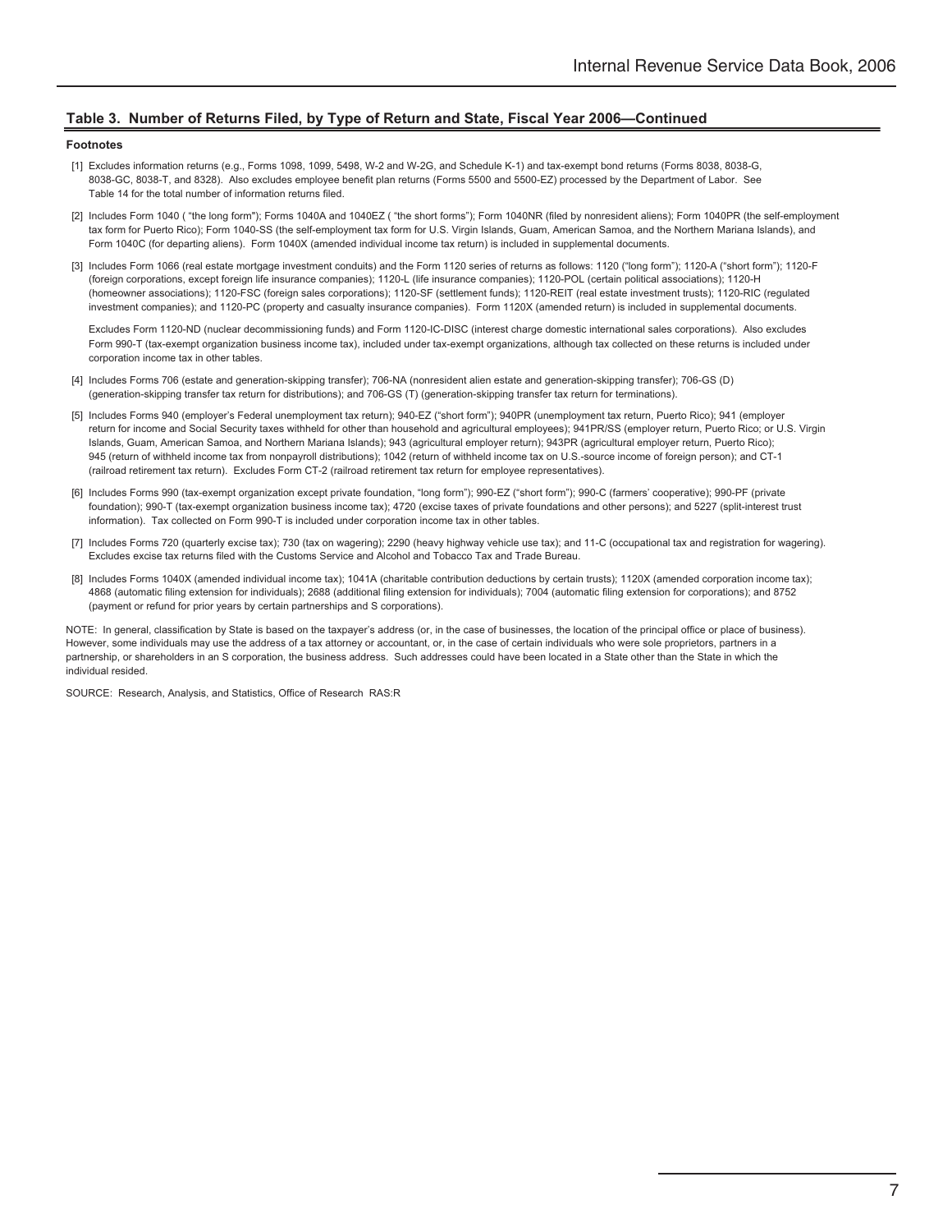## Table 3. Number of Returns Filed, by Type of Return and State, Fiscal Year 2006—Continued

**Footnotes**

[1] Excludes information returns (e.g., Forms 1098, 1099, 5498, W-2 and W-2G, and Schedule K-1) and tax-exempt bond returns (Forms 8038, 8038-G, 8038-GC, 8038-T, and 8328). Also excludes employee benefit plan returns (Forms 5500 and 5500-EZ) processed by the Department of Labor. See Table 14 for the total number of information returns filed.

[2] Includes Form 1040 ( "the long form"); Forms 1040A and 1040EZ ( "the short forms"); Form 1040NR (filed by nonresident aliens); Form 1040PR (the self-employment tax form for Puerto Rico); Form 1040-SS (the self-employment tax form for U.S. Virgin Islands, Guam, American Samoa, and the Northern Mariana Islands), and Form 1040C (for departing aliens). Form 1040X (amended individual income tax return) is included in supplemental documents.

[3] Includes Form 1066 (real estate mortgage investment conduits) and the Form 1120 series of returns as follows: 1120 ("long form"); 1120-A ("short form"); 1120-F (foreign corporations, except foreign life insurance companies); 1120-L (life insurance companies); 1120-POL (certain political associations); 1120-H (homeowner associations); 1120-FSC (foreign sales corporations); 1120-SF (settlement funds); 1120-REIT (real estate investment trusts); 1120-RIC (regulated investment companies); and 1120-PC (property and casualty insurance companies). Form 1120X (amended return) is included in supplemental documents.

Excludes Form 1120-ND (nuclear decommissioning funds) and Form 1120-IC-DISC (interest charge domestic international sales corporations). Also excludes Form 990-T (tax-exempt organization business income tax), included under tax-exempt organizations, although tax collected on these returns is included under corporation income tax in other tables.

[4] Includes Forms 706 (estate and generation-skipping transfer); 706-NA (nonresident alien estate and generation-skipping transfer); 706-GS (D) (generation-skipping transfer tax return for distributions); and 706-GS (T) (generation-skipping transfer tax return for terminations).

[5] Includes Forms 940 (employer's Federal unemployment tax return); 940-EZ ("short form"); 940PR (unemployment tax return, Puerto Rico); 941 (employer return for income and Social Security taxes withheld for other than household and agricultural employees); 941PR/SS (employer return, Puerto Rico; or U.S. Virgin Islands, Guam, American Samoa, and Northern Mariana Islands); 943 (agricultural employer return); 943PR (agricultural employer return, Puerto Rico); 945 (return of withheld income tax from nonpayroll distributions); 1042 (return of withheld income tax on U.S.-source income of foreign person); and CT-1 (railroad retirement tax return). Excludes Form CT-2 (railroad retirement tax return for employee representatives).

[6] Includes Forms 990 (tax-exempt organization except private foundation, "long form"); 990-EZ ("short form"); 990-C (farmers' cooperative); 990-PF (private foundation); 990-T (tax-exempt organization business income tax); 4720 (excise taxes of private foundations and other persons); and 5227 (split-interest trust information). Tax collected on Form 990-T is included under corporation income tax in other tables.

[7] Includes Forms 720 (quarterly excise tax); 730 (tax on wagering); 2290 (heavy highway vehicle use tax); and 11-C (occupational tax and registration for wagering). Excludes excise tax returns filed with the Customs Service and Alcohol and Tobacco Tax and Trade Bureau.

[8] Includes Forms 1040X (amended individual income tax); 1041A (charitable contribution deductions by certain trusts); 1120X (amended corporation income tax); 4868 (automatic filing extension for individuals); 2688 (additional filing extension for individuals); 7004 (automatic filing extension for corporations); and 8752 (payment or refund for prior years by certain partnerships and S corporations).

NOTE: In general, classification by State is based on the taxpayer's address (or, in the case of businesses, the location of the principal office or place of business). However, some individuals may use the address of a tax attorney or accountant, or, in the case of certain individuals who were sole proprietors, partners in a partnership, or shareholders in an S corporation, the business address. Such addresses could have been located in a State other than the State in which the individual resided.

SOURCE: Research, Analysis, and Statistics, Office of Research RAS:R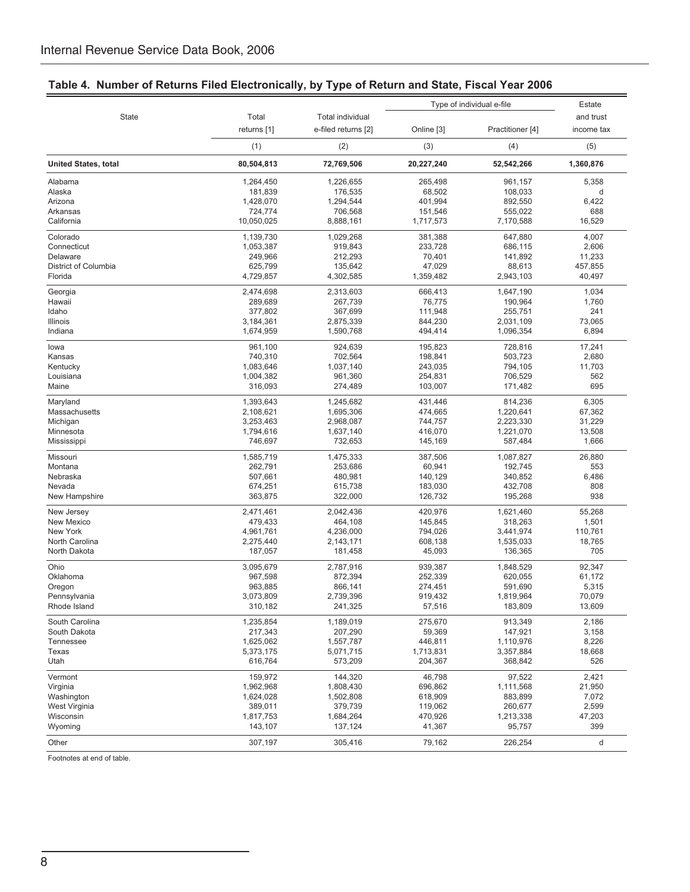## Table 4. Number of Returns Filed Electronically, by Type of Return and State, Fiscal Year 2006

| State | Total returns [1] | Total individual e-filed returns [2] | Type of individual e-file | | Estate and trust income tax |
|---|---|---|---|---|---|
| | | | Online [3] | Practitioner [4] | |
| | (1) | (2) | (3) | (4) | (5) |
| **United States, total** | **80,504,813** | **72,769,506** | **20,227,240** | **52,542,266** | **1,360,876** |
| Alabama | 1,264,450 | 1,226,655 | 265,498 | 961,157 | 5,358 |
| Alaska | 181,839 | 176,535 | 68,502 | 108,033 | d |
| Arizona | 1,428,070 | 1,294,544 | 401,994 | 892,550 | 6,422 |
| Arkansas | 724,774 | 706,568 | 151,546 | 555,022 | 688 |
| California | 10,050,025 | 8,888,161 | 1,717,573 | 7,170,588 | 16,529 |
| Colorado | 1,139,730 | 1,029,268 | 381,388 | 647,880 | 4,007 |
| Connecticut | 1,053,387 | 919,843 | 233,728 | 686,115 | 2,606 |
| Delaware | 249,966 | 212,293 | 70,401 | 141,892 | 11,233 |
| District of Columbia | 625,799 | 135,642 | 47,029 | 88,613 | 457,855 |
| Florida | 4,729,857 | 4,302,585 | 1,359,482 | 2,943,103 | 40,497 |
| Georgia | 2,474,698 | 2,313,603 | 666,413 | 1,647,190 | 1,034 |
| Hawaii | 289,689 | 267,739 | 76,775 | 190,964 | 1,760 |
| Idaho | 377,802 | 367,699 | 111,948 | 255,751 | 241 |
| Illinois | 3,184,361 | 2,875,339 | 844,230 | 2,031,109 | 73,065 |
| Indiana | 1,674,959 | 1,590,768 | 494,414 | 1,096,354 | 6,894 |
| Iowa | 961,100 | 924,639 | 195,823 | 728,816 | 17,241 |
| Kansas | 740,310 | 702,564 | 198,841 | 503,723 | 2,680 |
| Kentucky | 1,083,646 | 1,037,140 | 243,035 | 794,105 | 11,703 |
| Louisiana | 1,004,382 | 961,360 | 254,831 | 706,529 | 562 |
| Maine | 316,093 | 274,489 | 103,007 | 171,482 | 695 |
| Maryland | 1,393,643 | 1,245,682 | 431,446 | 814,236 | 6,305 |
| Massachusetts | 2,108,621 | 1,695,306 | 474,665 | 1,220,641 | 67,362 |
| Michigan | 3,253,463 | 2,968,087 | 744,757 | 2,223,330 | 31,229 |
| Minnesota | 1,794,616 | 1,637,140 | 416,070 | 1,221,070 | 13,508 |
| Mississippi | 746,697 | 732,653 | 145,169 | 587,484 | 1,666 |
| Missouri | 1,585,719 | 1,475,333 | 387,506 | 1,087,827 | 26,880 |
| Montana | 262,791 | 253,686 | 60,941 | 192,745 | 553 |
| Nebraska | 507,661 | 480,981 | 140,129 | 340,852 | 6,486 |
| Nevada | 674,251 | 615,738 | 183,030 | 432,708 | 808 |
| New Hampshire | 363,875 | 322,000 | 126,732 | 195,268 | 938 |
| New Jersey | 2,471,461 | 2,042,436 | 420,976 | 1,621,460 | 55,268 |
| New Mexico | 479,433 | 464,108 | 145,845 | 318,263 | 1,501 |
| New York | 4,961,761 | 4,236,000 | 794,026 | 3,441,974 | 110,761 |
| North Carolina | 2,275,440 | 2,143,171 | 608,138 | 1,535,033 | 18,765 |
| North Dakota | 187,057 | 181,458 | 45,093 | 136,365 | 705 |
| Ohio | 3,095,679 | 2,787,916 | 939,387 | 1,848,529 | 92,347 |
| Oklahoma | 967,598 | 872,394 | 252,339 | 620,055 | 61,172 |
| Oregon | 963,885 | 866,141 | 274,451 | 591,690 | 5,315 |
| Pennsylvania | 3,073,809 | 2,739,396 | 919,432 | 1,819,964 | 70,079 |
| Rhode Island | 310,182 | 241,325 | 57,516 | 183,809 | 13,609 |
| South Carolina | 1,235,854 | 1,189,019 | 275,670 | 913,349 | 2,186 |
| South Dakota | 217,343 | 207,290 | 59,369 | 147,921 | 3,158 |
| Tennessee | 1,625,062 | 1,557,787 | 446,811 | 1,110,976 | 8,226 |
| Texas | 5,373,175 | 5,071,715 | 1,713,831 | 3,357,884 | 18,668 |
| Utah | 616,764 | 573,209 | 204,367 | 368,842 | 526 |
| Vermont | 159,972 | 144,320 | 46,798 | 97,522 | 2,421 |
| Virginia | 1,962,968 | 1,808,430 | 696,862 | 1,111,568 | 21,950 |
| Washington | 1,624,028 | 1,502,808 | 618,909 | 883,899 | 7,072 |
| West Virginia | 389,011 | 379,739 | 119,062 | 260,677 | 2,599 |
| Wisconsin | 1,817,753 | 1,684,264 | 470,926 | 1,213,338 | 47,203 |
| Wyoming | 143,107 | 137,124 | 41,367 | 95,757 | 399 |
| Other | 307,197 | 305,416 | 79,162 | 226,254 | d |

Footnotes at end of table.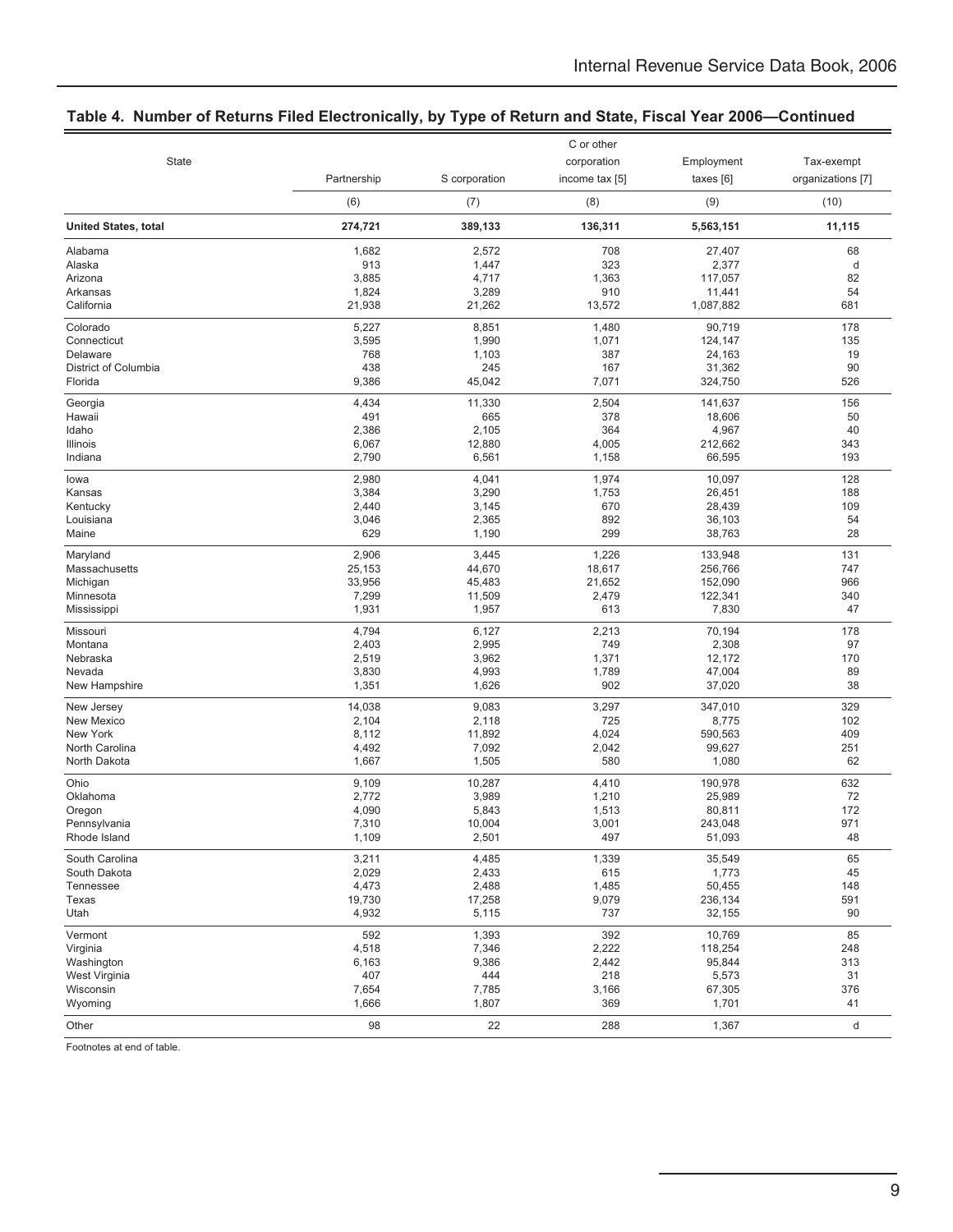## Table 4. Number of Returns Filed Electronically, by Type of Return and State, Fiscal Year 2006—Continued

| State | Partnership | S corporation | C or other corporation income tax [5] | Employment taxes [6] | Tax-exempt organizations [7] |
|---|---|---|---|---|---|
| | (6) | (7) | (8) | (9) | (10) |
| **United States, total** | **274,721** | **389,133** | **136,311** | **5,563,151** | **11,115** |
| Alabama | 1,682 | 2,572 | 708 | 27,407 | 68 |
| Alaska | 913 | 1,447 | 323 | 2,377 | d |
| Arizona | 3,885 | 4,717 | 1,363 | 117,057 | 82 |
| Arkansas | 1,824 | 3,289 | 910 | 11,441 | 54 |
| California | 21,938 | 21,262 | 13,572 | 1,087,882 | 681 |
| Colorado | 5,227 | 8,851 | 1,480 | 90,719 | 178 |
| Connecticut | 3,595 | 1,990 | 1,071 | 124,147 | 135 |
| Delaware | 768 | 1,103 | 387 | 24,163 | 19 |
| District of Columbia | 438 | 245 | 167 | 31,362 | 90 |
| Florida | 9,386 | 45,042 | 7,071 | 324,750 | 526 |
| Georgia | 4,434 | 11,330 | 2,504 | 141,637 | 156 |
| Hawaii | 491 | 665 | 378 | 18,606 | 50 |
| Idaho | 2,386 | 2,105 | 364 | 4,967 | 40 |
| Illinois | 6,067 | 12,880 | 4,005 | 212,662 | 343 |
| Indiana | 2,790 | 6,561 | 1,158 | 66,595 | 193 |
| Iowa | 2,980 | 4,041 | 1,974 | 10,097 | 128 |
| Kansas | 3,384 | 3,290 | 1,753 | 26,451 | 188 |
| Kentucky | 2,440 | 3,145 | 670 | 28,439 | 109 |
| Louisiana | 3,046 | 2,365 | 892 | 36,103 | 54 |
| Maine | 629 | 1,190 | 299 | 38,763 | 28 |
| Maryland | 2,906 | 3,445 | 1,226 | 133,948 | 131 |
| Massachusetts | 25,153 | 44,670 | 18,617 | 256,766 | 747 |
| Michigan | 33,956 | 45,483 | 21,652 | 152,090 | 966 |
| Minnesota | 7,299 | 11,509 | 2,479 | 122,341 | 340 |
| Mississippi | 1,931 | 1,957 | 613 | 7,830 | 47 |
| Missouri | 4,794 | 6,127 | 2,213 | 70,194 | 178 |
| Montana | 2,403 | 2,995 | 749 | 2,308 | 97 |
| Nebraska | 2,519 | 3,962 | 1,371 | 12,172 | 170 |
| Nevada | 3,830 | 4,993 | 1,789 | 47,004 | 89 |
| New Hampshire | 1,351 | 1,626 | 902 | 37,020 | 38 |
| New Jersey | 14,038 | 9,083 | 3,297 | 347,010 | 329 |
| New Mexico | 2,104 | 2,118 | 725 | 8,775 | 102 |
| New York | 8,112 | 11,892 | 4,024 | 590,563 | 409 |
| North Carolina | 4,492 | 7,092 | 2,042 | 99,627 | 251 |
| North Dakota | 1,667 | 1,505 | 580 | 1,080 | 62 |
| Ohio | 9,109 | 10,287 | 4,410 | 190,978 | 632 |
| Oklahoma | 2,772 | 3,989 | 1,210 | 25,989 | 72 |
| Oregon | 4,090 | 5,843 | 1,513 | 80,811 | 172 |
| Pennsylvania | 7,310 | 10,004 | 3,001 | 243,048 | 971 |
| Rhode Island | 1,109 | 2,501 | 497 | 51,093 | 48 |
| South Carolina | 3,211 | 4,485 | 1,339 | 35,549 | 65 |
| South Dakota | 2,029 | 2,433 | 615 | 1,773 | 45 |
| Tennessee | 4,473 | 2,488 | 1,485 | 50,455 | 148 |
| Texas | 19,730 | 17,258 | 9,079 | 236,134 | 591 |
| Utah | 4,932 | 5,115 | 737 | 32,155 | 90 |
| Vermont | 592 | 1,393 | 392 | 10,769 | 85 |
| Virginia | 4,518 | 7,346 | 2,222 | 118,254 | 248 |
| Washington | 6,163 | 9,386 | 2,442 | 95,844 | 313 |
| West Virginia | 407 | 444 | 218 | 5,573 | 31 |
| Wisconsin | 7,654 | 7,785 | 3,166 | 67,305 | 376 |
| Wyoming | 1,666 | 1,807 | 369 | 1,701 | 41 |
| Other | 98 | 22 | 288 | 1,367 | d |

Footnotes at end of table.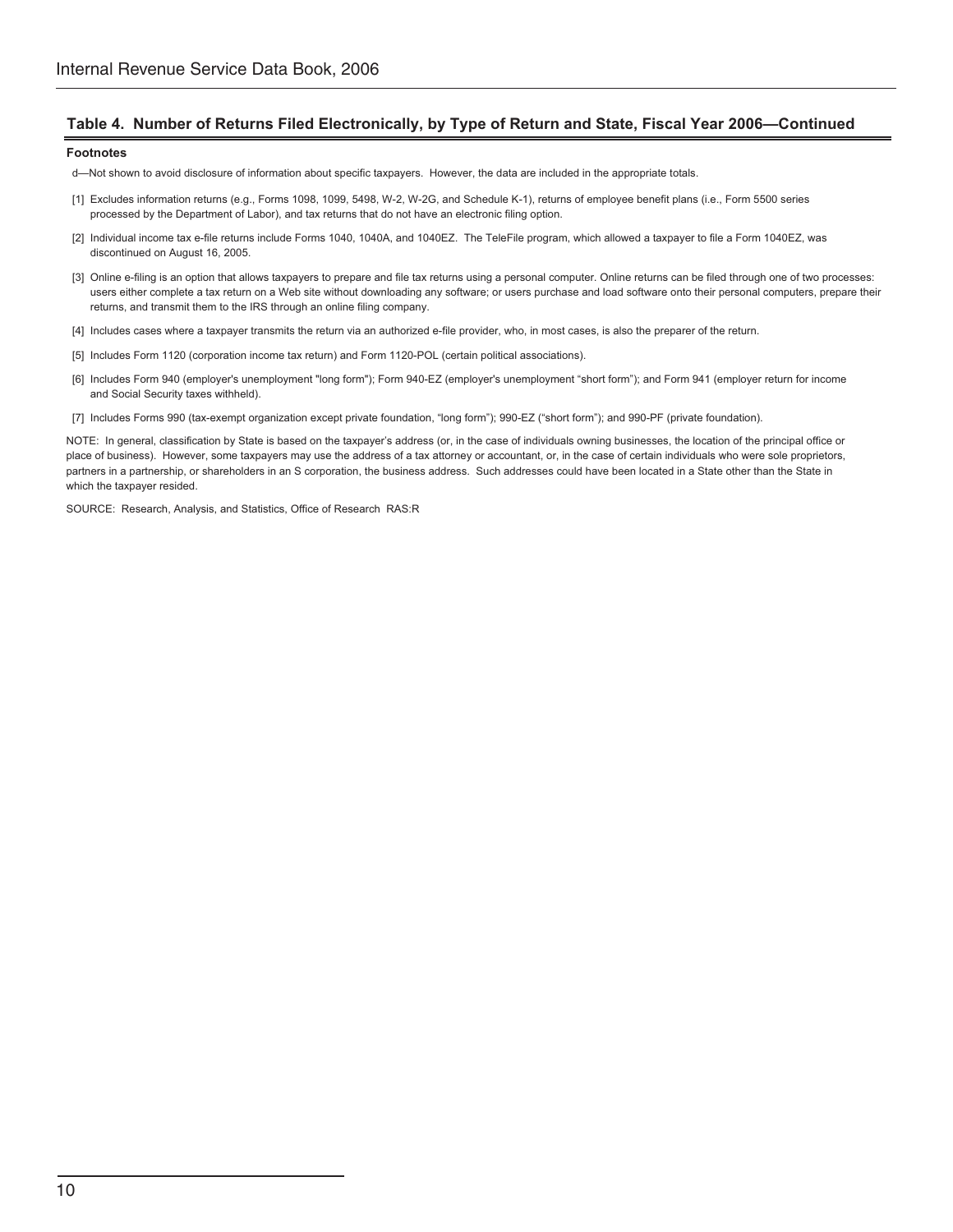## Table 4. Number of Returns Filed Electronically, by Type of Return and State, Fiscal Year 2006—Continued

**Footnotes**

d—Not shown to avoid disclosure of information about specific taxpayers. However, the data are included in the appropriate totals.

[1] Excludes information returns (e.g., Forms 1098, 1099, 5498, W-2, W-2G, and Schedule K-1), returns of employee benefit plans (i.e., Form 5500 series processed by the Department of Labor), and tax returns that do not have an electronic filing option.

[2] Individual income tax e-file returns include Forms 1040, 1040A, and 1040EZ. The TeleFile program, which allowed a taxpayer to file a Form 1040EZ, was discontinued on August 16, 2005.

[3] Online e-filing is an option that allows taxpayers to prepare and file tax returns using a personal computer. Online returns can be filed through one of two processes: users either complete a tax return on a Web site without downloading any software; or users purchase and load software onto their personal computers, prepare their returns, and transmit them to the IRS through an online filing company.

[4] Includes cases where a taxpayer transmits the return via an authorized e-file provider, who, in most cases, is also the preparer of the return.

[5] Includes Form 1120 (corporation income tax return) and Form 1120-POL (certain political associations).

[6] Includes Form 940 (employer's unemployment "long form"); Form 940-EZ (employer's unemployment "short form"); and Form 941 (employer return for income and Social Security taxes withheld).

[7] Includes Forms 990 (tax-exempt organization except private foundation, "long form"); 990-EZ ("short form"); and 990-PF (private foundation).

NOTE: In general, classification by State is based on the taxpayer's address (or, in the case of individuals owning businesses, the location of the principal office or place of business). However, some taxpayers may use the address of a tax attorney or accountant, or, in the case of certain individuals who were sole proprietors, partners in a partnership, or shareholders in an S corporation, the business address. Such addresses could have been located in a State other than the State in which the taxpayer resided.

SOURCE: Research, Analysis, and Statistics, Office of Research RAS:R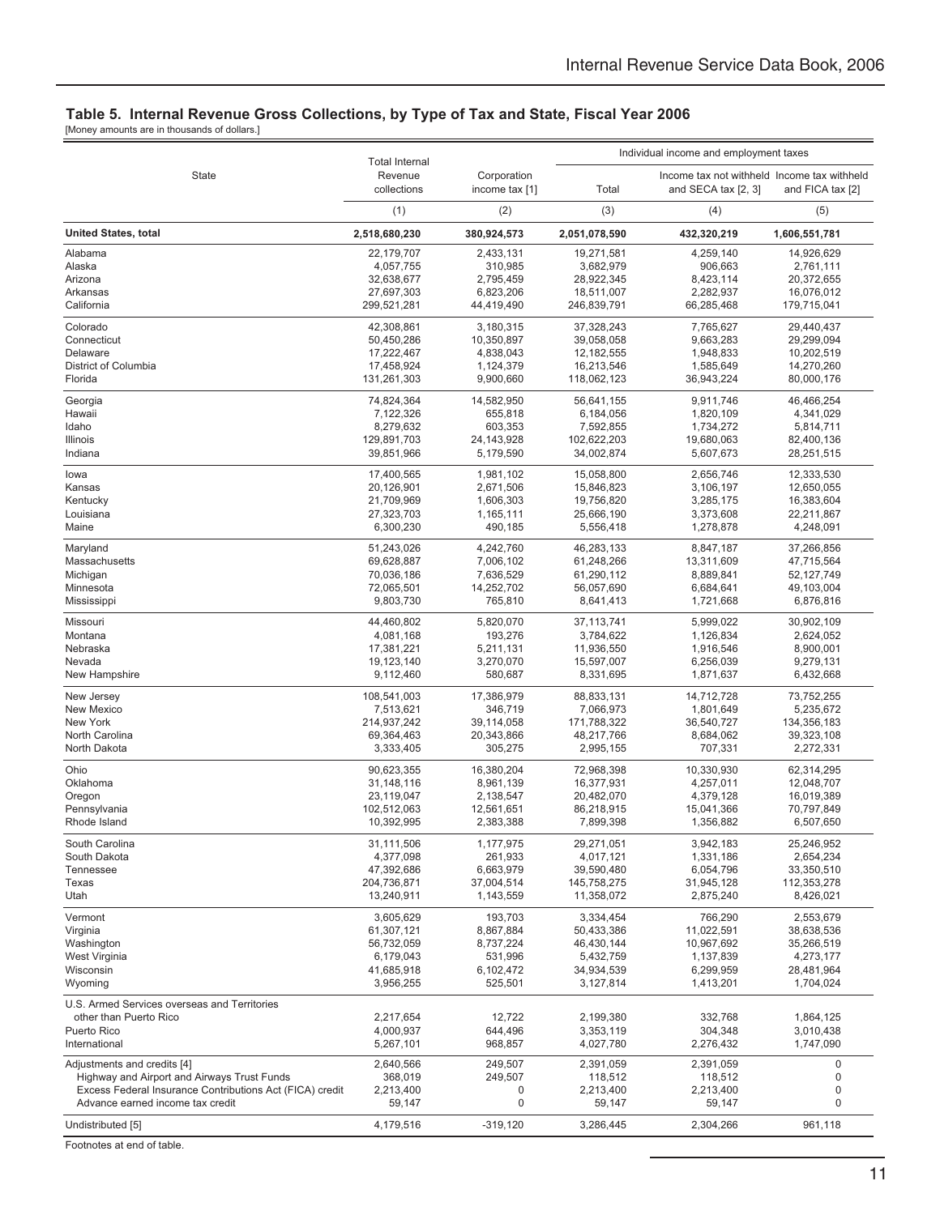## Table 5. Internal Revenue Gross Collections, by Type of Tax and State, Fiscal Year 2006

[Money amounts are in thousands of dollars.]

| State | Total Internal Revenue collections | Corporation income tax [1] | Individual income and employment taxes | | |
|---|---|---|---|---|---|
| | | | Total | Income tax not withheld and SECA tax [2, 3] | Income tax withheld and FICA tax [2] |
| | (1) | (2) | (3) | (4) | (5) |
| **United States, total** | **2,518,680,230** | **380,924,573** | **2,051,078,590** | **432,320,219** | **1,606,551,781** |
| Alabama | 22,179,707 | 2,433,131 | 19,271,581 | 4,259,140 | 14,926,629 |
| Alaska | 4,057,755 | 310,985 | 3,682,979 | 906,663 | 2,761,111 |
| Arizona | 32,638,677 | 2,795,459 | 28,922,345 | 8,423,114 | 20,372,655 |
| Arkansas | 27,697,303 | 6,823,206 | 18,511,007 | 2,282,937 | 16,076,012 |
| California | 299,521,281 | 44,419,490 | 246,839,791 | 66,285,468 | 179,715,041 |
| Colorado | 42,308,861 | 3,180,315 | 37,328,243 | 7,765,627 | 29,440,437 |
| Connecticut | 50,450,286 | 10,350,897 | 39,058,058 | 9,663,283 | 29,299,094 |
| Delaware | 17,222,467 | 4,838,043 | 12,182,555 | 1,948,833 | 10,202,519 |
| District of Columbia | 17,458,924 | 1,124,379 | 16,213,546 | 1,585,649 | 14,270,260 |
| Florida | 131,261,303 | 9,900,660 | 118,062,123 | 36,943,224 | 80,000,176 |
| Georgia | 74,824,364 | 14,582,950 | 56,641,155 | 9,911,746 | 46,466,254 |
| Hawaii | 7,122,326 | 655,818 | 6,184,056 | 1,820,109 | 4,341,029 |
| Idaho | 8,279,632 | 603,353 | 7,592,855 | 1,734,272 | 5,814,711 |
| Illinois | 129,891,703 | 24,143,928 | 102,622,203 | 19,680,063 | 82,400,136 |
| Indiana | 39,851,966 | 5,179,590 | 34,002,874 | 5,607,673 | 28,251,515 |
| Iowa | 17,400,565 | 1,981,102 | 15,058,800 | 2,656,746 | 12,333,530 |
| Kansas | 20,126,901 | 2,671,506 | 15,846,823 | 3,106,197 | 12,650,055 |
| Kentucky | 21,709,969 | 1,606,303 | 19,756,820 | 3,285,175 | 16,383,604 |
| Louisiana | 27,323,703 | 1,165,111 | 25,666,190 | 3,373,608 | 22,211,867 |
| Maine | 6,300,230 | 490,185 | 5,556,418 | 1,278,878 | 4,248,091 |
| Maryland | 51,243,026 | 4,242,760 | 46,283,133 | 8,847,187 | 37,266,856 |
| Massachusetts | 69,628,887 | 7,006,102 | 61,248,266 | 13,311,609 | 47,715,564 |
| Michigan | 70,036,186 | 7,636,529 | 61,290,112 | 8,889,841 | 52,127,749 |
| Minnesota | 72,065,501 | 14,252,702 | 56,057,690 | 6,684,641 | 49,103,004 |
| Mississippi | 9,803,730 | 765,810 | 8,641,413 | 1,721,668 | 6,876,816 |
| Missouri | 44,460,802 | 5,820,070 | 37,113,741 | 5,999,022 | 30,902,109 |
| Montana | 4,081,168 | 193,276 | 3,784,622 | 1,126,834 | 2,624,052 |
| Nebraska | 17,381,221 | 5,211,131 | 11,936,550 | 1,916,546 | 8,900,001 |
| Nevada | 19,123,140 | 3,270,070 | 15,597,007 | 6,256,039 | 9,279,131 |
| New Hampshire | 9,112,460 | 580,687 | 8,331,695 | 1,871,637 | 6,432,668 |
| New Jersey | 108,541,003 | 17,386,979 | 88,833,131 | 14,712,728 | 73,752,255 |
| New Mexico | 7,513,621 | 346,719 | 7,066,973 | 1,801,649 | 5,235,672 |
| New York | 214,937,242 | 39,114,058 | 171,788,322 | 36,540,727 | 134,356,183 |
| North Carolina | 69,364,463 | 20,343,866 | 48,217,766 | 8,684,062 | 39,323,108 |
| North Dakota | 3,333,405 | 305,275 | 2,995,155 | 707,331 | 2,272,331 |
| Ohio | 90,623,355 | 16,380,204 | 72,968,398 | 10,330,930 | 62,314,295 |
| Oklahoma | 31,148,116 | 8,961,139 | 16,377,931 | 4,257,011 | 12,048,707 |
| Oregon | 23,119,047 | 2,138,547 | 20,482,070 | 4,379,128 | 16,019,389 |
| Pennsylvania | 102,512,063 | 12,561,651 | 86,218,915 | 15,041,366 | 70,797,849 |
| Rhode Island | 10,392,995 | 2,383,388 | 7,899,398 | 1,356,882 | 6,507,650 |
| South Carolina | 31,111,506 | 1,177,975 | 29,271,051 | 3,942,183 | 25,246,952 |
| South Dakota | 4,377,098 | 261,933 | 4,017,121 | 1,331,186 | 2,654,234 |
| Tennessee | 47,392,686 | 6,663,979 | 39,590,480 | 6,054,796 | 33,350,510 |
| Texas | 204,736,871 | 37,004,514 | 145,758,275 | 31,945,128 | 112,353,278 |
| Utah | 13,240,911 | 1,143,559 | 11,358,072 | 2,875,240 | 8,426,021 |
| Vermont | 3,605,629 | 193,703 | 3,334,454 | 766,290 | 2,553,679 |
| Virginia | 61,307,121 | 8,867,884 | 50,433,386 | 11,022,591 | 38,638,536 |
| Washington | 56,732,059 | 8,737,224 | 46,430,144 | 10,967,692 | 35,266,519 |
| West Virginia | 6,179,043 | 531,996 | 5,432,759 | 1,137,839 | 4,273,177 |
| Wisconsin | 41,685,918 | 6,102,472 | 34,934,539 | 6,299,959 | 28,481,964 |
| Wyoming | 3,956,255 | 525,501 | 3,127,814 | 1,413,201 | 1,704,024 |
| U.S. Armed Services overseas and Territories other than Puerto Rico | 2,217,654 | 12,722 | 2,199,380 | 332,768 | 1,864,125 |
| Puerto Rico | 4,000,937 | 644,496 | 3,353,119 | 304,348 | 3,010,438 |
| International | 5,267,101 | 968,857 | 4,027,780 | 2,276,432 | 1,747,090 |
| Adjustments and credits [4] | 2,640,566 | 249,507 | 2,391,059 | 2,391,059 | 0 |
| Highway and Airport and Airways Trust Funds | 368,019 | 249,507 | 118,512 | 118,512 | 0 |
| Excess Federal Insurance Contributions Act (FICA) credit | 2,213,400 | 0 | 2,213,400 | 2,213,400 | 0 |
| Advance earned income tax credit | 59,147 | 0 | 59,147 | 59,147 | 0 |
| Undistributed [5] | 4,179,516 | -319,120 | 3,286,445 | 2,304,266 | 961,118 |

Footnotes at end of table.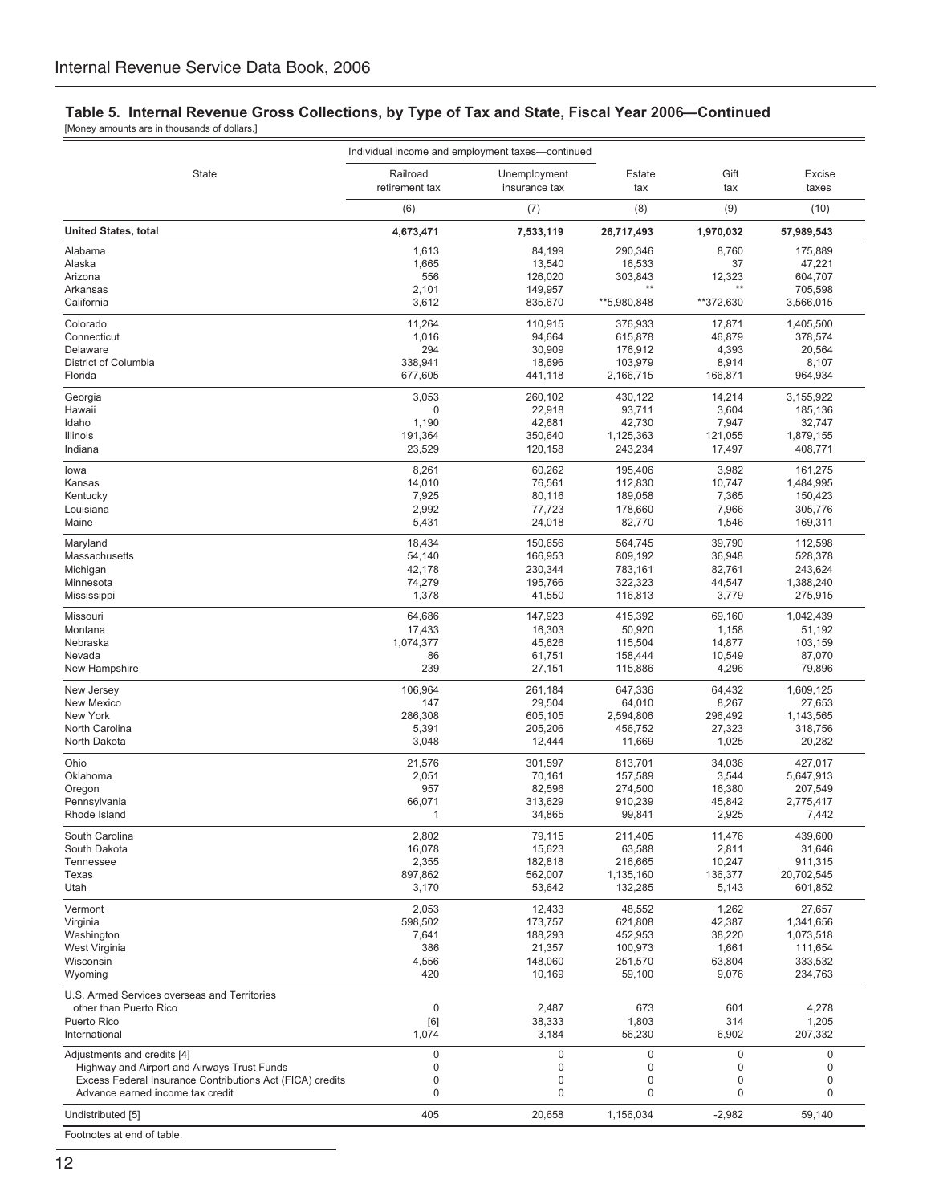## Table 5. Internal Revenue Gross Collections, by Type of Tax and State, Fiscal Year 2006—Continued

[Money amounts are in thousands of dollars.]

| State | Individual income and employment taxes—continued | | Estate tax | Gift tax | Excise taxes |
|---|---|---|---|---|---|
| | Railroad retirement tax | Unemployment insurance tax | | | |
| | (6) | (7) | (8) | (9) | (10) |
| **United States, total** | **4,673,471** | **7,533,119** | **26,717,493** | **1,970,032** | **57,989,543** |
| Alabama | 1,613 | 84,199 | 290,346 | 8,760 | 175,889 |
| Alaska | 1,665 | 13,540 | 16,533 | 37 | 47,221 |
| Arizona | 556 | 126,020 | 303,843 | 12,323 | 604,707 |
| Arkansas | 2,101 | 149,957 | ** | ** | 705,598 |
| California | 3,612 | 835,670 | **5,980,848 | **372,630 | 3,566,015 |
| Colorado | 11,264 | 110,915 | 376,933 | 17,871 | 1,405,500 |
| Connecticut | 1,016 | 94,664 | 615,878 | 46,879 | 378,574 |
| Delaware | 294 | 30,909 | 176,912 | 4,393 | 20,564 |
| District of Columbia | 338,941 | 18,696 | 103,979 | 8,914 | 8,107 |
| Florida | 677,605 | 441,118 | 2,166,715 | 166,871 | 964,934 |
| Georgia | 3,053 | 260,102 | 430,122 | 14,214 | 3,155,922 |
| Hawaii | 0 | 22,918 | 93,711 | 3,604 | 185,136 |
| Idaho | 1,190 | 42,681 | 42,730 | 7,947 | 32,747 |
| Illinois | 191,364 | 350,640 | 1,125,363 | 121,055 | 1,879,155 |
| Indiana | 23,529 | 120,158 | 243,234 | 17,497 | 408,771 |
| Iowa | 8,261 | 60,262 | 195,406 | 3,982 | 161,275 |
| Kansas | 14,010 | 76,561 | 112,830 | 10,747 | 1,484,995 |
| Kentucky | 7,925 | 80,116 | 189,058 | 7,365 | 150,423 |
| Louisiana | 2,992 | 77,723 | 178,660 | 7,966 | 305,776 |
| Maine | 5,431 | 24,018 | 82,770 | 1,546 | 169,311 |
| Maryland | 18,434 | 150,656 | 564,745 | 39,790 | 112,598 |
| Massachusetts | 54,140 | 166,953 | 809,192 | 36,948 | 528,378 |
| Michigan | 42,178 | 230,344 | 783,161 | 82,761 | 243,624 |
| Minnesota | 74,279 | 195,766 | 322,323 | 44,547 | 1,388,240 |
| Mississippi | 1,378 | 41,550 | 116,813 | 3,779 | 275,915 |
| Missouri | 64,686 | 147,923 | 415,392 | 69,160 | 1,042,439 |
| Montana | 17,433 | 16,303 | 50,920 | 1,158 | 51,192 |
| Nebraska | 1,074,377 | 45,626 | 115,504 | 14,877 | 103,159 |
| Nevada | 86 | 61,751 | 158,444 | 10,549 | 87,070 |
| New Hampshire | 239 | 27,151 | 115,886 | 4,296 | 79,896 |
| New Jersey | 106,964 | 261,184 | 647,336 | 64,432 | 1,609,125 |
| New Mexico | 147 | 29,504 | 64,010 | 8,267 | 27,653 |
| New York | 286,308 | 605,105 | 2,594,806 | 296,492 | 1,143,565 |
| North Carolina | 5,391 | 205,206 | 456,752 | 27,323 | 318,756 |
| North Dakota | 3,048 | 12,444 | 11,669 | 1,025 | 20,282 |
| Ohio | 21,576 | 301,597 | 813,701 | 34,036 | 427,017 |
| Oklahoma | 2,051 | 70,161 | 157,589 | 3,544 | 5,647,913 |
| Oregon | 957 | 82,596 | 274,500 | 16,380 | 207,549 |
| Pennsylvania | 66,071 | 313,629 | 910,239 | 45,842 | 2,775,417 |
| Rhode Island | 1 | 34,865 | 99,841 | 2,925 | 7,442 |
| South Carolina | 2,802 | 79,115 | 211,405 | 11,476 | 439,600 |
| South Dakota | 16,078 | 15,623 | 63,588 | 2,811 | 31,646 |
| Tennessee | 2,355 | 182,818 | 216,665 | 10,247 | 911,315 |
| Texas | 897,862 | 562,007 | 1,135,160 | 136,377 | 20,702,545 |
| Utah | 3,170 | 53,642 | 132,285 | 5,143 | 601,852 |
| Vermont | 2,053 | 12,433 | 48,552 | 1,262 | 27,657 |
| Virginia | 598,502 | 173,757 | 621,808 | 42,387 | 1,341,656 |
| Washington | 7,641 | 188,293 | 452,953 | 38,220 | 1,073,518 |
| West Virginia | 386 | 21,357 | 100,973 | 1,661 | 111,654 |
| Wisconsin | 4,556 | 148,060 | 251,570 | 63,804 | 333,532 |
| Wyoming | 420 | 10,169 | 59,100 | 9,076 | 234,763 |
| U.S. Armed Services overseas and Territories other than Puerto Rico | 0 | 2,487 | 673 | 601 | 4,278 |
| Puerto Rico | [6] | 38,333 | 1,803 | 314 | 1,205 |
| International | 1,074 | 3,184 | 56,230 | 6,902 | 207,332 |
| Adjustments and credits [4] | 0 | 0 | 0 | 0 | 0 |
| Highway and Airport and Airways Trust Funds | 0 | 0 | 0 | 0 | 0 |
| Excess Federal Insurance Contributions Act (FICA) credits | 0 | 0 | 0 | 0 | 0 |
| Advance earned income tax credit | 0 | 0 | 0 | 0 | 0 |
| Undistributed [5] | 405 | 20,658 | 1,156,034 | -2,982 | 59,140 |

Footnotes at end of table.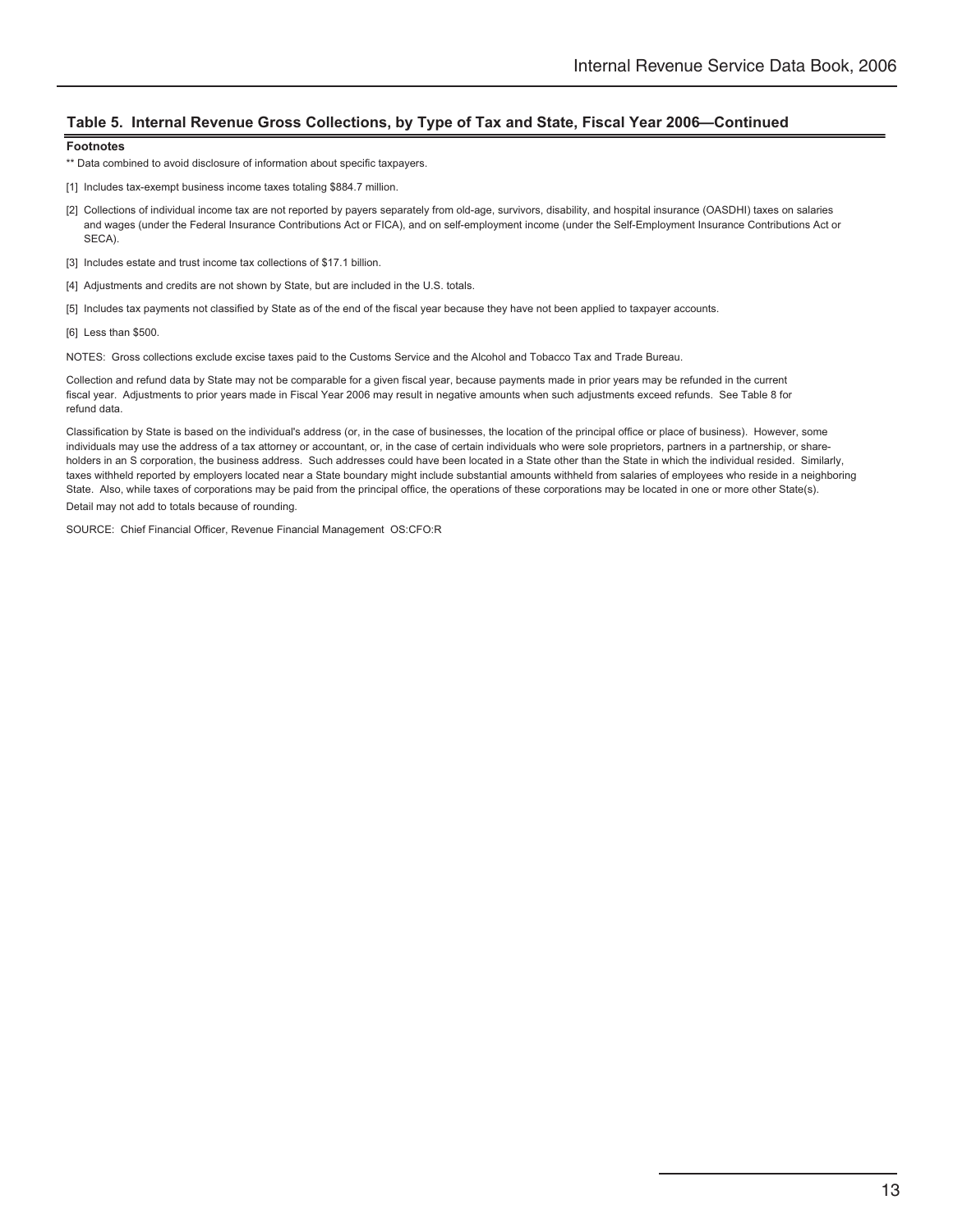## Table 5. Internal Revenue Gross Collections, by Type of Tax and State, Fiscal Year 2006—Continued

**Footnotes**

** Data combined to avoid disclosure of information about specific taxpayers.

[1] Includes tax-exempt business income taxes totaling $884.7 million.

[2] Collections of individual income tax are not reported by payers separately from old-age, survivors, disability, and hospital insurance (OASDHI) taxes on salaries and wages (under the Federal Insurance Contributions Act or FICA), and on self-employment income (under the Self-Employment Insurance Contributions Act or SECA).

[3] Includes estate and trust income tax collections of $17.1 billion.

[4] Adjustments and credits are not shown by State, but are included in the U.S. totals.

[5] Includes tax payments not classified by State as of the end of the fiscal year because they have not been applied to taxpayer accounts.

[6] Less than $500.

NOTES: Gross collections exclude excise taxes paid to the Customs Service and the Alcohol and Tobacco Tax and Trade Bureau.

Collection and refund data by State may not be comparable for a given fiscal year, because payments made in prior years may be refunded in the current fiscal year. Adjustments to prior years made in Fiscal Year 2006 may result in negative amounts when such adjustments exceed refunds. See Table 8 for refund data.

Classification by State is based on the individual's address (or, in the case of businesses, the location of the principal office or place of business). However, some individuals may use the address of a tax attorney or accountant, or, in the case of certain individuals who were sole proprietors, partners in a partnership, or shareholders in an S corporation, the business address. Such addresses could have been located in a State other than the State in which the individual resided. Similarly, taxes withheld reported by employers located near a State boundary might include substantial amounts withheld from salaries of employees who reside in a neighboring State. Also, while taxes of corporations may be paid from the principal office, the operations of these corporations may be located in one or more other State(s).

Detail may not add to totals because of rounding.

SOURCE: Chief Financial Officer, Revenue Financial Management OS:CFO:R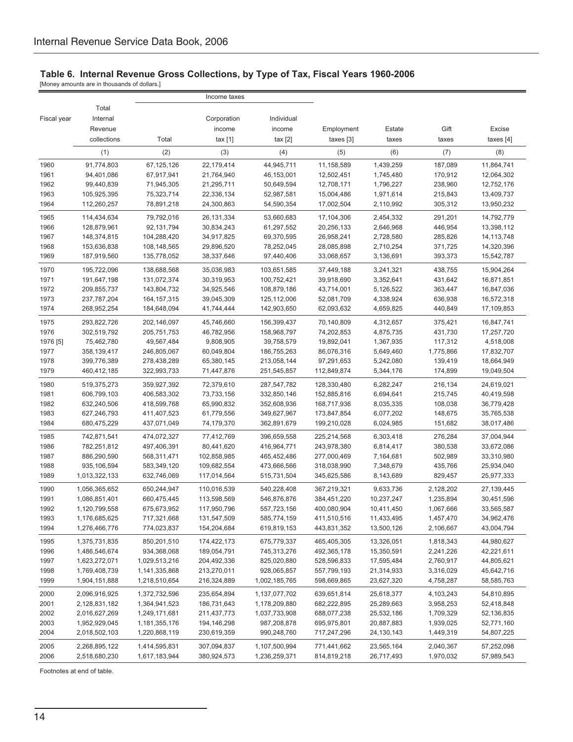## Table 6. Internal Revenue Gross Collections, by Type of Tax, Fiscal Years 1960-2006

[Money amounts are in thousands of dollars.]

| Fiscal year | Total Internal Revenue collections | Income taxes | | | Employment taxes [3] | Estate taxes | Gift taxes | Excise taxes [4] |
|---|---|---|---|---|---|---|---|---|
| | | Total | Corporation income tax [1] | Individual income tax [2] | | | | |
| | (1) | (2) | (3) | (4) | (5) | (6) | (7) | (8) |
| 1960 | 91,774,803 | 67,125,126 | 22,179,414 | 44,945,711 | 11,158,589 | 1,439,259 | 187,089 | 11,864,741 |
| 1961 | 94,401,086 | 67,917,941 | 21,764,940 | 46,153,001 | 12,502,451 | 1,745,480 | 170,912 | 12,064,302 |
| 1962 | 99,440,839 | 71,945,305 | 21,295,711 | 50,649,594 | 12,708,171 | 1,796,227 | 238,960 | 12,752,176 |
| 1963 | 105,925,395 | 75,323,714 | 22,336,134 | 52,987,581 | 15,004,486 | 1,971,614 | 215,843 | 13,409,737 |
| 1964 | 112,260,257 | 78,891,218 | 24,300,863 | 54,590,354 | 17,002,504 | 2,110,992 | 305,312 | 13,950,232 |
| 1965 | 114,434,634 | 79,792,016 | 26,131,334 | 53,660,683 | 17,104,306 | 2,454,332 | 291,201 | 14,792,779 |
| 1966 | 128,879,961 | 92,131,794 | 30,834,243 | 61,297,552 | 20,256,133 | 2,646,968 | 446,954 | 13,398,112 |
| 1967 | 148,374,815 | 104,288,420 | 34,917,825 | 69,370,595 | 26,958,241 | 2,728,580 | 285,826 | 14,113,748 |
| 1968 | 153,636,838 | 108,148,565 | 29,896,520 | 78,252,045 | 28,085,898 | 2,710,254 | 371,725 | 14,320,396 |
| 1969 | 187,919,560 | 135,778,052 | 38,337,646 | 97,440,406 | 33,068,657 | 3,136,691 | 393,373 | 15,542,787 |
| 1970 | 195,722,096 | 138,688,568 | 35,036,983 | 103,651,585 | 37,449,188 | 3,241,321 | 438,755 | 15,904,264 |
| 1971 | 191,647,198 | 131,072,374 | 30,319,953 | 100,752,421 | 39,918,690 | 3,352,641 | 431,642 | 16,871,851 |
| 1972 | 209,855,737 | 143,804,732 | 34,925,546 | 108,879,186 | 43,714,001 | 5,126,522 | 363,447 | 16,847,036 |
| 1973 | 237,787,204 | 164,157,315 | 39,045,309 | 125,112,006 | 52,081,709 | 4,338,924 | 636,938 | 16,572,318 |
| 1974 | 268,952,254 | 184,648,094 | 41,744,444 | 142,903,650 | 62,093,632 | 4,659,825 | 440,849 | 17,109,853 |
| 1975 | 293,822,726 | 202,146,097 | 45,746,660 | 156,399,437 | 70,140,809 | 4,312,657 | 375,421 | 16,847,741 |
| 1976 | 302,519,792 | 205,751,753 | 46,782,956 | 158,968,797 | 74,202,853 | 4,875,735 | 431,730 | 17,257,720 |
| 1976 [5] | 75,462,780 | 49,567,484 | 9,808,905 | 39,758,579 | 19,892,041 | 1,367,935 | 117,312 | 4,518,008 |
| 1977 | 358,139,417 | 246,805,067 | 60,049,804 | 186,755,263 | 86,076,316 | 5,649,460 | 1,775,866 | 17,832,707 |
| 1978 | 399,776,389 | 278,438,289 | 65,380,145 | 213,058,144 | 97,291,653 | 5,242,080 | 139,419 | 18,664,949 |
| 1979 | 460,412,185 | 322,993,733 | 71,447,876 | 251,545,857 | 112,849,874 | 5,344,176 | 174,899 | 19,049,504 |
| 1980 | 519,375,273 | 359,927,392 | 72,379,610 | 287,547,782 | 128,330,480 | 6,282,247 | 216,134 | 24,619,021 |
| 1981 | 606,799,103 | 406,583,302 | 73,733,156 | 332,850,146 | 152,885,816 | 6,694,641 | 215,745 | 40,419,598 |
| 1982 | 632,240,506 | 418,599,768 | 65,990,832 | 352,608,936 | 168,717,936 | 8,035,335 | 108,038 | 36,779,428 |
| 1983 | 627,246,793 | 411,407,523 | 61,779,556 | 349,627,967 | 173,847,854 | 6,077,202 | 148,675 | 35,765,538 |
| 1984 | 680,475,229 | 437,071,049 | 74,179,370 | 362,891,679 | 199,210,028 | 6,024,985 | 151,682 | 38,017,486 |
| 1985 | 742,871,541 | 474,072,327 | 77,412,769 | 396,659,558 | 225,214,568 | 6,303,418 | 276,284 | 37,004,944 |
| 1986 | 782,251,812 | 497,406,391 | 80,441,620 | 416,964,771 | 243,978,380 | 6,814,417 | 380,538 | 33,672,086 |
| 1987 | 886,290,590 | 568,311,471 | 102,858,985 | 465,452,486 | 277,000,469 | 7,164,681 | 502,989 | 33,310,980 |
| 1988 | 935,106,594 | 583,349,120 | 109,682,554 | 473,666,566 | 318,038,990 | 7,348,679 | 435,766 | 25,934,040 |
| 1989 | 1,013,322,133 | 632,746,069 | 117,014,564 | 515,731,504 | 345,625,586 | 8,143,689 | 829,457 | 25,977,333 |
| 1990 | 1,056,365,652 | 650,244,947 | 110,016,539 | 540,228,408 | 367,219,321 | 9,633,736 | 2,128,202 | 27,139,445 |
| 1991 | 1,086,851,401 | 660,475,445 | 113,598,569 | 546,876,876 | 384,451,220 | 10,237,247 | 1,235,894 | 30,451,596 |
| 1992 | 1,120,799,558 | 675,673,952 | 117,950,796 | 557,723,156 | 400,080,904 | 10,411,450 | 1,067,666 | 33,565,587 |
| 1993 | 1,176,685,625 | 717,321,668 | 131,547,509 | 585,774,159 | 411,510,516 | 11,433,495 | 1,457,470 | 34,962,476 |
| 1994 | 1,276,466,776 | 774,023,837 | 154,204,684 | 619,819,153 | 443,831,352 | 13,500,126 | 2,106,667 | 43,004,794 |
| 1995 | 1,375,731,835 | 850,201,510 | 174,422,173 | 675,779,337 | 465,405,305 | 13,326,051 | 1,818,343 | 44,980,627 |
| 1996 | 1,486,546,674 | 934,368,068 | 189,054,791 | 745,313,276 | 492,365,178 | 15,350,591 | 2,241,226 | 42,221,611 |
| 1997 | 1,623,272,071 | 1,029,513,216 | 204,492,336 | 825,020,880 | 528,596,833 | 17,595,484 | 2,760,917 | 44,805,621 |
| 1998 | 1,769,408,739 | 1,141,335,868 | 213,270,011 | 928,065,857 | 557,799,193 | 21,314,933 | 3,316,029 | 45,642,716 |
| 1999 | 1,904,151,888 | 1,218,510,654 | 216,324,889 | 1,002,185,765 | 598,669,865 | 23,627,320 | 4,758,287 | 58,585,763 |
| 2000 | 2,096,916,925 | 1,372,732,596 | 235,654,894 | 1,137,077,702 | 639,651,814 | 25,618,377 | 4,103,243 | 54,810,895 |
| 2001 | 2,128,831,182 | 1,364,941,523 | 186,731,643 | 1,178,209,880 | 682,222,895 | 25,289,663 | 3,958,253 | 52,418,848 |
| 2002 | 2,016,627,269 | 1,249,171,681 | 211,437,773 | 1,037,733,908 | 688,077,238 | 25,532,186 | 1,709,329 | 52,136,835 |
| 2003 | 1,952,929,045 | 1,181,355,176 | 194,146,298 | 987,208,878 | 695,975,801 | 20,887,883 | 1,939,025 | 52,771,160 |
| 2004 | 2,018,502,103 | 1,220,868,119 | 230,619,359 | 990,248,760 | 717,247,296 | 24,130,143 | 1,449,319 | 54,807,225 |
| 2005 | 2,268,895,122 | 1,414,595,831 | 307,094,837 | 1,107,500,994 | 771,441,662 | 23,565,164 | 2,040,367 | 57,252,098 |
| 2006 | 2,518,680,230 | 1,617,183,944 | 380,924,573 | 1,236,259,371 | 814,819,218 | 26,717,493 | 1,970,032 | 57,989,543 |

Footnotes at end of table.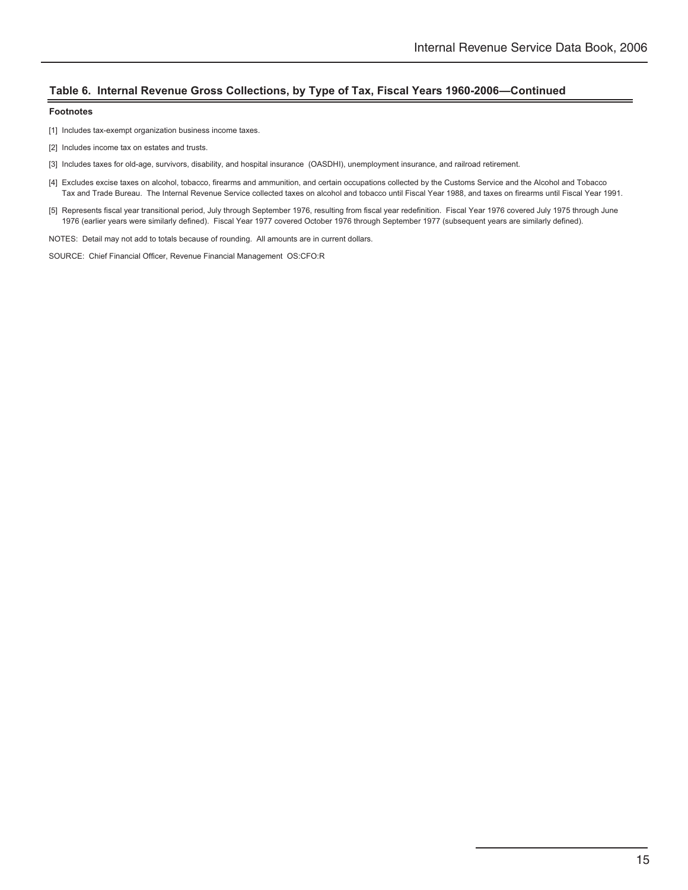## Table 6. Internal Revenue Gross Collections, by Type of Tax, Fiscal Years 1960-2006—Continued

**Footnotes**

[1] Includes tax-exempt organization business income taxes.

[2] Includes income tax on estates and trusts.

[3] Includes taxes for old-age, survivors, disability, and hospital insurance (OASDHI), unemployment insurance, and railroad retirement.

[4] Excludes excise taxes on alcohol, tobacco, firearms and ammunition, and certain occupations collected by the Customs Service and the Alcohol and Tobacco Tax and Trade Bureau. The Internal Revenue Service collected taxes on alcohol and tobacco until Fiscal Year 1988, and taxes on firearms until Fiscal Year 1991.

[5] Represents fiscal year transitional period, July through September 1976, resulting from fiscal year redefinition. Fiscal Year 1976 covered July 1975 through June 1976 (earlier years were similarly defined). Fiscal Year 1977 covered October 1976 through September 1977 (subsequent years are similarly defined).

NOTES: Detail may not add to totals because of rounding. All amounts are in current dollars.

SOURCE: Chief Financial Officer, Revenue Financial Management OS:CFO:R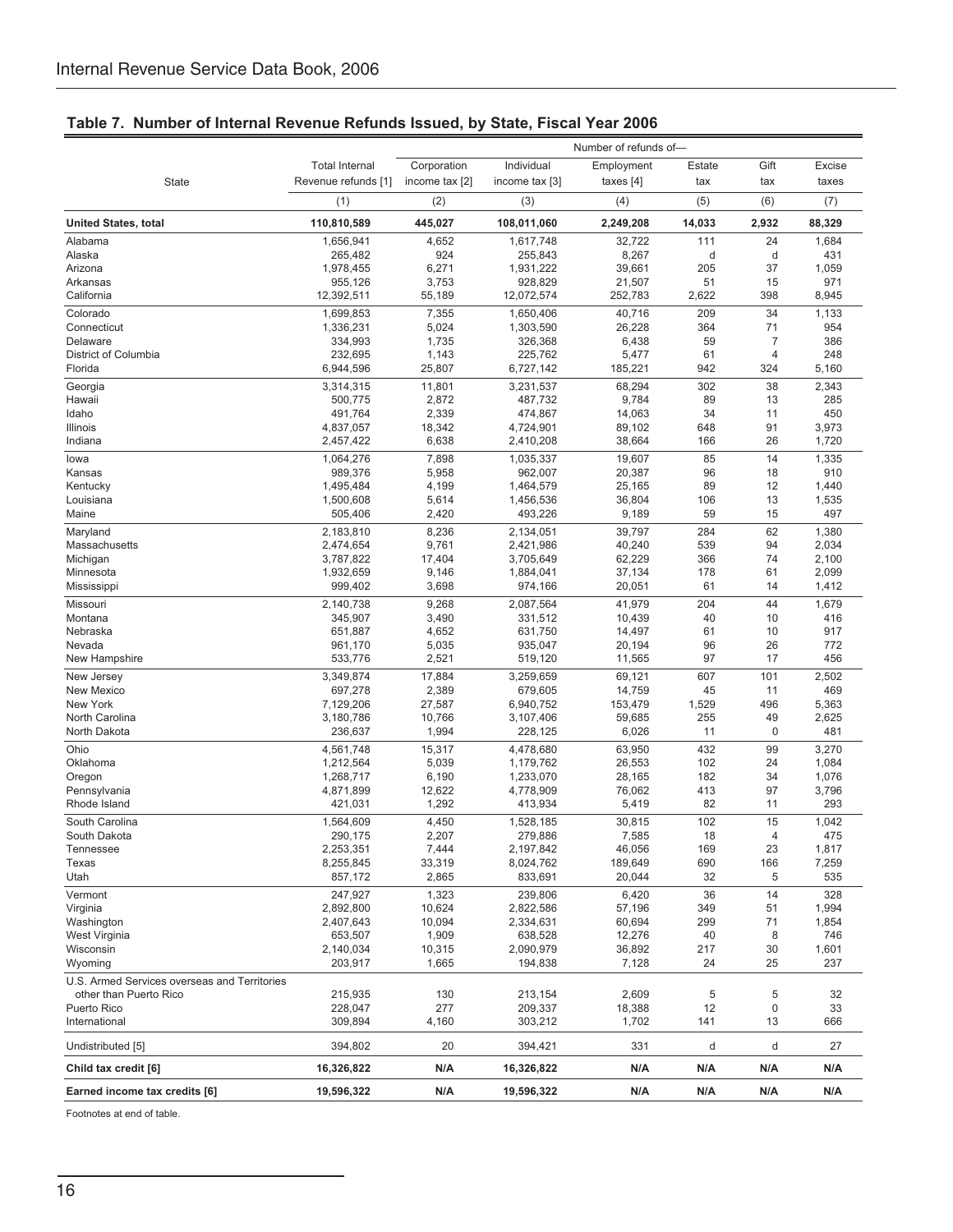## Table 7. Number of Internal Revenue Refunds Issued, by State, Fiscal Year 2006

| State | Total Internal Revenue refunds [1] | Number of refunds of— Corporation income tax [2] | Individual income tax [3] | Employment taxes [4] | Estate tax | Gift tax | Excise taxes |
|---|---|---|---|---|---|---|---|
| | (1) | (2) | (3) | (4) | (5) | (6) | (7) |
| **United States, total** | **110,810,589** | **445,027** | **108,011,060** | **2,249,208** | **14,033** | **2,932** | **88,329** |
| Alabama | 1,656,941 | 4,652 | 1,617,748 | 32,722 | 111 | 24 | 1,684 |
| Alaska | 265,482 | 924 | 255,843 | 8,267 | d | d | 431 |
| Arizona | 1,978,455 | 6,271 | 1,931,222 | 39,661 | 205 | 37 | 1,059 |
| Arkansas | 955,126 | 3,753 | 928,829 | 21,507 | 51 | 15 | 971 |
| California | 12,392,511 | 55,189 | 12,072,574 | 252,783 | 2,622 | 398 | 8,945 |
| Colorado | 1,699,853 | 7,355 | 1,650,406 | 40,716 | 209 | 34 | 1,133 |
| Connecticut | 1,336,231 | 5,024 | 1,303,590 | 26,228 | 364 | 71 | 954 |
| Delaware | 334,993 | 1,735 | 326,368 | 6,438 | 59 | 7 | 386 |
| District of Columbia | 232,695 | 1,143 | 225,762 | 5,477 | 61 | 4 | 248 |
| Florida | 6,944,596 | 25,807 | 6,727,142 | 185,221 | 942 | 324 | 5,160 |
| Georgia | 3,314,315 | 11,801 | 3,231,537 | 68,294 | 302 | 38 | 2,343 |
| Hawaii | 500,775 | 2,872 | 487,732 | 9,784 | 89 | 13 | 285 |
| Idaho | 491,764 | 2,339 | 474,867 | 14,063 | 34 | 11 | 450 |
| Illinois | 4,837,057 | 18,342 | 4,724,901 | 89,102 | 648 | 91 | 3,973 |
| Indiana | 2,457,422 | 6,638 | 2,410,208 | 38,664 | 166 | 26 | 1,720 |
| Iowa | 1,064,276 | 7,898 | 1,035,337 | 19,607 | 85 | 14 | 1,335 |
| Kansas | 989,376 | 5,958 | 962,007 | 20,387 | 96 | 18 | 910 |
| Kentucky | 1,495,484 | 4,199 | 1,464,579 | 25,165 | 89 | 12 | 1,440 |
| Louisiana | 1,500,608 | 5,614 | 1,456,536 | 36,804 | 106 | 13 | 1,535 |
| Maine | 505,406 | 2,420 | 493,226 | 9,189 | 59 | 15 | 497 |
| Maryland | 2,183,810 | 8,236 | 2,134,051 | 39,797 | 284 | 62 | 1,380 |
| Massachusetts | 2,474,654 | 9,761 | 2,421,986 | 40,240 | 539 | 94 | 2,034 |
| Michigan | 3,787,822 | 17,404 | 3,705,649 | 62,229 | 366 | 74 | 2,100 |
| Minnesota | 1,932,659 | 9,146 | 1,884,041 | 37,134 | 178 | 61 | 2,099 |
| Mississippi | 999,402 | 3,698 | 974,166 | 20,051 | 61 | 14 | 1,412 |
| Missouri | 2,140,738 | 9,268 | 2,087,564 | 41,979 | 204 | 44 | 1,679 |
| Montana | 345,907 | 3,490 | 331,512 | 10,439 | 40 | 10 | 416 |
| Nebraska | 651,887 | 4,652 | 631,750 | 14,497 | 61 | 10 | 917 |
| Nevada | 961,170 | 5,035 | 935,047 | 20,194 | 96 | 26 | 772 |
| New Hampshire | 533,776 | 2,521 | 519,120 | 11,565 | 97 | 17 | 456 |
| New Jersey | 3,349,874 | 17,884 | 3,259,659 | 69,121 | 607 | 101 | 2,502 |
| New Mexico | 697,278 | 2,389 | 679,605 | 14,759 | 45 | 11 | 469 |
| New York | 7,129,206 | 27,587 | 6,940,752 | 153,479 | 1,529 | 496 | 5,363 |
| North Carolina | 3,180,786 | 10,766 | 3,107,406 | 59,685 | 255 | 49 | 2,625 |
| North Dakota | 236,637 | 1,994 | 228,125 | 6,026 | 11 | 0 | 481 |
| Ohio | 4,561,748 | 15,317 | 4,478,680 | 63,950 | 432 | 99 | 3,270 |
| Oklahoma | 1,212,564 | 5,039 | 1,179,762 | 26,553 | 102 | 24 | 1,084 |
| Oregon | 1,268,717 | 6,190 | 1,233,070 | 28,165 | 182 | 34 | 1,076 |
| Pennsylvania | 4,871,899 | 12,622 | 4,778,909 | 76,062 | 413 | 97 | 3,796 |
| Rhode Island | 421,031 | 1,292 | 413,934 | 5,419 | 82 | 11 | 293 |
| South Carolina | 1,564,609 | 4,450 | 1,528,185 | 30,815 | 102 | 15 | 1,042 |
| South Dakota | 290,175 | 2,207 | 279,886 | 7,585 | 18 | 4 | 475 |
| Tennessee | 2,253,351 | 7,444 | 2,197,842 | 46,056 | 169 | 23 | 1,817 |
| Texas | 8,255,845 | 33,319 | 8,024,762 | 189,649 | 690 | 166 | 7,259 |
| Utah | 857,172 | 2,865 | 833,691 | 20,044 | 32 | 5 | 535 |
| Vermont | 247,927 | 1,323 | 239,806 | 6,420 | 36 | 14 | 328 |
| Virginia | 2,892,800 | 10,624 | 2,822,586 | 57,196 | 349 | 51 | 1,994 |
| Washington | 2,407,643 | 10,094 | 2,334,631 | 60,694 | 299 | 71 | 1,854 |
| West Virginia | 653,507 | 1,909 | 638,528 | 12,276 | 40 | 8 | 746 |
| Wisconsin | 2,140,034 | 10,315 | 2,090,979 | 36,892 | 217 | 30 | 1,601 |
| Wyoming | 203,917 | 1,665 | 194,838 | 7,128 | 24 | 25 | 237 |
| U.S. Armed Services overseas and Territories other than Puerto Rico | 215,935 | 130 | 213,154 | 2,609 | 5 | 5 | 32 |
| Puerto Rico | 228,047 | 277 | 209,337 | 18,388 | 12 | 0 | 33 |
| International | 309,894 | 4,160 | 303,212 | 1,702 | 141 | 13 | 666 |
| Undistributed [5] | 394,802 | 20 | 394,421 | 331 | d | d | 27 |
| **Child tax credit [6]** | **16,326,822** | **N/A** | **16,326,822** | **N/A** | **N/A** | **N/A** | **N/A** |
| **Earned income tax credits [6]** | **19,596,322** | **N/A** | **19,596,322** | **N/A** | **N/A** | **N/A** | **N/A** |

Footnotes at end of table.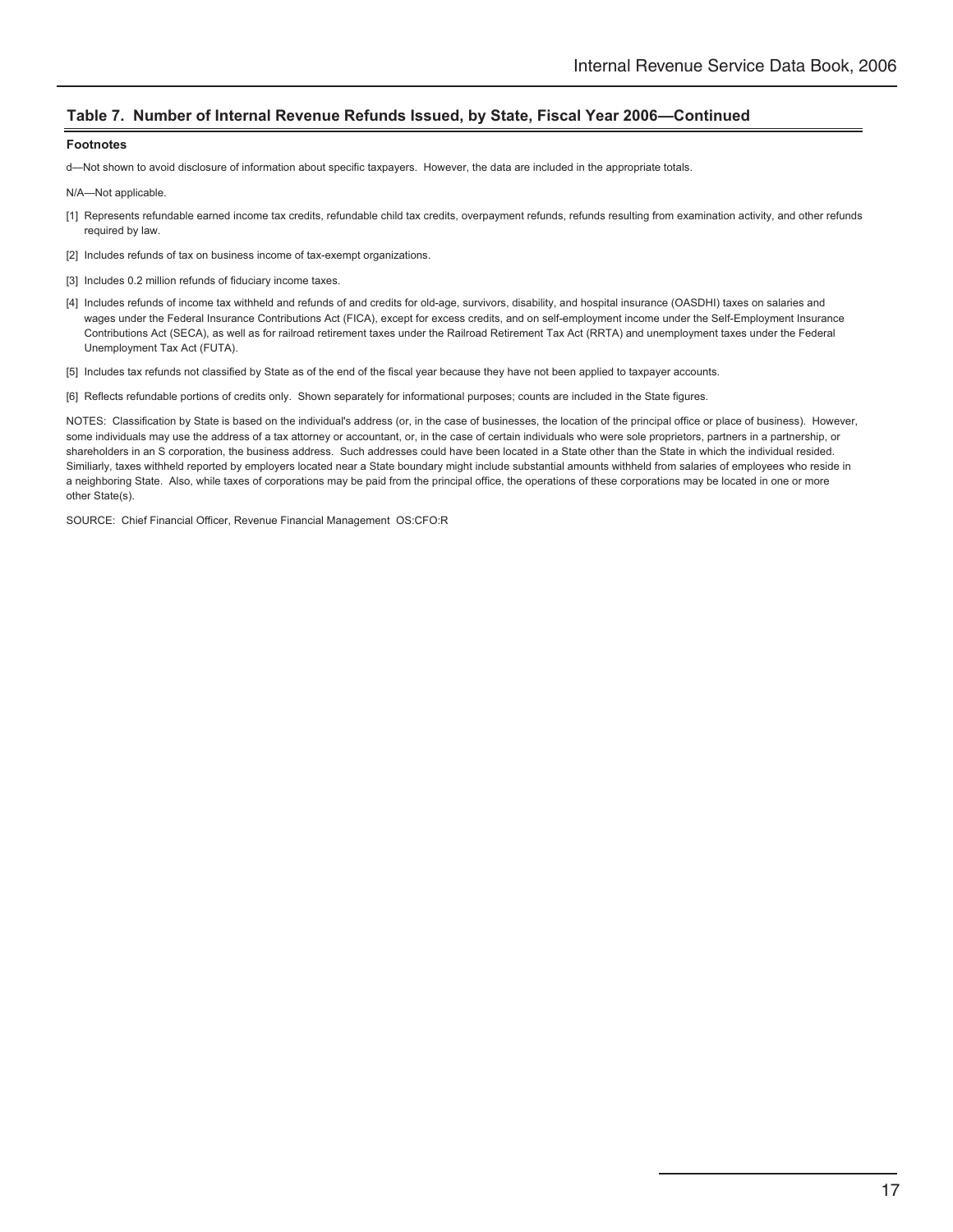## Table 7. Number of Internal Revenue Refunds Issued, by State, Fiscal Year 2006—Continued

**Footnotes**

d—Not shown to avoid disclosure of information about specific taxpayers. However, the data are included in the appropriate totals.

N/A—Not applicable.

[1] Represents refundable earned income tax credits, refundable child tax credits, overpayment refunds, refunds resulting from examination activity, and other refunds required by law.

[2] Includes refunds of tax on business income of tax-exempt organizations.

[3] Includes 0.2 million refunds of fiduciary income taxes.

[4] Includes refunds of income tax withheld and refunds of and credits for old-age, survivors, disability, and hospital insurance (OASDHI) taxes on salaries and wages under the Federal Insurance Contributions Act (FICA), except for excess credits, and on self-employment income under the Self-Employment Insurance Contributions Act (SECA), as well as for railroad retirement taxes under the Railroad Retirement Tax Act (RRTA) and unemployment taxes under the Federal Unemployment Tax Act (FUTA).

[5] Includes tax refunds not classified by State as of the end of the fiscal year because they have not been applied to taxpayer accounts.

[6] Reflects refundable portions of credits only. Shown separately for informational purposes; counts are included in the State figures.

NOTES: Classification by State is based on the individual's address (or, in the case of businesses, the location of the principal office or place of business). However, some individuals may use the address of a tax attorney or accountant, or, in the case of certain individuals who were sole proprietors, partners in a partnership, or shareholders in an S corporation, the business address. Such addresses could have been located in a State other than the State in which the individual resided. Similiarly, taxes withheld reported by employers located near a State boundary might include substantial amounts withheld from salaries of employees who reside in a neighboring State. Also, while taxes of corporations may be paid from the principal office, the operations of these corporations may be located in one or more other State(s).

SOURCE: Chief Financial Officer, Revenue Financial Management OS:CFO:R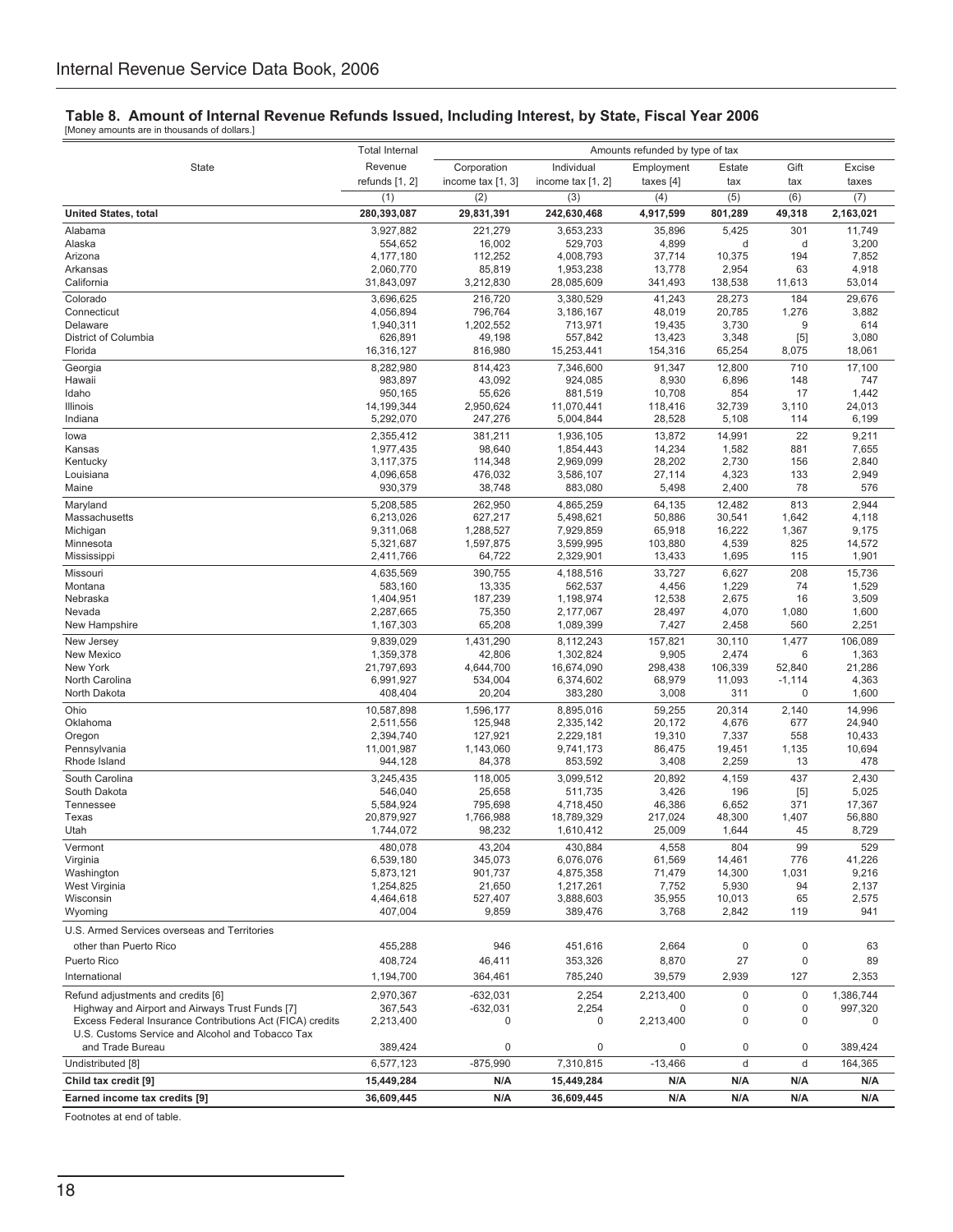## Table 8. Amount of Internal Revenue Refunds Issued, Including Interest, by State, Fiscal Year 2006

[Money amounts are in thousands of dollars.]

| State | Total Internal Revenue refunds [1, 2] | Amounts refunded by type of tax | | | | | |
|---|---|---|---|---|---|---|---|
| | | Corporation income tax [1, 3] | Individual income tax [1, 2] | Employment taxes [4] | Estate tax | Gift tax | Excise taxes |
| | (1) | (2) | (3) | (4) | (5) | (6) | (7) |
| **United States, total** | **280,393,087** | **29,831,391** | **242,630,468** | **4,917,599** | **801,289** | **49,318** | **2,163,021** |
| Alabama | 3,927,882 | 221,279 | 3,653,233 | 35,896 | 5,425 | 301 | 11,749 |
| Alaska | 554,652 | 16,002 | 529,703 | 4,899 | d | d | 3,200 |
| Arizona | 4,177,180 | 112,252 | 4,008,793 | 37,714 | 10,375 | 194 | 7,852 |
| Arkansas | 2,060,770 | 85,819 | 1,953,238 | 13,778 | 2,954 | 63 | 4,918 |
| California | 31,843,097 | 3,212,830 | 28,085,609 | 341,493 | 138,538 | 11,613 | 53,014 |
| Colorado | 3,696,625 | 216,720 | 3,380,529 | 41,243 | 28,273 | 184 | 29,676 |
| Connecticut | 4,056,894 | 796,764 | 3,186,167 | 48,019 | 20,785 | 1,276 | 3,882 |
| Delaware | 1,940,311 | 1,202,552 | 713,971 | 19,435 | 3,730 | 9 | 614 |
| District of Columbia | 626,891 | 49,198 | 557,842 | 13,423 | 3,348 | [5] | 3,080 |
| Florida | 16,316,127 | 816,980 | 15,253,441 | 154,316 | 65,254 | 8,075 | 18,061 |
| Georgia | 8,282,980 | 814,423 | 7,346,600 | 91,347 | 12,800 | 710 | 17,100 |
| Hawaii | 983,897 | 43,092 | 924,085 | 8,930 | 6,896 | 148 | 747 |
| Idaho | 950,165 | 55,626 | 881,519 | 10,708 | 854 | 17 | 1,442 |
| Illinois | 14,199,344 | 2,950,624 | 11,070,441 | 118,416 | 32,739 | 3,110 | 24,013 |
| Indiana | 5,292,070 | 247,276 | 5,004,844 | 28,528 | 5,108 | 114 | 6,199 |
| Iowa | 2,355,412 | 381,211 | 1,936,105 | 13,872 | 14,991 | 22 | 9,211 |
| Kansas | 1,977,435 | 98,640 | 1,854,443 | 14,234 | 1,582 | 881 | 7,655 |
| Kentucky | 3,117,375 | 114,348 | 2,969,099 | 28,202 | 2,730 | 156 | 2,840 |
| Louisiana | 4,096,658 | 476,032 | 3,586,107 | 27,114 | 4,323 | 133 | 2,949 |
| Maine | 930,379 | 38,748 | 883,080 | 5,498 | 2,400 | 78 | 576 |
| Maryland | 5,208,585 | 262,950 | 4,865,259 | 64,135 | 12,482 | 813 | 2,944 |
| Massachusetts | 6,213,026 | 627,217 | 5,498,621 | 50,886 | 30,541 | 1,642 | 4,118 |
| Michigan | 9,311,068 | 1,288,527 | 7,929,859 | 65,918 | 16,222 | 1,367 | 9,175 |
| Minnesota | 5,321,687 | 1,597,875 | 3,599,995 | 103,880 | 4,539 | 825 | 14,572 |
| Mississippi | 2,411,766 | 64,722 | 2,329,901 | 13,433 | 1,695 | 115 | 1,901 |
| Missouri | 4,635,569 | 390,755 | 4,188,516 | 33,727 | 6,627 | 208 | 15,736 |
| Montana | 583,160 | 13,335 | 562,537 | 4,456 | 1,229 | 74 | 1,529 |
| Nebraska | 1,404,951 | 187,239 | 1,198,974 | 12,538 | 2,675 | 16 | 3,509 |
| Nevada | 2,287,665 | 75,350 | 2,177,067 | 28,497 | 4,070 | 1,080 | 1,600 |
| New Hampshire | 1,167,303 | 65,208 | 1,089,399 | 7,427 | 2,458 | 560 | 2,251 |
| New Jersey | 9,839,029 | 1,431,290 | 8,112,243 | 157,821 | 30,110 | 1,477 | 106,089 |
| New Mexico | 1,359,378 | 42,806 | 1,302,824 | 9,905 | 2,474 | 6 | 1,363 |
| New York | 21,797,693 | 4,644,700 | 16,674,090 | 298,438 | 106,339 | 52,840 | 21,286 |
| North Carolina | 6,991,927 | 534,004 | 6,374,602 | 68,979 | 11,093 | -1,114 | 4,363 |
| North Dakota | 408,404 | 20,204 | 383,280 | 3,008 | 311 | 0 | 1,600 |
| Ohio | 10,587,898 | 1,596,177 | 8,895,016 | 59,255 | 20,314 | 2,140 | 14,996 |
| Oklahoma | 2,511,556 | 125,948 | 2,335,142 | 20,172 | 4,676 | 677 | 24,940 |
| Oregon | 2,394,740 | 127,921 | 2,229,181 | 19,310 | 7,337 | 558 | 10,433 |
| Pennsylvania | 11,001,987 | 1,143,060 | 9,741,173 | 86,475 | 19,451 | 1,135 | 10,694 |
| Rhode Island | 944,128 | 84,378 | 853,592 | 3,408 | 2,259 | 13 | 478 |
| South Carolina | 3,245,435 | 118,005 | 3,099,512 | 20,892 | 4,159 | 437 | 2,430 |
| South Dakota | 546,040 | 25,658 | 511,735 | 3,426 | 196 | [5] | 5,025 |
| Tennessee | 5,584,924 | 795,698 | 4,718,450 | 46,386 | 6,652 | 371 | 17,367 |
| Texas | 20,879,927 | 1,766,988 | 18,789,329 | 217,024 | 48,300 | 1,407 | 56,880 |
| Utah | 1,744,072 | 98,232 | 1,610,412 | 25,009 | 1,644 | 45 | 8,729 |
| Vermont | 480,078 | 43,204 | 430,884 | 4,558 | 804 | 99 | 529 |
| Virginia | 6,539,180 | 345,073 | 6,076,076 | 61,569 | 14,461 | 776 | 41,226 |
| Washington | 5,873,121 | 901,737 | 4,875,358 | 71,479 | 14,300 | 1,031 | 9,216 |
| West Virginia | 1,254,825 | 21,650 | 1,217,261 | 7,752 | 5,930 | 94 | 2,137 |
| Wisconsin | 4,464,618 | 527,407 | 3,888,603 | 35,955 | 10,013 | 65 | 2,575 |
| Wyoming | 407,004 | 9,859 | 389,476 | 3,768 | 2,842 | 119 | 941 |
| U.S. Armed Services overseas and Territories other than Puerto Rico | 455,288 | 946 | 451,616 | 2,664 | 0 | 0 | 63 |
| Puerto Rico | 408,724 | 46,411 | 353,326 | 8,870 | 27 | 0 | 89 |
| International | 1,194,700 | 364,461 | 785,240 | 39,579 | 2,939 | 127 | 2,353 |
| Refund adjustments and credits [6] | 2,970,367 | -632,031 | 2,254 | 2,213,400 | 0 | 0 | 1,386,744 |
| Highway and Airport and Airways Trust Funds [7] | 367,543 | -632,031 | 2,254 | 0 | 0 | 0 | 997,320 |
| Excess Federal Insurance Contributions Act (FICA) credits | 2,213,400 | 0 | 0 | 2,213,400 | 0 | 0 | 0 |
| U.S. Customs Service and Alcohol and Tobacco Tax and Trade Bureau | 389,424 | 0 | 0 | 0 | 0 | 0 | 389,424 |
| Undistributed [8] | 6,577,123 | -875,990 | 7,310,815 | -13,466 | d | d | 164,365 |
| **Child tax credit [9]** | **15,449,284** | **N/A** | **15,449,284** | **N/A** | **N/A** | **N/A** | **N/A** |
| **Earned income tax credits [9]** | **36,609,445** | **N/A** | **36,609,445** | **N/A** | **N/A** | **N/A** | **N/A** |

Footnotes at end of table.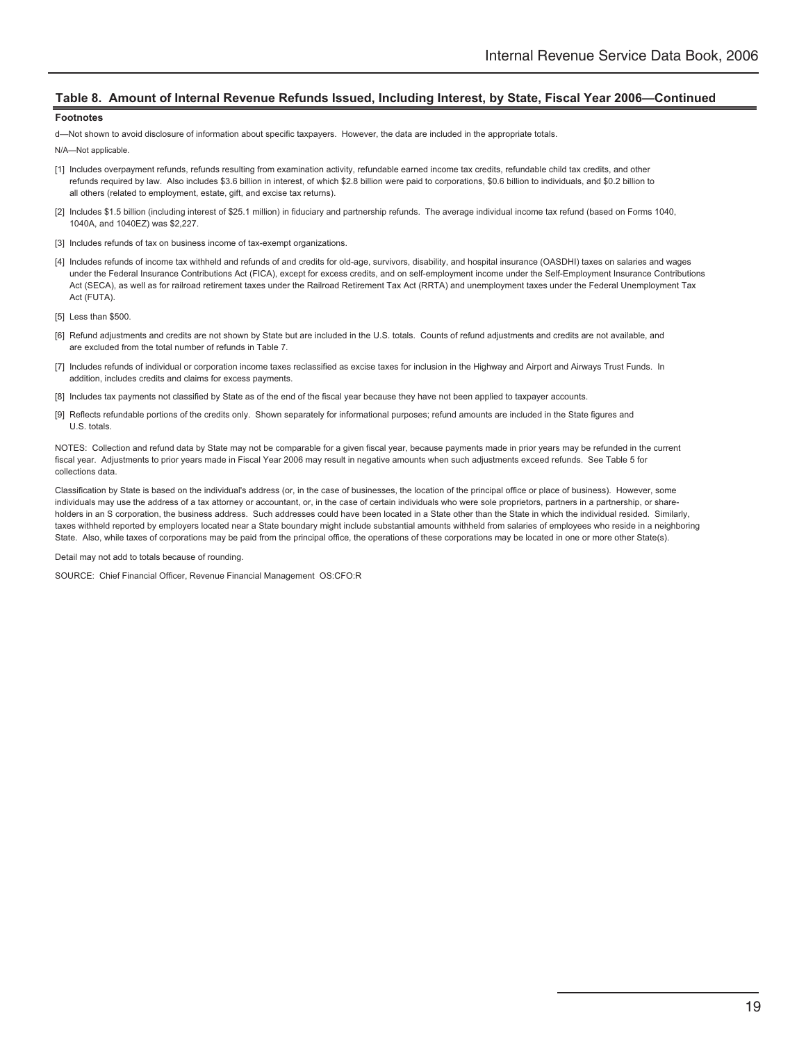## Table 8. Amount of Internal Revenue Refunds Issued, Including Interest, by State, Fiscal Year 2006—Continued

**Footnotes**

d—Not shown to avoid disclosure of information about specific taxpayers. However, the data are included in the appropriate totals.

N/A—Not applicable.

[1] Includes overpayment refunds, refunds resulting from examination activity, refundable earned income tax credits, refundable child tax credits, and other refunds required by law. Also includes $3.6 billion in interest, of which $2.8 billion were paid to corporations, $0.6 billion to individuals, and $0.2 billion to all others (related to employment, estate, gift, and excise tax returns).

[2] Includes $1.5 billion (including interest of $25.1 million) in fiduciary and partnership refunds. The average individual income tax refund (based on Forms 1040, 1040A, and 1040EZ) was $2,227.

[3] Includes refunds of tax on business income of tax-exempt organizations.

[4] Includes refunds of income tax withheld and refunds of and credits for old-age, survivors, disability, and hospital insurance (OASDHI) taxes on salaries and wages under the Federal Insurance Contributions Act (FICA), except for excess credits, and on self-employment income under the Self-Employment Insurance Contributions Act (SECA), as well as for railroad retirement taxes under the Railroad Retirement Tax Act (RRTA) and unemployment taxes under the Federal Unemployment Tax Act (FUTA).

[5] Less than $500.

[6] Refund adjustments and credits are not shown by State but are included in the U.S. totals. Counts of refund adjustments and credits are not available, and are excluded from the total number of refunds in Table 7.

[7] Includes refunds of individual or corporation income taxes reclassified as excise taxes for inclusion in the Highway and Airport and Airways Trust Funds. In addition, includes credits and claims for excess payments.

[8] Includes tax payments not classified by State as of the end of the fiscal year because they have not been applied to taxpayer accounts.

[9] Reflects refundable portions of the credits only. Shown separately for informational purposes; refund amounts are included in the State figures and U.S. totals.

NOTES: Collection and refund data by State may not be comparable for a given fiscal year, because payments made in prior years may be refunded in the current fiscal year. Adjustments to prior years made in Fiscal Year 2006 may result in negative amounts when such adjustments exceed refunds. See Table 5 for collections data.

Classification by State is based on the individual's address (or, in the case of businesses, the location of the principal office or place of business). However, some individuals may use the address of a tax attorney or accountant, or, in the case of certain individuals who were sole proprietors, partners in a partnership, or shareholders in an S corporation, the business address. Such addresses could have been located in a State other than the State in which the individual resided. Similarly, taxes withheld reported by employers located near a State boundary might include substantial amounts withheld from salaries of employees who reside in a neighboring State. Also, while taxes of corporations may be paid from the principal office, the operations of these corporations may be located in one or more other State(s).

Detail may not add to totals because of rounding.

SOURCE: Chief Financial Officer, Revenue Financial Management OS:CFO:R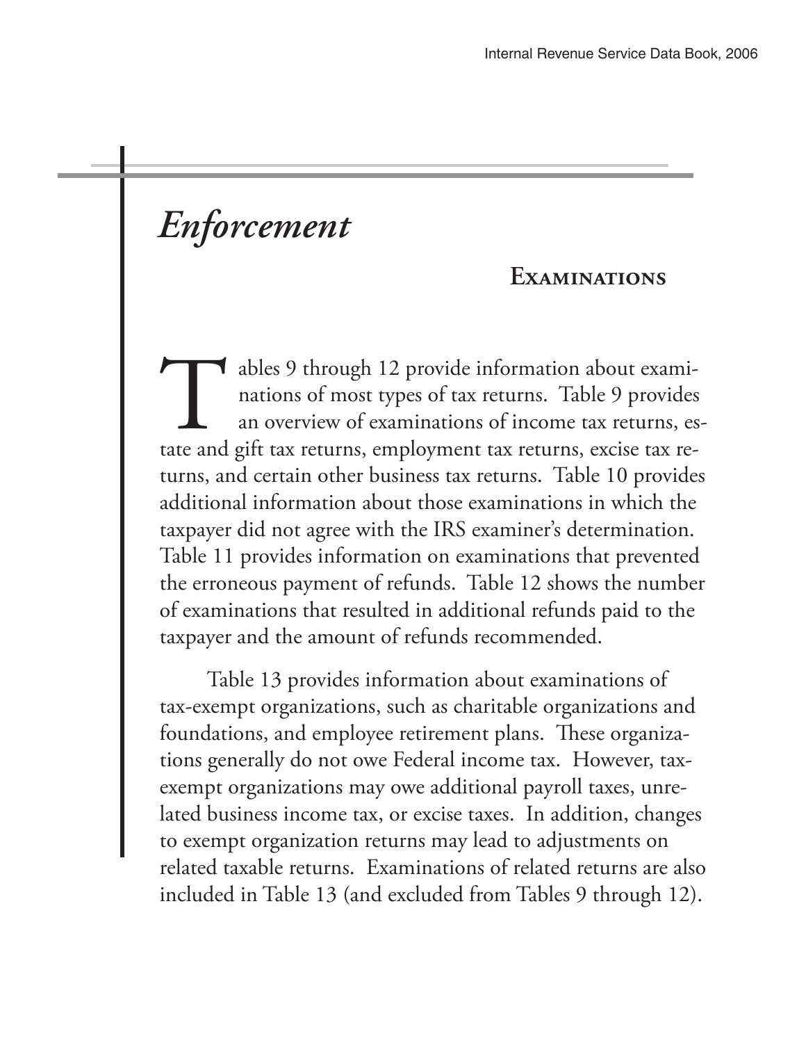# *Enforcement*

## Examinations

Tables 9 through 12 provide information about examinations of most types of tax returns. Table 9 provides an overview of examinations of income tax returns, estate and gift tax returns, employment tax returns, excise tax returns, and certain other business tax returns. Table 10 provides additional information about those examinations in which the taxpayer did not agree with the IRS examiner's determination. Table 11 provides information on examinations that prevented the erroneous payment of refunds. Table 12 shows the number of examinations that resulted in additional refunds paid to the taxpayer and the amount of refunds recommended.

Table 13 provides information about examinations of tax-exempt organizations, such as charitable organizations and foundations, and employee retirement plans. These organizations generally do not owe Federal income tax. However, tax-exempt organizations may owe additional payroll taxes, unrelated business income tax, or excise taxes. In addition, changes to exempt organization returns may lead to adjustments on related taxable returns. Examinations of related returns are also included in Table 13 (and excluded from Tables 9 through 12).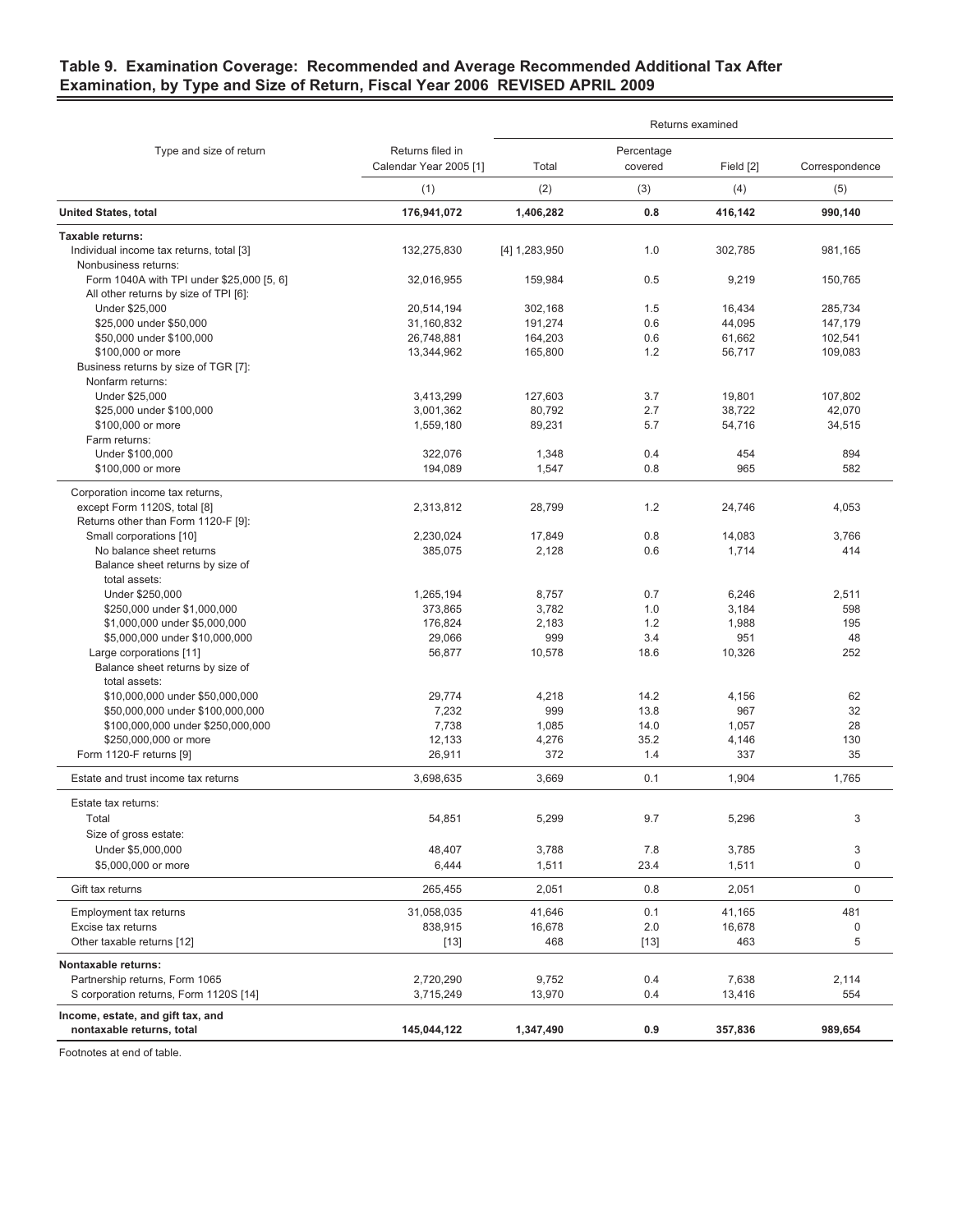## Table 9. Examination Coverage: Recommended and Average Recommended Additional Tax After Examination, by Type and Size of Return, Fiscal Year 2006 REVISED APRIL 2009

| Type and size of return | Returns filed in Calendar Year 2005 [1] | Returns examined | | | |
|---|---|---|---|---|---|
| | | Total | Percentage covered | Field [2] | Correspondence |
| | (1) | (2) | (3) | (4) | (5) |
| **United States, total** | **176,941,072** | **1,406,282** | **0.8** | **416,142** | **990,140** |
| **Taxable returns:** | | | | | |
| Individual income tax returns, total [3] | 132,275,830 | [4] 1,283,950 | 1.0 | 302,785 | 981,165 |
| Nonbusiness returns: | | | | | |
| Form 1040A with TPI under $25,000 [5, 6] | 32,016,955 | 159,984 | 0.5 | 9,219 | 150,765 |
| All other returns by size of TPI [6]: | | | | | |
| Under $25,000 | 20,514,194 | 302,168 | 1.5 | 16,434 | 285,734 |
| $25,000 under $50,000 | 31,160,832 | 191,274 | 0.6 | 44,095 | 147,179 |
| $50,000 under $100,000 | 26,748,881 | 164,203 | 0.6 | 61,662 | 102,541 |
| $100,000 or more | 13,344,962 | 165,800 | 1.2 | 56,717 | 109,083 |
| Business returns by size of TGR [7]: | | | | | |
| Nonfarm returns: | | | | | |
| Under $25,000 | 3,413,299 | 127,603 | 3.7 | 19,801 | 107,802 |
| $25,000 under $100,000 | 3,001,362 | 80,792 | 2.7 | 38,722 | 42,070 |
| $100,000 or more | 1,559,180 | 89,231 | 5.7 | 54,716 | 34,515 |
| Farm returns: | | | | | |
| Under $100,000 | 322,076 | 1,348 | 0.4 | 454 | 894 |
| $100,000 or more | 194,089 | 1,547 | 0.8 | 965 | 582 |
| Corporation income tax returns, except Form 1120S, total [8] | 2,313,812 | 28,799 | 1.2 | 24,746 | 4,053 |
| Returns other than Form 1120-F [9]: | | | | | |
| Small corporations [10] | 2,230,024 | 17,849 | 0.8 | 14,083 | 3,766 |
| No balance sheet returns | 385,075 | 2,128 | 0.6 | 1,714 | 414 |
| Balance sheet returns by size of total assets: | | | | | |
| Under $250,000 | 1,265,194 | 8,757 | 0.7 | 6,246 | 2,511 |
| $250,000 under $1,000,000 | 373,865 | 3,782 | 1.0 | 3,184 | 598 |
| $1,000,000 under $5,000,000 | 176,824 | 2,183 | 1.2 | 1,988 | 195 |
| $5,000,000 under $10,000,000 | 29,066 | 999 | 3.4 | 951 | 48 |
| Large corporations [11] | 56,877 | 10,578 | 18.6 | 10,326 | 252 |
| Balance sheet returns by size of total assets: | | | | | |
| $10,000,000 under $50,000,000 | 29,774 | 4,218 | 14.2 | 4,156 | 62 |
| $50,000,000 under $100,000,000 | 7,232 | 999 | 13.8 | 967 | 32 |
| $100,000,000 under $250,000,000 | 7,738 | 1,085 | 14.0 | 1,057 | 28 |
| $250,000,000 or more | 12,133 | 4,276 | 35.2 | 4,146 | 130 |
| Form 1120-F returns [9] | 26,911 | 372 | 1.4 | 337 | 35 |
| Estate and trust income tax returns | 3,698,635 | 3,669 | 0.1 | 1,904 | 1,765 |
| Estate tax returns: | | | | | |
| Total | 54,851 | 5,299 | 9.7 | 5,296 | 3 |
| Size of gross estate: | | | | | |
| Under $5,000,000 | 48,407 | 3,788 | 7.8 | 3,785 | 3 |
| $5,000,000 or more | 6,444 | 1,511 | 23.4 | 1,511 | 0 |
| Gift tax returns | 265,455 | 2,051 | 0.8 | 2,051 | 0 |
| Employment tax returns | 31,058,035 | 41,646 | 0.1 | 41,165 | 481 |
| Excise tax returns | 838,915 | 16,678 | 2.0 | 16,678 | 0 |
| Other taxable returns [12] | [13] | 468 | [13] | 463 | 5 |
| **Nontaxable returns:** | | | | | |
| Partnership returns, Form 1065 | 2,720,290 | 9,752 | 0.4 | 7,638 | 2,114 |
| S corporation returns, Form 1120S [14] | 3,715,249 | 13,970 | 0.4 | 13,416 | 554 |
| **Income, estate, and gift tax, and nontaxable returns, total** | **145,044,122** | **1,347,490** | **0.9** | **357,836** | **989,654** |

Footnotes at end of table.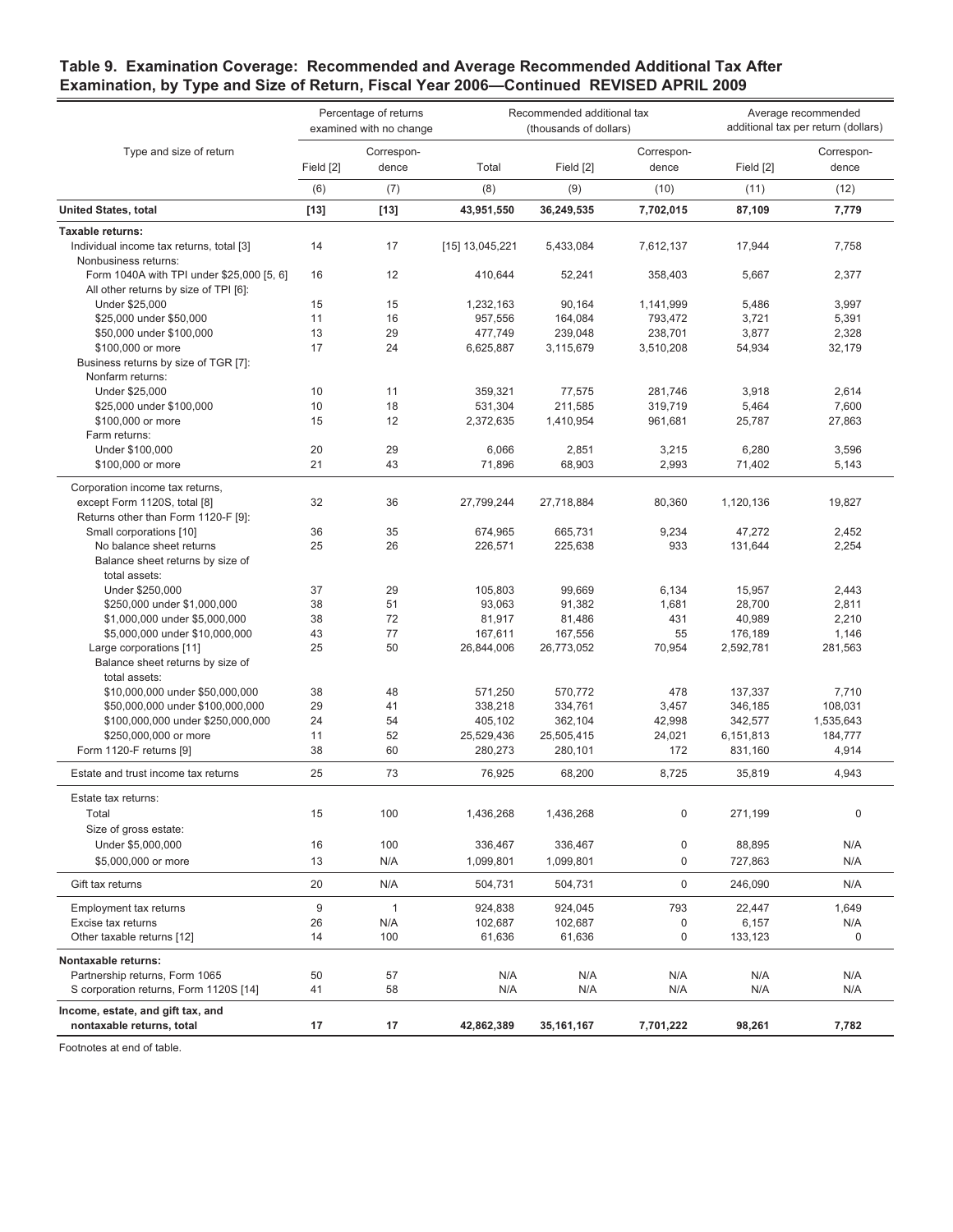**Table 9. Examination Coverage: Recommended and Average Recommended Additional Tax After Examination, by Type and Size of Return, Fiscal Year 2006—Continued REVISED APRIL 2009**

| Type and size of return | Percentage of returns examined with no change | | Recommended additional tax (thousands of dollars) | | | Average recommended additional tax per return (dollars) | |
|---|---|---|---|---|---|---|---|
| | Field [2] | Correspon-dence | Total | Field [2] | Correspon-dence | Field [2] | Correspon-dence |
| | (6) | (7) | (8) | (9) | (10) | (11) | (12) |
| **United States, total** | **[13]** | **[13]** | **43,951,550** | **36,249,535** | **7,702,015** | **87,109** | **7,779** |
| **Taxable returns:** | | | | | | | |
| Individual income tax returns, total [3] | 14 | 17 | [15] 13,045,221 | 5,433,084 | 7,612,137 | 17,944 | 7,758 |
| Nonbusiness returns: | | | | | | | |
| Form 1040A with TPI under $25,000 [5, 6] | 16 | 12 | 410,644 | 52,241 | 358,403 | 5,667 | 2,377 |
| All other returns by size of TPI [6]: | | | | | | | |
| Under $25,000 | 15 | 15 | 1,232,163 | 90,164 | 1,141,999 | 5,486 | 3,997 |
| $25,000 under $50,000 | 11 | 16 | 957,556 | 164,084 | 793,472 | 3,721 | 5,391 |
| $50,000 under $100,000 | 13 | 29 | 477,749 | 239,048 | 238,701 | 3,877 | 2,328 |
| $100,000 or more | 17 | 24 | 6,625,887 | 3,115,679 | 3,510,208 | 54,934 | 32,179 |
| Business returns by size of TGR [7]: | | | | | | | |
| Nonfarm returns: | | | | | | | |
| Under $25,000 | 10 | 11 | 359,321 | 77,575 | 281,746 | 3,918 | 2,614 |
| $25,000 under $100,000 | 10 | 18 | 531,304 | 211,585 | 319,719 | 5,464 | 7,600 |
| $100,000 or more | 15 | 12 | 2,372,635 | 1,410,954 | 961,681 | 25,787 | 27,863 |
| Farm returns: | | | | | | | |
| Under $100,000 | 20 | 29 | 6,066 | 2,851 | 3,215 | 6,280 | 3,596 |
| $100,000 or more | 21 | 43 | 71,896 | 68,903 | 2,993 | 71,402 | 5,143 |
| Corporation income tax returns, except Form 1120S, total [8] | 32 | 36 | 27,799,244 | 27,718,884 | 80,360 | 1,120,136 | 19,827 |
| Returns other than Form 1120-F [9]: | | | | | | | |
| Small corporations [10] | 36 | 35 | 674,965 | 665,731 | 9,234 | 47,272 | 2,452 |
| No balance sheet returns | 25 | 26 | 226,571 | 225,638 | 933 | 131,644 | 2,254 |
| Balance sheet returns by size of total assets: | | | | | | | |
| Under $250,000 | 37 | 29 | 105,803 | 99,669 | 6,134 | 15,957 | 2,443 |
| $250,000 under $1,000,000 | 38 | 51 | 93,063 | 91,382 | 1,681 | 28,700 | 2,811 |
| $1,000,000 under $5,000,000 | 38 | 72 | 81,917 | 81,486 | 431 | 40,989 | 2,210 |
| $5,000,000 under $10,000,000 | 43 | 77 | 167,611 | 167,556 | 55 | 176,189 | 1,146 |
| Large corporations [11] | 25 | 50 | 26,844,006 | 26,773,052 | 70,954 | 2,592,781 | 281,563 |
| Balance sheet returns by size of total assets: | | | | | | | |
| $10,000,000 under $50,000,000 | 38 | 48 | 571,250 | 570,772 | 478 | 137,337 | 7,710 |
| $50,000,000 under $100,000,000 | 29 | 41 | 338,218 | 334,761 | 3,457 | 346,185 | 108,031 |
| $100,000,000 under $250,000,000 | 24 | 54 | 405,102 | 362,104 | 42,998 | 342,577 | 1,535,643 |
| $250,000,000 or more | 11 | 52 | 25,529,436 | 25,505,415 | 24,021 | 6,151,813 | 184,777 |
| Form 1120-F returns [9] | 38 | 60 | 280,273 | 280,101 | 172 | 831,160 | 4,914 |
| Estate and trust income tax returns | 25 | 73 | 76,925 | 68,200 | 8,725 | 35,819 | 4,943 |
| Estate tax returns: | | | | | | | |
| Total | 15 | 100 | 1,436,268 | 1,436,268 | 0 | 271,199 | 0 |
| Size of gross estate: | | | | | | | |
| Under $5,000,000 | 16 | 100 | 336,467 | 336,467 | 0 | 88,895 | N/A |
| $5,000,000 or more | 13 | N/A | 1,099,801 | 1,099,801 | 0 | 727,863 | N/A |
| Gift tax returns | 20 | N/A | 504,731 | 504,731 | 0 | 246,090 | N/A |
| Employment tax returns | 9 | 1 | 924,838 | 924,045 | 793 | 22,447 | 1,649 |
| Excise tax returns | 26 | N/A | 102,687 | 102,687 | 0 | 6,157 | N/A |
| Other taxable returns [12] | 14 | 100 | 61,636 | 61,636 | 0 | 133,123 | 0 |
| **Nontaxable returns:** | | | | | | | |
| Partnership returns, Form 1065 | 50 | 57 | N/A | N/A | N/A | N/A | N/A |
| S corporation returns, Form 1120S [14] | 41 | 58 | N/A | N/A | N/A | N/A | N/A |
| **Income, estate, and gift tax, and nontaxable returns, total** | **17** | **17** | **42,862,389** | **35,161,167** | **7,701,222** | **98,261** | **7,782** |

Footnotes at end of table.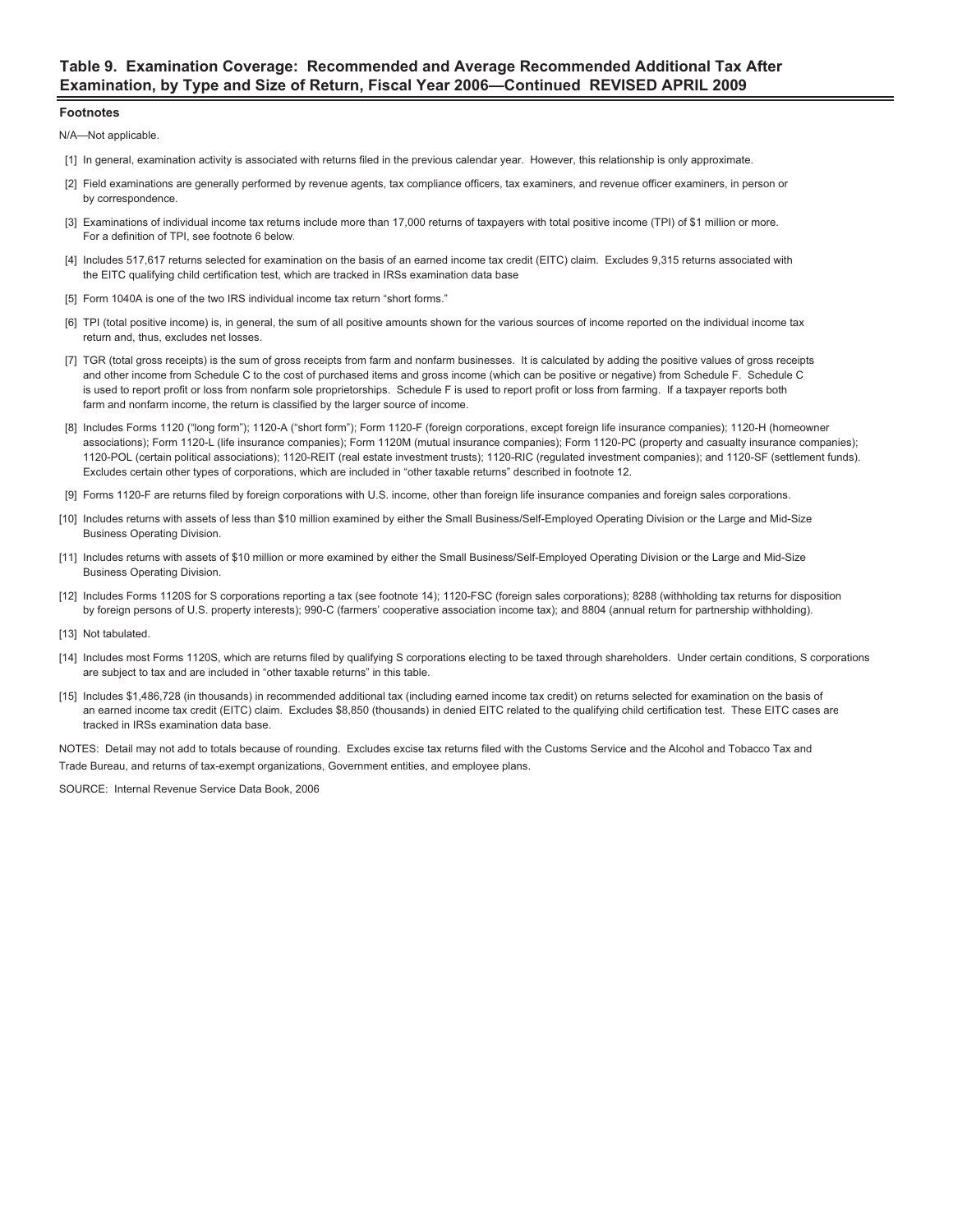## Table 9. Examination Coverage: Recommended and Average Recommended Additional Tax After Examination, by Type and Size of Return, Fiscal Year 2006—Continued REVISED APRIL 2009

**Footnotes**

N/A—Not applicable.

[1] In general, examination activity is associated with returns filed in the previous calendar year. However, this relationship is only approximate.

[2] Field examinations are generally performed by revenue agents, tax compliance officers, tax examiners, and revenue officer examiners, in person or by correspondence.

[3] Examinations of individual income tax returns include more than 17,000 returns of taxpayers with total positive income (TPI) of $1 million or more. For a definition of TPI, see footnote 6 below.

[4] Includes 517,617 returns selected for examination on the basis of an earned income tax credit (EITC) claim. Excludes 9,315 returns associated with the EITC qualifying child certification test, which are tracked in IRSs examination data base

[5] Form 1040A is one of the two IRS individual income tax return "short forms."

[6] TPI (total positive income) is, in general, the sum of all positive amounts shown for the various sources of income reported on the individual income tax return and, thus, excludes net losses.

[7] TGR (total gross receipts) is the sum of gross receipts from farm and nonfarm businesses. It is calculated by adding the positive values of gross receipts and other income from Schedule C to the cost of purchased items and gross income (which can be positive or negative) from Schedule F. Schedule C is used to report profit or loss from nonfarm sole proprietorships. Schedule F is used to report profit or loss from farming. If a taxpayer reports both farm and nonfarm income, the return is classified by the larger source of income.

[8] Includes Forms 1120 ("long form"); 1120-A ("short form"); Form 1120-F (foreign corporations, except foreign life insurance companies); 1120-H (homeowner associations); Form 1120-L (life insurance companies); Form 1120M (mutual insurance companies); Form 1120-PC (property and casualty insurance companies); 1120-POL (certain political associations); 1120-REIT (real estate investment trusts); 1120-RIC (regulated investment companies); and 1120-SF (settlement funds). Excludes certain other types of corporations, which are included in "other taxable returns" described in footnote 12.

[9] Forms 1120-F are returns filed by foreign corporations with U.S. income, other than foreign life insurance companies and foreign sales corporations.

[10] Includes returns with assets of less than $10 million examined by either the Small Business/Self-Employed Operating Division or the Large and Mid-Size Business Operating Division.

[11] Includes returns with assets of $10 million or more examined by either the Small Business/Self-Employed Operating Division or the Large and Mid-Size Business Operating Division.

[12] Includes Forms 1120S for S corporations reporting a tax (see footnote 14); 1120-FSC (foreign sales corporations); 8288 (withholding tax returns for disposition by foreign persons of U.S. property interests); 990-C (farmers' cooperative association income tax); and 8804 (annual return for partnership withholding).

[13] Not tabulated.

[14] Includes most Forms 1120S, which are returns filed by qualifying S corporations electing to be taxed through shareholders. Under certain conditions, S corporations are subject to tax and are included in "other taxable returns" in this table.

[15] Includes $1,486,728 (in thousands) in recommended additional tax (including earned income tax credit) on returns selected for examination on the basis of an earned income tax credit (EITC) claim. Excludes $8,850 (thousands) in denied EITC related to the qualifying child certification test. These EITC cases are tracked in IRSs examination data base.

NOTES: Detail may not add to totals because of rounding. Excludes excise tax returns filed with the Customs Service and the Alcohol and Tobacco Tax and Trade Bureau, and returns of tax-exempt organizations, Government entities, and employee plans.

SOURCE: Internal Revenue Service Data Book, 2006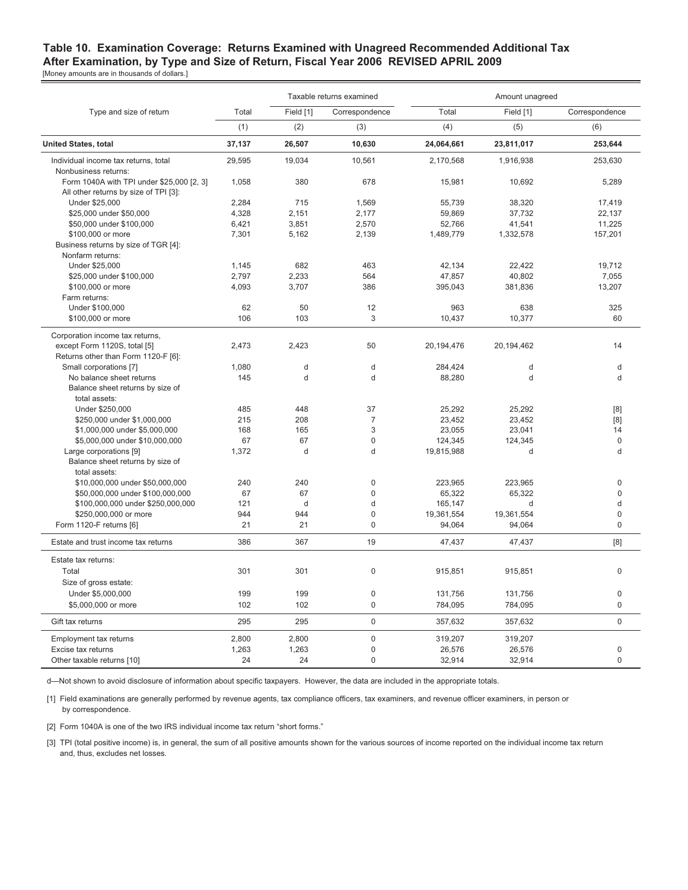## Table 10. Examination Coverage: Returns Examined with Unagreed Recommended Additional Tax After Examination, by Type and Size of Return, Fiscal Year 2006 REVISED APRIL 2009

[Money amounts are in thousands of dollars.]

| Type and size of return | Taxable returns examined | | | Amount unagreed | | |
|---|---|---|---|---|---|---|
| | Total | Field [1] | Correspondence | Total | Field [1] | Correspondence |
| | (1) | (2) | (3) | (4) | (5) | (6) |
| **United States, total** | **37,137** | **26,507** | **10,630** | **24,064,661** | **23,811,017** | **253,644** |
| Individual income tax returns, total | 29,595 | 19,034 | 10,561 | 2,170,568 | 1,916,938 | 253,630 |
| Nonbusiness returns: | | | | | | |
| Form 1040A with TPI under $25,000 [2, 3] | 1,058 | 380 | 678 | 15,981 | 10,692 | 5,289 |
| All other returns by size of TPI [3]: | | | | | | |
| Under $25,000 | 2,284 | 715 | 1,569 | 55,739 | 38,320 | 17,419 |
| $25,000 under $50,000 | 4,328 | 2,151 | 2,177 | 59,869 | 37,732 | 22,137 |
| $50,000 under $100,000 | 6,421 | 3,851 | 2,570 | 52,766 | 41,541 | 11,225 |
| $100,000 or more | 7,301 | 5,162 | 2,139 | 1,489,779 | 1,332,578 | 157,201 |
| Business returns by size of TGR [4]: | | | | | | |
| Nonfarm returns: | | | | | | |
| Under $25,000 | 1,145 | 682 | 463 | 42,134 | 22,422 | 19,712 |
| $25,000 under $100,000 | 2,797 | 2,233 | 564 | 47,857 | 40,802 | 7,055 |
| $100,000 or more | 4,093 | 3,707 | 386 | 395,043 | 381,836 | 13,207 |
| Farm returns: | | | | | | |
| Under $100,000 | 62 | 50 | 12 | 963 | 638 | 325 |
| $100,000 or more | 106 | 103 | 3 | 10,437 | 10,377 | 60 |
| Corporation income tax returns, except Form 1120S, total [5] | 2,473 | 2,423 | 50 | 20,194,476 | 20,194,462 | 14 |
| Returns other than Form 1120-F [6]: | | | | | | |
| Small corporations [7] | 1,080 | d | d | 284,424 | d | d |
| No balance sheet returns | 145 | d | d | 88,280 | d | d |
| Balance sheet returns by size of total assets: | | | | | | |
| Under $250,000 | 485 | 448 | 37 | 25,292 | 25,292 | [8] |
| $250,000 under $1,000,000 | 215 | 208 | 7 | 23,452 | 23,452 | [8] |
| $1,000,000 under $5,000,000 | 168 | 165 | 3 | 23,055 | 23,041 | 14 |
| $5,000,000 under $10,000,000 | 67 | 67 | 0 | 124,345 | 124,345 | 0 |
| Large corporations [9] | 1,372 | d | d | 19,815,988 | d | d |
| Balance sheet returns by size of total assets: | | | | | | |
| $10,000,000 under $50,000,000 | 240 | 240 | 0 | 223,965 | 223,965 | 0 |
| $50,000,000 under $100,000,000 | 67 | 67 | 0 | 65,322 | 65,322 | 0 |
| $100,000,000 under $250,000,000 | 121 | d | d | 165,147 | d | d |
| $250,000,000 or more | 944 | 944 | 0 | 19,361,554 | 19,361,554 | 0 |
| Form 1120-F returns [6] | 21 | 21 | 0 | 94,064 | 94,064 | 0 |
| Estate and trust income tax returns | 386 | 367 | 19 | 47,437 | 47,437 | [8] |
| Estate tax returns: | | | | | | |
| Total | 301 | 301 | 0 | 915,851 | 915,851 | 0 |
| Size of gross estate: | | | | | | |
| Under $5,000,000 | 199 | 199 | 0 | 131,756 | 131,756 | 0 |
| $5,000,000 or more | 102 | 102 | 0 | 784,095 | 784,095 | 0 |
| Gift tax returns | 295 | 295 | 0 | 357,632 | 357,632 | 0 |
| Employment tax returns | 2,800 | 2,800 | 0 | 319,207 | 319,207 | |
| Excise tax returns | 1,263 | 1,263 | 0 | 26,576 | 26,576 | 0 |
| Other taxable returns [10] | 24 | 24 | 0 | 32,914 | 32,914 | 0 |

d—Not shown to avoid disclosure of information about specific taxpayers. However, the data are included in the appropriate totals.

[1] Field examinations are generally performed by revenue agents, tax compliance officers, tax examiners, and revenue officer examiners, in person or by correspondence.

[2] Form 1040A is one of the two IRS individual income tax return "short forms."

[3] TPI (total positive income) is, in general, the sum of all positive amounts shown for the various sources of income reported on the individual income tax return and, thus, excludes net losses.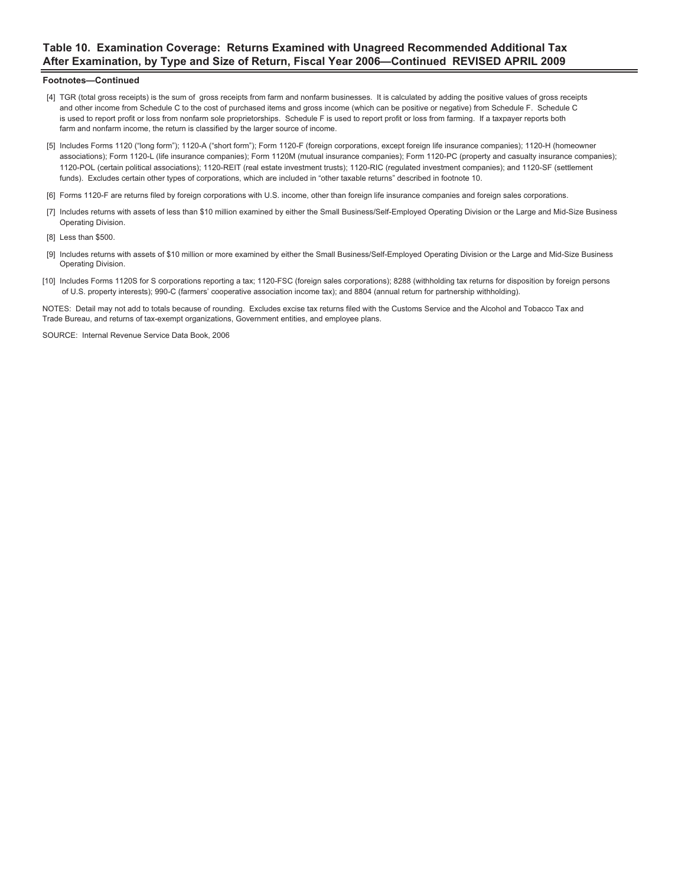## Table 10. Examination Coverage: Returns Examined with Unagreed Recommended Additional Tax After Examination, by Type and Size of Return, Fiscal Year 2006—Continued REVISED APRIL 2009

**Footnotes—Continued**

[4] TGR (total gross receipts) is the sum of gross receipts from farm and nonfarm businesses. It is calculated by adding the positive values of gross receipts and other income from Schedule C to the cost of purchased items and gross income (which can be positive or negative) from Schedule F. Schedule C is used to report profit or loss from nonfarm sole proprietorships. Schedule F is used to report profit or loss from farming. If a taxpayer reports both farm and nonfarm income, the return is classified by the larger source of income.

[5] Includes Forms 1120 ("long form"); 1120-A ("short form"); Form 1120-F (foreign corporations, except foreign life insurance companies); 1120-H (homeowner associations); Form 1120-L (life insurance companies); Form 1120M (mutual insurance companies); Form 1120-PC (property and casualty insurance companies); 1120-POL (certain political associations); 1120-REIT (real estate investment trusts); 1120-RIC (regulated investment companies); and 1120-SF (settlement funds). Excludes certain other types of corporations, which are included in "other taxable returns" described in footnote 10.

[6] Forms 1120-F are returns filed by foreign corporations with U.S. income, other than foreign life insurance companies and foreign sales corporations.

[7] Includes returns with assets of less than $10 million examined by either the Small Business/Self-Employed Operating Division or the Large and Mid-Size Business Operating Division.

[8] Less than $500.

[9] Includes returns with assets of $10 million or more examined by either the Small Business/Self-Employed Operating Division or the Large and Mid-Size Business Operating Division.

[10] Includes Forms 1120S for S corporations reporting a tax; 1120-FSC (foreign sales corporations); 8288 (withholding tax returns for disposition by foreign persons of U.S. property interests); 990-C (farmers' cooperative association income tax); and 8804 (annual return for partnership withholding).

NOTES: Detail may not add to totals because of rounding. Excludes excise tax returns filed with the Customs Service and the Alcohol and Tobacco Tax and Trade Bureau, and returns of tax-exempt organizations, Government entities, and employee plans.

SOURCE: Internal Revenue Service Data Book, 2006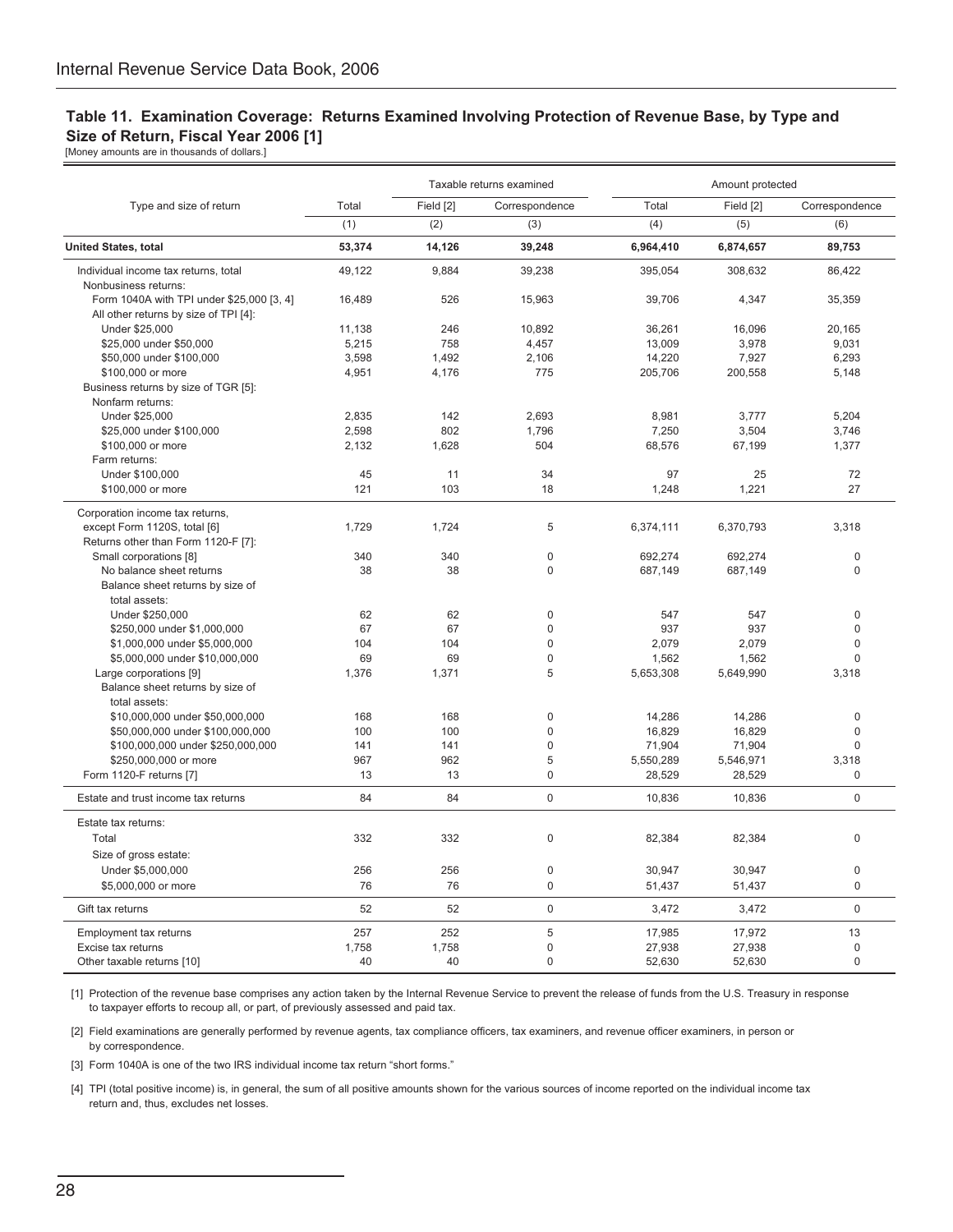## Table 11. Examination Coverage: Returns Examined Involving Protection of Revenue Base, by Type and Size of Return, Fiscal Year 2006 [1]

[Money amounts are in thousands of dollars.]

| Type and size of return | Taxable returns examined | | | Amount protected | | |
|---|---|---|---|---|---|---|
| | Total | Field [2] | Correspondence | Total | Field [2] | Correspondence |
| | (1) | (2) | (3) | (4) | (5) | (6) |
| **United States, total** | **53,374** | **14,126** | **39,248** | **6,964,410** | **6,874,657** | **89,753** |
| Individual income tax returns, total | 49,122 | 9,884 | 39,238 | 395,054 | 308,632 | 86,422 |
| Nonbusiness returns: | | | | | | |
| Form 1040A with TPI under $25,000 [3, 4] | 16,489 | 526 | 15,963 | 39,706 | 4,347 | 35,359 |
| All other returns by size of TPI [4]: | | | | | | |
| Under $25,000 | 11,138 | 246 | 10,892 | 36,261 | 16,096 | 20,165 |
| $25,000 under $50,000 | 5,215 | 758 | 4,457 | 13,009 | 3,978 | 9,031 |
| $50,000 under $100,000 | 3,598 | 1,492 | 2,106 | 14,220 | 7,927 | 6,293 |
| $100,000 or more | 4,951 | 4,176 | 775 | 205,706 | 200,558 | 5,148 |
| Business returns by size of TGR [5]: | | | | | | |
| Nonfarm returns: | | | | | | |
| Under $25,000 | 2,835 | 142 | 2,693 | 8,981 | 3,777 | 5,204 |
| $25,000 under $100,000 | 2,598 | 802 | 1,796 | 7,250 | 3,504 | 3,746 |
| $100,000 or more | 2,132 | 1,628 | 504 | 68,576 | 67,199 | 1,377 |
| Farm returns: | | | | | | |
| Under $100,000 | 45 | 11 | 34 | 97 | 25 | 72 |
| $100,000 or more | 121 | 103 | 18 | 1,248 | 1,221 | 27 |
| Corporation income tax returns, except Form 1120S, total [6] | 1,729 | 1,724 | 5 | 6,374,111 | 6,370,793 | 3,318 |
| Returns other than Form 1120-F [7]: | | | | | | |
| Small corporations [8] | 340 | 340 | 0 | 692,274 | 692,274 | 0 |
| No balance sheet returns | 38 | 38 | 0 | 687,149 | 687,149 | 0 |
| Balance sheet returns by size of total assets: | | | | | | |
| Under $250,000 | 62 | 62 | 0 | 547 | 547 | 0 |
| $250,000 under $1,000,000 | 67 | 67 | 0 | 937 | 937 | 0 |
| $1,000,000 under $5,000,000 | 104 | 104 | 0 | 2,079 | 2,079 | 0 |
| $5,000,000 under $10,000,000 | 69 | 69 | 0 | 1,562 | 1,562 | 0 |
| Large corporations [9] | 1,376 | 1,371 | 5 | 5,653,308 | 5,649,990 | 3,318 |
| Balance sheet returns by size of total assets: | | | | | | |
| $10,000,000 under $50,000,000 | 168 | 168 | 0 | 14,286 | 14,286 | 0 |
| $50,000,000 under $100,000,000 | 100 | 100 | 0 | 16,829 | 16,829 | 0 |
| $100,000,000 under $250,000,000 | 141 | 141 | 0 | 71,904 | 71,904 | 0 |
| $250,000,000 or more | 967 | 962 | 5 | 5,550,289 | 5,546,971 | 3,318 |
| Form 1120-F returns [7] | 13 | 13 | 0 | 28,529 | 28,529 | 0 |
| Estate and trust income tax returns | 84 | 84 | 0 | 10,836 | 10,836 | 0 |
| Estate tax returns: | | | | | | |
| Total | 332 | 332 | 0 | 82,384 | 82,384 | 0 |
| Size of gross estate: | | | | | | |
| Under $5,000,000 | 256 | 256 | 0 | 30,947 | 30,947 | 0 |
| $5,000,000 or more | 76 | 76 | 0 | 51,437 | 51,437 | 0 |
| Gift tax returns | 52 | 52 | 0 | 3,472 | 3,472 | 0 |
| Employment tax returns | 257 | 252 | 5 | 17,985 | 17,972 | 13 |
| Excise tax returns | 1,758 | 1,758 | 0 | 27,938 | 27,938 | 0 |
| Other taxable returns [10] | 40 | 40 | 0 | 52,630 | 52,630 | 0 |

[1] Protection of the revenue base comprises any action taken by the Internal Revenue Service to prevent the release of funds from the U.S. Treasury in response to taxpayer efforts to recoup all, or part, of previously assessed and paid tax.

[2] Field examinations are generally performed by revenue agents, tax compliance officers, tax examiners, and revenue officer examiners, in person or by correspondence.

[3] Form 1040A is one of the two IRS individual income tax return "short forms."

[4] TPI (total positive income) is, in general, the sum of all positive amounts shown for the various sources of income reported on the individual income tax return and, thus, excludes net losses.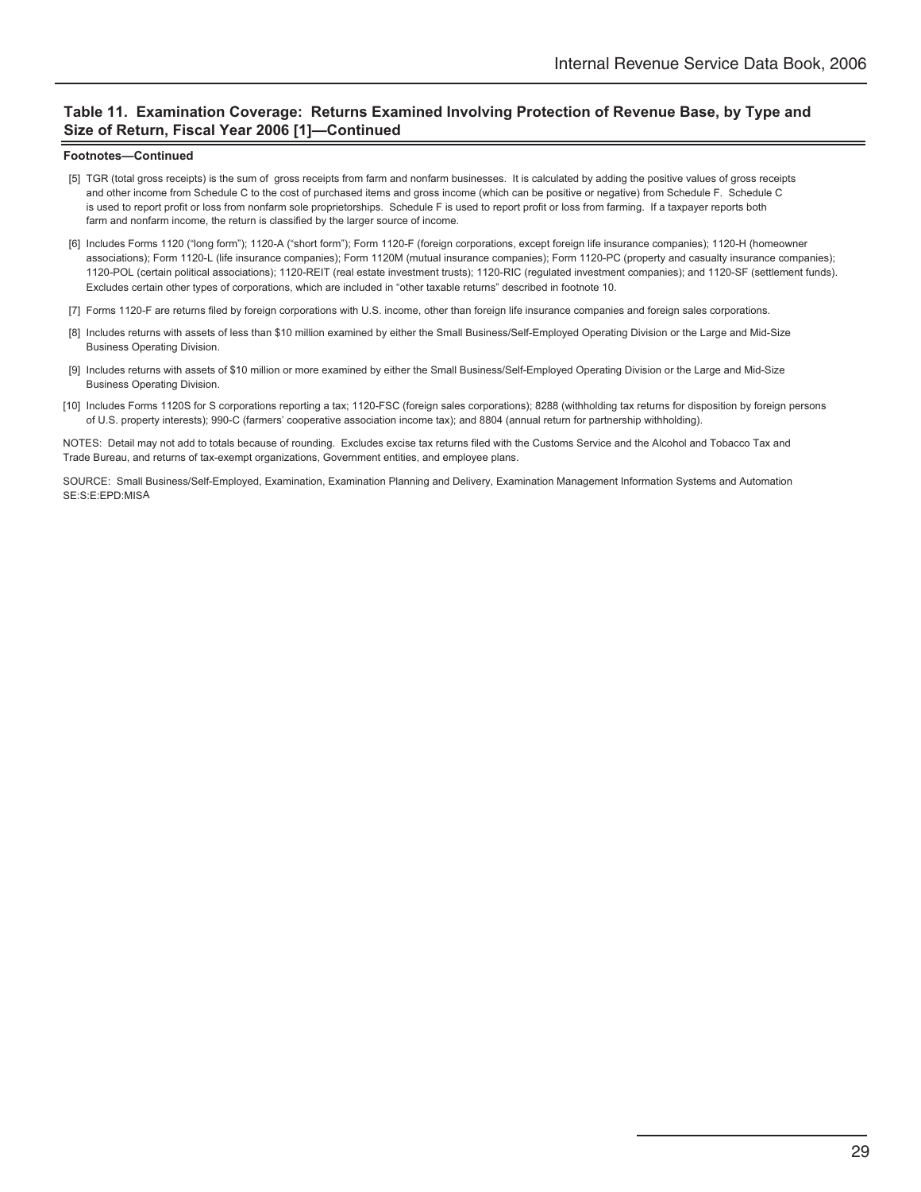## Table 11. Examination Coverage: Returns Examined Involving Protection of Revenue Base, by Type and Size of Return, Fiscal Year 2006 [1]—Continued

**Footnotes—Continued**

[5] TGR (total gross receipts) is the sum of gross receipts from farm and nonfarm businesses. It is calculated by adding the positive values of gross receipts and other income from Schedule C to the cost of purchased items and gross income (which can be positive or negative) from Schedule F. Schedule C is used to report profit or loss from nonfarm sole proprietorships. Schedule F is used to report profit or loss from farming. If a taxpayer reports both farm and nonfarm income, the return is classified by the larger source of income.

[6] Includes Forms 1120 ("long form"); 1120-A ("short form"); Form 1120-F (foreign corporations, except foreign life insurance companies); 1120-H (homeowner associations); Form 1120-L (life insurance companies); Form 1120M (mutual insurance companies); Form 1120-PC (property and casualty insurance companies); 1120-POL (certain political associations); 1120-REIT (real estate investment trusts); 1120-RIC (regulated investment companies); and 1120-SF (settlement funds). Excludes certain other types of corporations, which are included in "other taxable returns" described in footnote 10.

[7] Forms 1120-F are returns filed by foreign corporations with U.S. income, other than foreign life insurance companies and foreign sales corporations.

[8] Includes returns with assets of less than $10 million examined by either the Small Business/Self-Employed Operating Division or the Large and Mid-Size Business Operating Division.

[9] Includes returns with assets of $10 million or more examined by either the Small Business/Self-Employed Operating Division or the Large and Mid-Size Business Operating Division.

[10] Includes Forms 1120S for S corporations reporting a tax; 1120-FSC (foreign sales corporations); 8288 (withholding tax returns for disposition by foreign persons of U.S. property interests); 990-C (farmers' cooperative association income tax); and 8804 (annual return for partnership withholding).

NOTES: Detail may not add to totals because of rounding. Excludes excise tax returns filed with the Customs Service and the Alcohol and Tobacco Tax and Trade Bureau, and returns of tax-exempt organizations, Government entities, and employee plans.

SOURCE: Small Business/Self-Employed, Examination, Examination Planning and Delivery, Examination Management Information Systems and Automation SE:S:E:EPD:MISA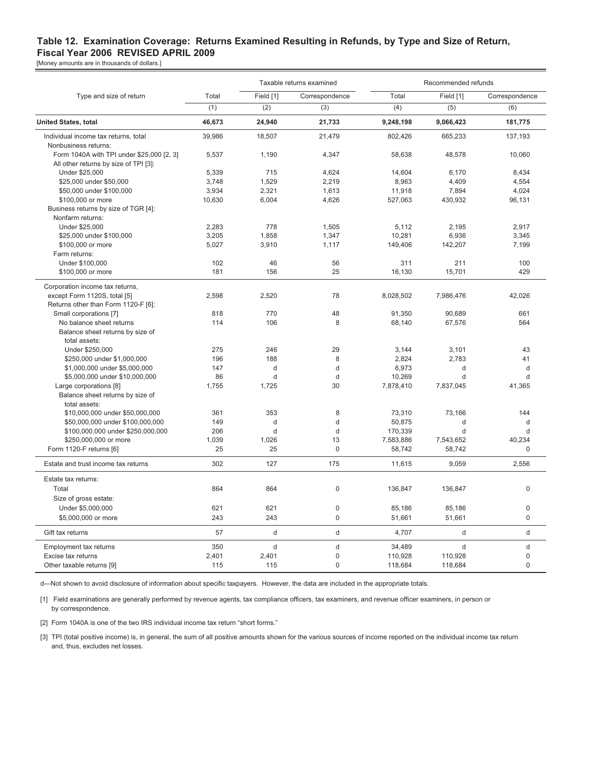# Table 12. Examination Coverage: Returns Examined Resulting in Refunds, by Type and Size of Return, Fiscal Year 2006 REVISED APRIL 2009

[Money amounts are in thousands of dollars.]

| Type and size of return | Taxable returns examined | | | Recommended refunds | | |
|---|---|---|---|---|---|---|
| | Total | Field [1] | Correspondence | Total | Field [1] | Correspondence |
| | (1) | (2) | (3) | (4) | (5) | (6) |
| **United States, total** | **46,673** | **24,940** | **21,733** | **9,248,198** | **9,066,423** | **181,775** |
| Individual income tax returns, total | 39,986 | 18,507 | 21,479 | 802,426 | 665,233 | 137,193 |
| Nonbusiness returns: | | | | | | |
| Form 1040A with TPI under $25,000 [2, 3] | 5,537 | 1,190 | 4,347 | 58,638 | 48,578 | 10,060 |
| All other returns by size of TPI [3]: | | | | | | |
| Under $25,000 | 5,339 | 715 | 4,624 | 14,604 | 6,170 | 8,434 |
| $25,000 under $50,000 | 3,748 | 1,529 | 2,219 | 8,963 | 4,409 | 4,554 |
| $50,000 under $100,000 | 3,934 | 2,321 | 1,613 | 11,918 | 7,894 | 4,024 |
| $100,000 or more | 10,630 | 6,004 | 4,626 | 527,063 | 430,932 | 96,131 |
| Business returns by size of TGR [4]: | | | | | | |
| Nonfarm returns: | | | | | | |
| Under $25,000 | 2,283 | 778 | 1,505 | 5,112 | 2,195 | 2,917 |
| $25,000 under $100,000 | 3,205 | 1,858 | 1,347 | 10,281 | 6,936 | 3,345 |
| $100,000 or more | 5,027 | 3,910 | 1,117 | 149,406 | 142,207 | 7,199 |
| Farm returns: | | | | | | |
| Under $100,000 | 102 | 46 | 56 | 311 | 211 | 100 |
| $100,000 or more | 181 | 156 | 25 | 16,130 | 15,701 | 429 |
| Corporation income tax returns, except Form 1120S, total [5] | 2,598 | 2,520 | 78 | 8,028,502 | 7,986,476 | 42,026 |
| Returns other than Form 1120-F [6]: | | | | | | |
| Small corporations [7] | 818 | 770 | 48 | 91,350 | 90,689 | 661 |
| No balance sheet returns | 114 | 106 | 8 | 68,140 | 67,576 | 564 |
| Balance sheet returns by size of total assets: | | | | | | |
| Under $250,000 | 275 | 246 | 29 | 3,144 | 3,101 | 43 |
| $250,000 under $1,000,000 | 196 | 188 | 8 | 2,824 | 2,783 | 41 |
| $1,000,000 under $5,000,000 | 147 | d | d | 6,973 | d | d |
| $5,000,000 under $10,000,000 | 86 | d | d | 10,269 | d | d |
| Large corporations [8] | 1,755 | 1,725 | 30 | 7,878,410 | 7,837,045 | 41,365 |
| Balance sheet returns by size of total assets: | | | | | | |
| $10,000,000 under $50,000,000 | 361 | 353 | 8 | 73,310 | 73,166 | 144 |
| $50,000,000 under $100,000,000 | 149 | d | d | 50,875 | d | d |
| $100,000,000 under $250,000,000 | 206 | d | d | 170,339 | d | d |
| $250,000,000 or more | 1,039 | 1,026 | 13 | 7,583,886 | 7,543,652 | 40,234 |
| Form 1120-F returns [6] | 25 | 25 | 0 | 58,742 | 58,742 | 0 |
| Estate and trust income tax returns | 302 | 127 | 175 | 11,615 | 9,059 | 2,556 |
| Estate tax returns: | | | | | | |
| Total | 864 | 864 | 0 | 136,847 | 136,847 | 0 |
| Size of gross estate: | | | | | | |
| Under $5,000,000 | 621 | 621 | 0 | 85,186 | 85,186 | 0 |
| $5,000,000 or more | 243 | 243 | 0 | 51,661 | 51,661 | 0 |
| Gift tax returns | 57 | d | d | 4,707 | d | d |
| Employment tax returns | 350 | d | d | 34,489 | d | d |
| Excise tax returns | 2,401 | 2,401 | 0 | 110,928 | 110,928 | 0 |
| Other taxable returns [9] | 115 | 115 | 0 | 118,684 | 118,684 | 0 |

d—Not shown to avoid disclosure of information about specific taxpayers. However, the data are included in the appropriate totals.

[1] Field examinations are generally performed by revenue agents, tax compliance officers, tax examiners, and revenue officer examiners, in person or by correspondence.

[2] Form 1040A is one of the two IRS individual income tax return "short forms."

[3] TPI (total positive income) is, in general, the sum of all positive amounts shown for the various sources of income reported on the individual income tax return and, thus, excludes net losses.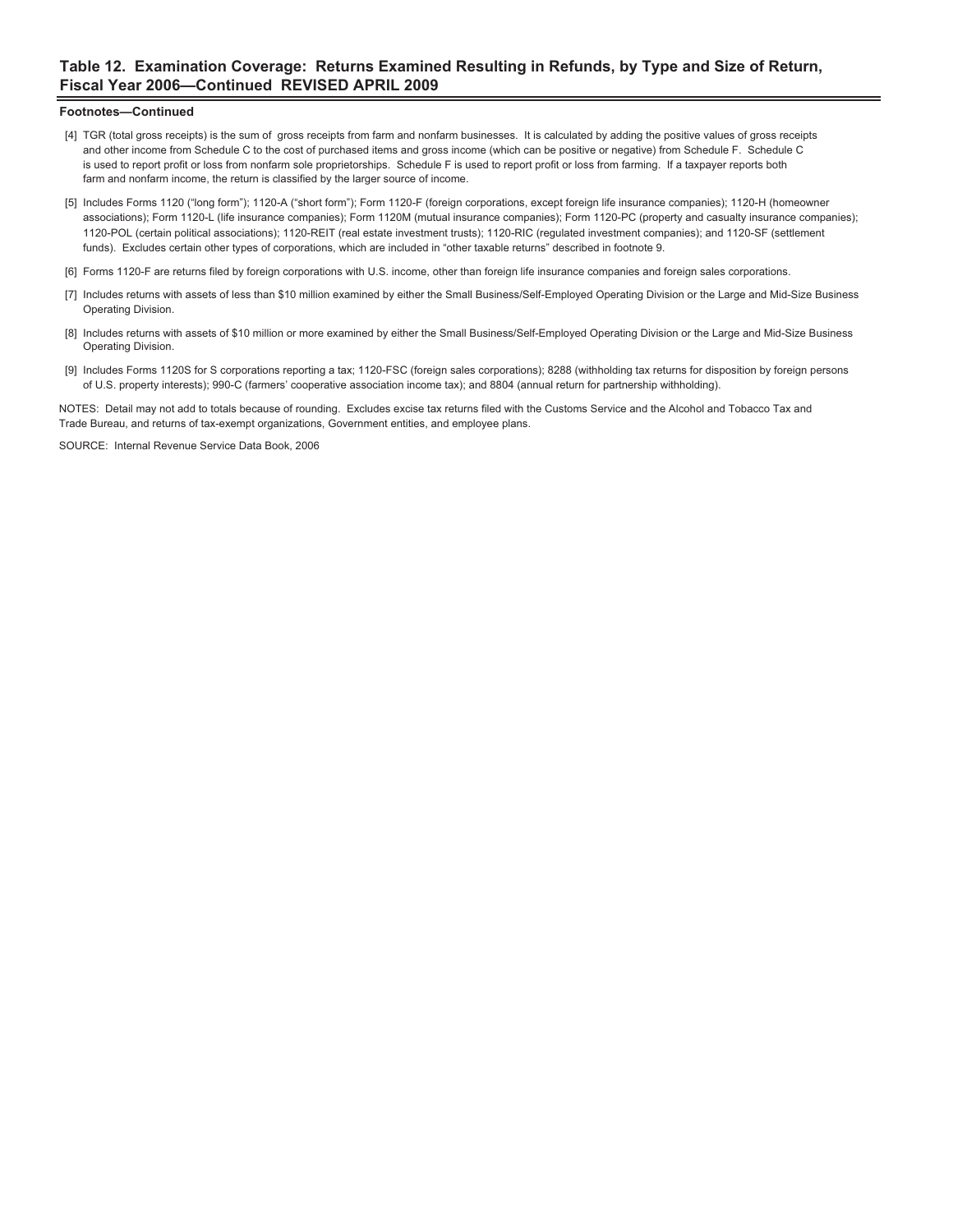## Table 12. Examination Coverage: Returns Examined Resulting in Refunds, by Type and Size of Return, Fiscal Year 2006—Continued REVISED APRIL 2009

**Footnotes—Continued**

[4] TGR (total gross receipts) is the sum of gross receipts from farm and nonfarm businesses. It is calculated by adding the positive values of gross receipts and other income from Schedule C to the cost of purchased items and gross income (which can be positive or negative) from Schedule F. Schedule C is used to report profit or loss from nonfarm sole proprietorships. Schedule F is used to report profit or loss from farming. If a taxpayer reports both farm and nonfarm income, the return is classified by the larger source of income.

[5] Includes Forms 1120 ("long form"); 1120-A ("short form"); Form 1120-F (foreign corporations, except foreign life insurance companies); 1120-H (homeowner associations); Form 1120-L (life insurance companies); Form 1120M (mutual insurance companies); Form 1120-PC (property and casualty insurance companies); 1120-POL (certain political associations); 1120-REIT (real estate investment trusts); 1120-RIC (regulated investment companies); and 1120-SF (settlement funds). Excludes certain other types of corporations, which are included in "other taxable returns" described in footnote 9.

[6] Forms 1120-F are returns filed by foreign corporations with U.S. income, other than foreign life insurance companies and foreign sales corporations.

[7] Includes returns with assets of less than $10 million examined by either the Small Business/Self-Employed Operating Division or the Large and Mid-Size Business Operating Division.

[8] Includes returns with assets of $10 million or more examined by either the Small Business/Self-Employed Operating Division or the Large and Mid-Size Business Operating Division.

[9] Includes Forms 1120S for S corporations reporting a tax; 1120-FSC (foreign sales corporations); 8288 (withholding tax returns for disposition by foreign persons of U.S. property interests); 990-C (farmers' cooperative association income tax); and 8804 (annual return for partnership withholding).

NOTES: Detail may not add to totals because of rounding. Excludes excise tax returns filed with the Customs Service and the Alcohol and Tobacco Tax and Trade Bureau, and returns of tax-exempt organizations, Government entities, and employee plans.

SOURCE: Internal Revenue Service Data Book, 2006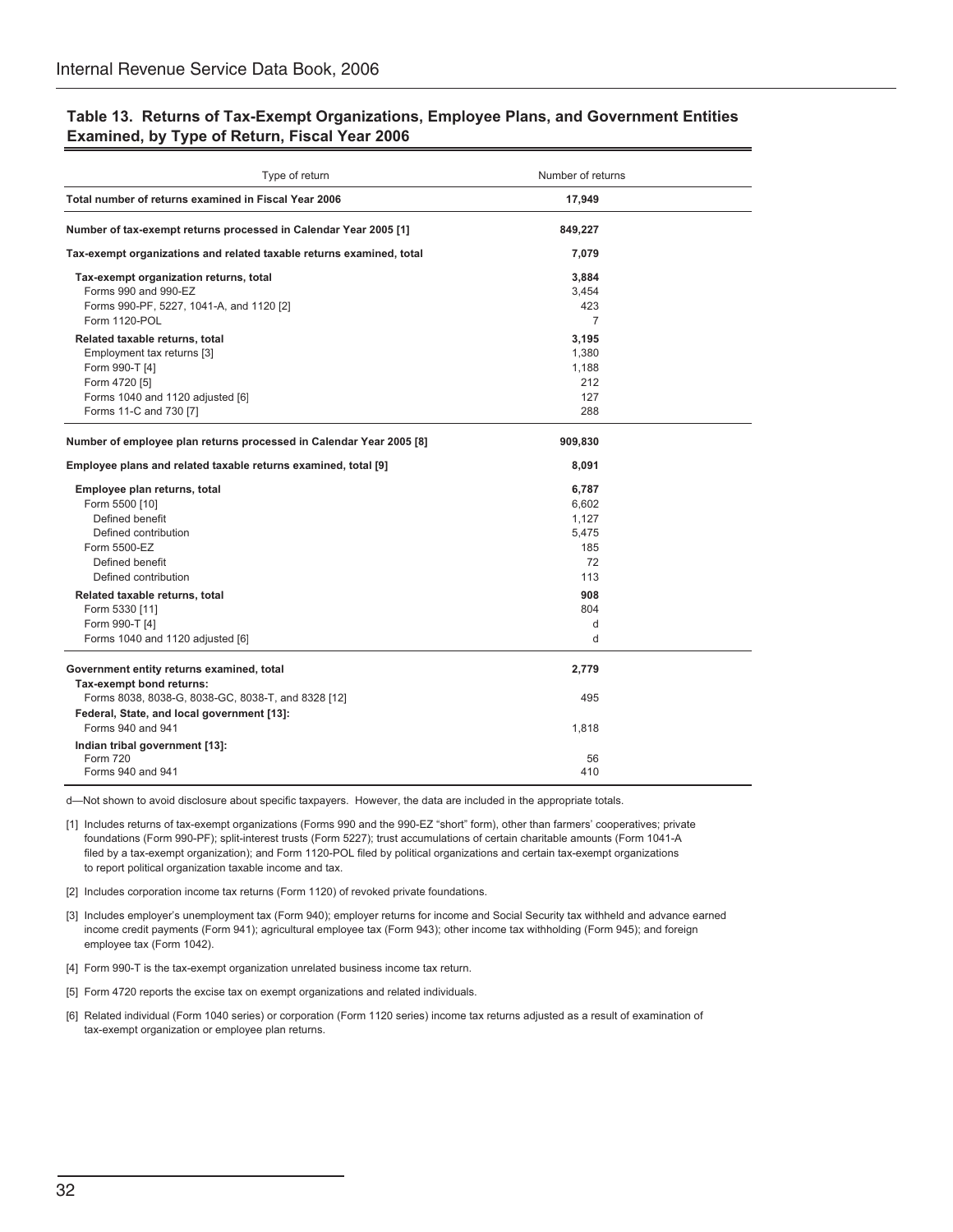## Table 13. Returns of Tax-Exempt Organizations, Employee Plans, and Government Entities Examined, by Type of Return, Fiscal Year 2006

| Type of return | Number of returns |
|---|---|
| **Total number of returns examined in Fiscal Year 2006** | **17,949** |
| **Number of tax-exempt returns processed in Calendar Year 2005 [1]** | **849,227** |
| **Tax-exempt organizations and related taxable returns examined, total** | **7,079** |
| **Tax-exempt organization returns, total** | **3,884** |
| Forms 990 and 990-EZ | 3,454 |
| Forms 990-PF, 5227, 1041-A, and 1120 [2] | 423 |
| Form 1120-POL | 7 |
| **Related taxable returns, total** | **3,195** |
| Employment tax returns [3] | 1,380 |
| Form 990-T [4] | 1,188 |
| Form 4720 [5] | 212 |
| Forms 1040 and 1120 adjusted [6] | 127 |
| Forms 11-C and 730 [7] | 288 |
| **Number of employee plan returns processed in Calendar Year 2005 [8]** | **909,830** |
| **Employee plans and related taxable returns examined, total [9]** | **8,091** |
| **Employee plan returns, total** | **6,787** |
| Form 5500 [10] | 6,602 |
| Defined benefit | 1,127 |
| Defined contribution | 5,475 |
| Form 5500-EZ | 185 |
| Defined benefit | 72 |
| Defined contribution | 113 |
| **Related taxable returns, total** | **908** |
| Form 5330 [11] | 804 |
| Form 990-T [4] | d |
| Forms 1040 and 1120 adjusted [6] | d |
| **Government entity returns examined, total** | **2,779** |
| **Tax-exempt bond returns:** | |
| Forms 8038, 8038-G, 8038-GC, 8038-T, and 8328 [12] | 495 |
| **Federal, State, and local government [13]:** | |
| Forms 940 and 941 | 1,818 |
| **Indian tribal government [13]:** | |
| Form 720 | 56 |
| Forms 940 and 941 | 410 |

d—Not shown to avoid disclosure about specific taxpayers. However, the data are included in the appropriate totals.

[1] Includes returns of tax-exempt organizations (Forms 990 and the 990-EZ "short" form), other than farmers' cooperatives; private foundations (Form 990-PF); split-interest trusts (Form 5227); trust accumulations of certain charitable amounts (Form 1041-A filed by a tax-exempt organization); and Form 1120-POL filed by political organizations and certain tax-exempt organizations to report political organization taxable income and tax.

[2] Includes corporation income tax returns (Form 1120) of revoked private foundations.

[3] Includes employer's unemployment tax (Form 940); employer returns for income and Social Security tax withheld and advance earned income credit payments (Form 941); agricultural employee tax (Form 943); other income tax withholding (Form 945); and foreign employee tax (Form 1042).

[4] Form 990-T is the tax-exempt organization unrelated business income tax return.

[5] Form 4720 reports the excise tax on exempt organizations and related individuals.

[6] Related individual (Form 1040 series) or corporation (Form 1120 series) income tax returns adjusted as a result of examination of tax-exempt organization or employee plan returns.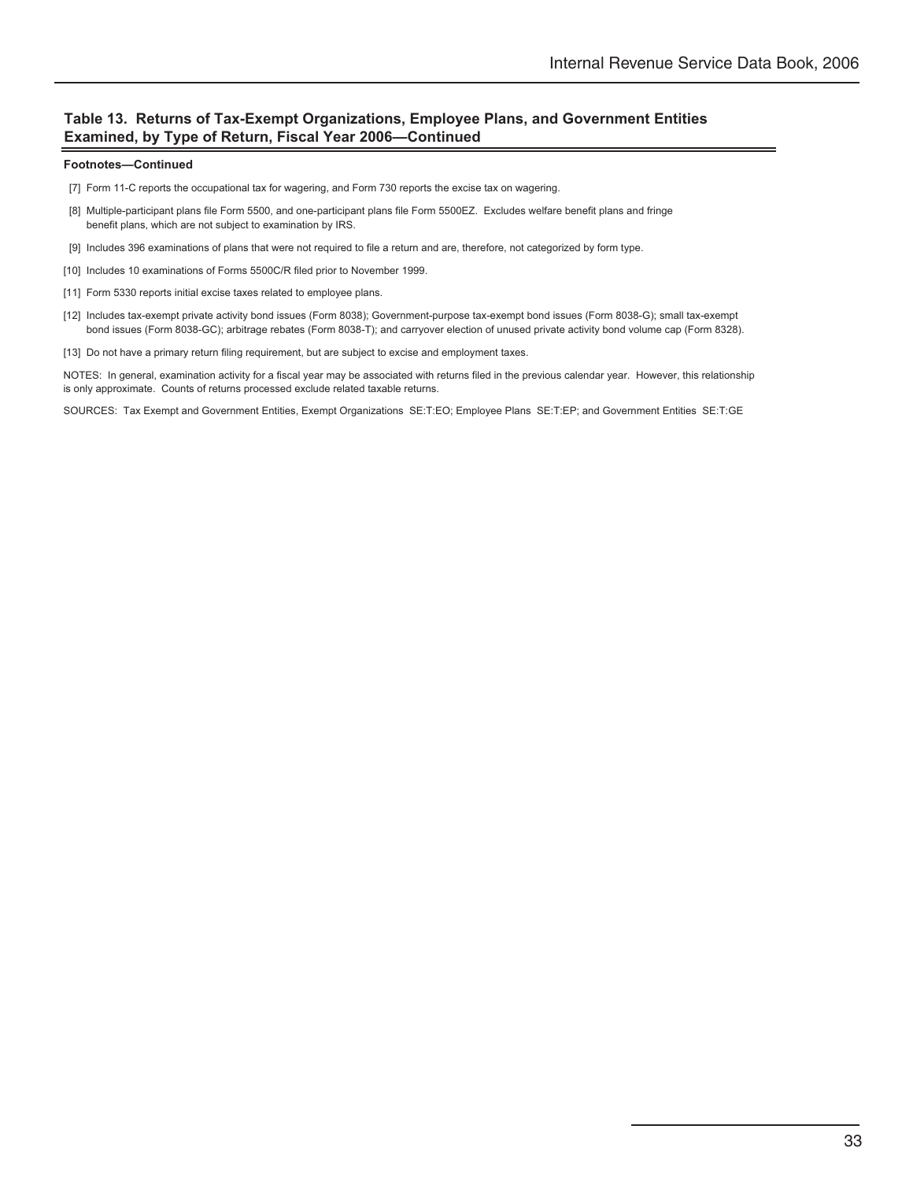## Table 13. Returns of Tax-Exempt Organizations, Employee Plans, and Government Entities Examined, by Type of Return, Fiscal Year 2006—Continued

**Footnotes—Continued**

[7] Form 11-C reports the occupational tax for wagering, and Form 730 reports the excise tax on wagering.

[8] Multiple-participant plans file Form 5500, and one-participant plans file Form 5500EZ. Excludes welfare benefit plans and fringe benefit plans, which are not subject to examination by IRS.

[9] Includes 396 examinations of plans that were not required to file a return and are, therefore, not categorized by form type.

[10] Includes 10 examinations of Forms 5500C/R filed prior to November 1999.

[11] Form 5330 reports initial excise taxes related to employee plans.

[12] Includes tax-exempt private activity bond issues (Form 8038); Government-purpose tax-exempt bond issues (Form 8038-G); small tax-exempt bond issues (Form 8038-GC); arbitrage rebates (Form 8038-T); and carryover election of unused private activity bond volume cap (Form 8328).

[13] Do not have a primary return filing requirement, but are subject to excise and employment taxes.

NOTES: In general, examination activity for a fiscal year may be associated with returns filed in the previous calendar year. However, this relationship is only approximate. Counts of returns processed exclude related taxable returns.

SOURCES: Tax Exempt and Government Entities, Exempt Organizations SE:T:EO; Employee Plans SE:T:EP; and Government Entities SE:T:GE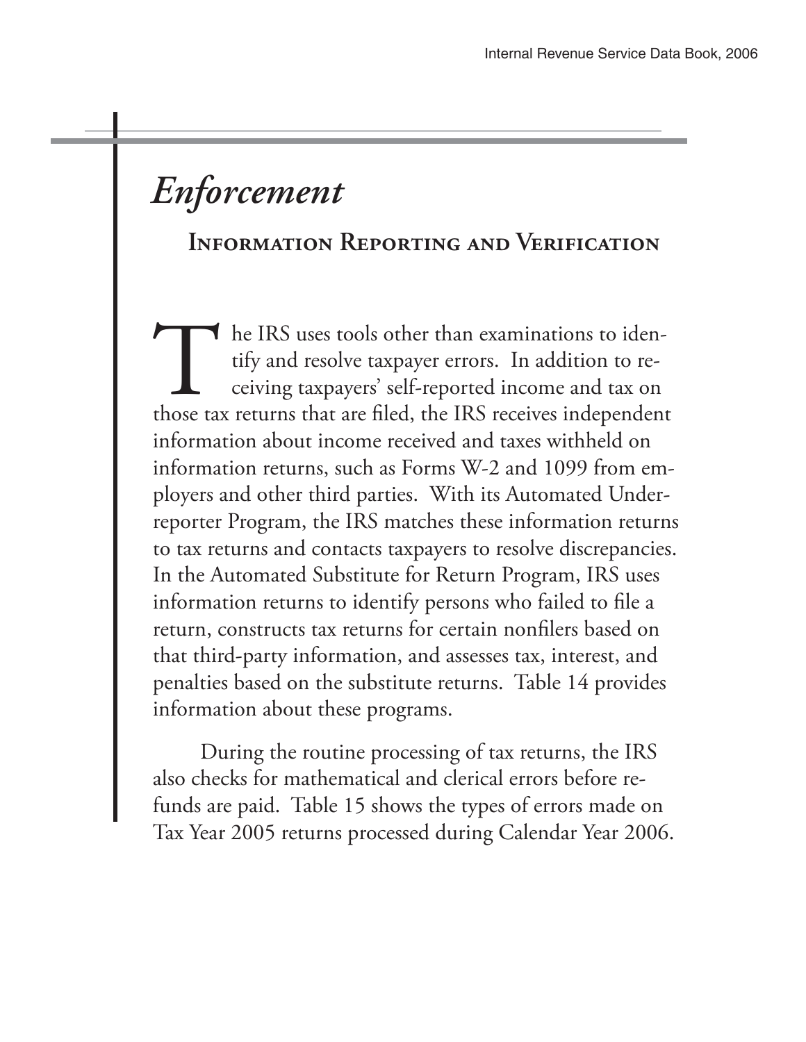# *Enforcement*

## Information Reporting and Verification

The IRS uses tools other than examinations to identify and resolve taxpayer errors. In addition to receiving taxpayers' self-reported income and tax on those tax returns that are filed, the IRS receives independent information about income received and taxes withheld on information returns, such as Forms W-2 and 1099 from employers and other third parties. With its Automated Underreporter Program, the IRS matches these information returns to tax returns and contacts taxpayers to resolve discrepancies. In the Automated Substitute for Return Program, IRS uses information returns to identify persons who failed to file a return, constructs tax returns for certain nonfilers based on that third-party information, and assesses tax, interest, and penalties based on the substitute returns. Table 14 provides information about these programs.

During the routine processing of tax returns, the IRS also checks for mathematical and clerical errors before refunds are paid. Table 15 shows the types of errors made on Tax Year 2005 returns processed during Calendar Year 2006.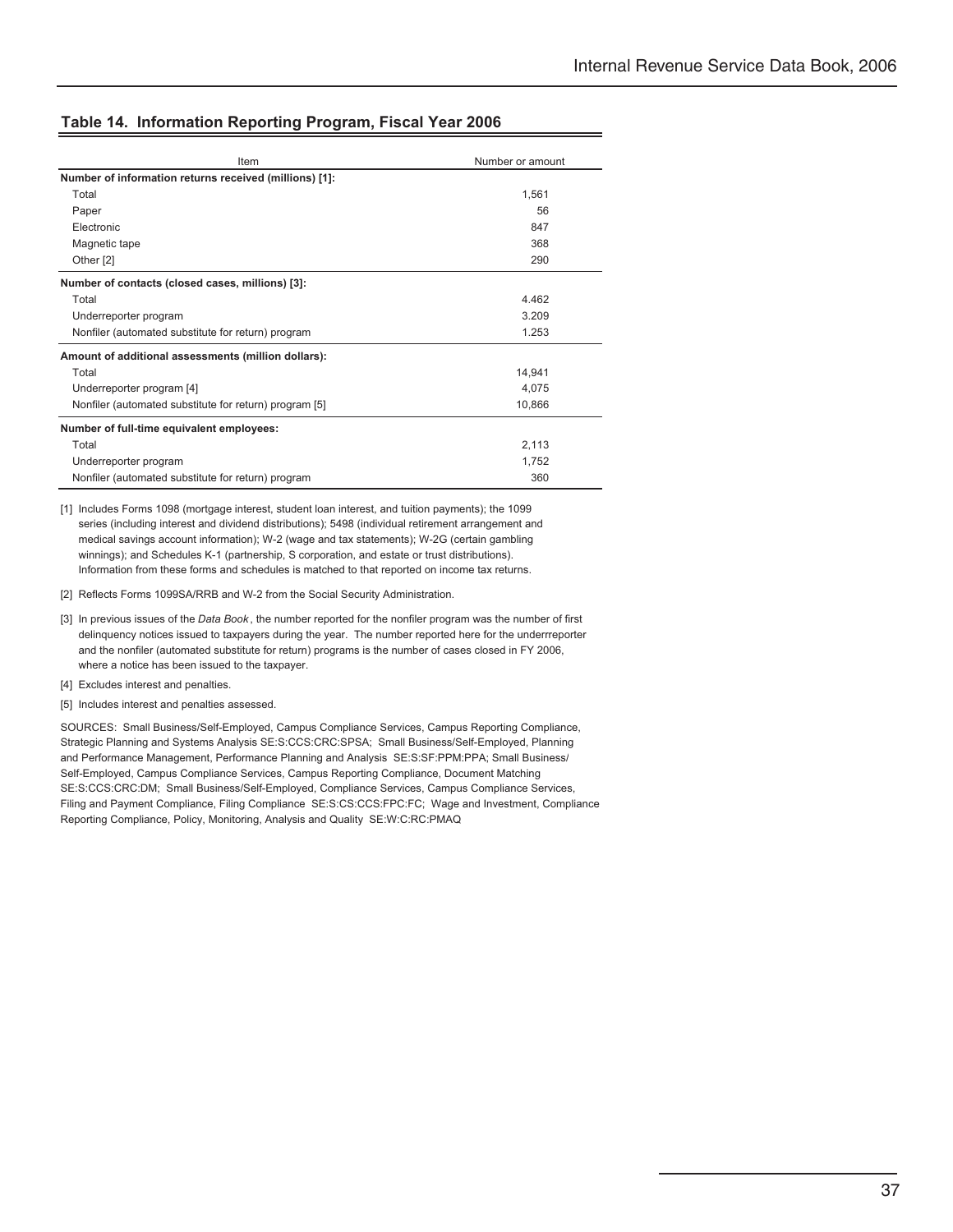## Table 14. Information Reporting Program, Fiscal Year 2006

| Item | Number or amount |
|---|---|
| **Number of information returns received (millions) [1]:** | |
| Total | 1,561 |
| Paper | 56 |
| Electronic | 847 |
| Magnetic tape | 368 |
| Other [2] | 290 |
| **Number of contacts (closed cases, millions) [3]:** | |
| Total | 4.462 |
| Underreporter program | 3.209 |
| Nonfiler (automated substitute for return) program | 1.253 |
| **Amount of additional assessments (million dollars):** | |
| Total | 14,941 |
| Underreporter program [4] | 4,075 |
| Nonfiler (automated substitute for return) program [5] | 10,866 |
| **Number of full-time equivalent employees:** | |
| Total | 2,113 |
| Underreporter program | 1,752 |
| Nonfiler (automated substitute for return) program | 360 |

[1] Includes Forms 1098 (mortgage interest, student loan interest, and tuition payments); the 1099 series (including interest and dividend distributions); 5498 (individual retirement arrangement and medical savings account information); W-2 (wage and tax statements); W-2G (certain gambling winnings); and Schedules K-1 (partnership, S corporation, and estate or trust distributions). Information from these forms and schedules is matched to that reported on income tax returns.

[2] Reflects Forms 1099SA/RRB and W-2 from the Social Security Administration.

[3] In previous issues of the *Data Book*, the number reported for the nonfiler program was the number of first delinquency notices issued to taxpayers during the year. The number reported here for the underrreporter and the nonfiler (automated substitute for return) programs is the number of cases closed in FY 2006, where a notice has been issued to the taxpayer.

[4] Excludes interest and penalties.

[5] Includes interest and penalties assessed.

SOURCES: Small Business/Self-Employed, Campus Compliance Services, Campus Reporting Compliance, Strategic Planning and Systems Analysis SE:S:CCS:CRC:SPSA; Small Business/Self-Employed, Planning and Performance Management, Performance Planning and Analysis SE:S:SF:PPM:PPA; Small Business/Self-Employed, Campus Compliance Services, Campus Reporting Compliance, Document Matching SE:S:CCS:CRC:DM; Small Business/Self-Employed, Compliance Services, Campus Compliance Services, Filing and Payment Compliance, Filing Compliance SE:S:CS:CCS:FPC:FC; Wage and Investment, Compliance Reporting Compliance, Policy, Monitoring, Analysis and Quality SE:W:C:RC:PMAQ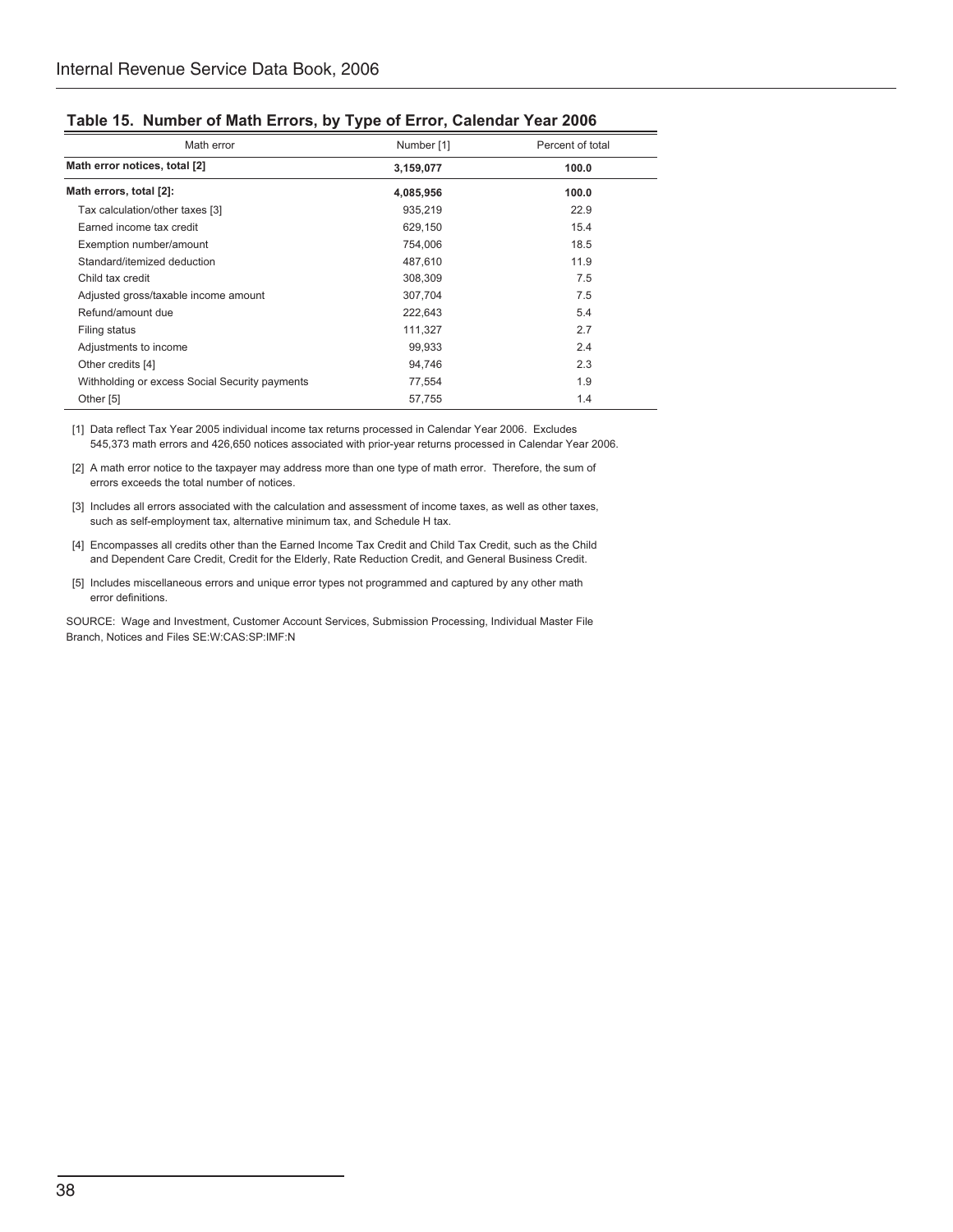## Table 15. Number of Math Errors, by Type of Error, Calendar Year 2006

| Math error | Number [1] | Percent of total |
|---|---|---|
| **Math error notices, total [2]** | **3,159,077** | **100.0** |
| **Math errors, total [2]:** | **4,085,956** | **100.0** |
| Tax calculation/other taxes [3] | 935,219 | 22.9 |
| Earned income tax credit | 629,150 | 15.4 |
| Exemption number/amount | 754,006 | 18.5 |
| Standard/itemized deduction | 487,610 | 11.9 |
| Child tax credit | 308,309 | 7.5 |
| Adjusted gross/taxable income amount | 307,704 | 7.5 |
| Refund/amount due | 222,643 | 5.4 |
| Filing status | 111,327 | 2.7 |
| Adjustments to income | 99,933 | 2.4 |
| Other credits [4] | 94,746 | 2.3 |
| Withholding or excess Social Security payments | 77,554 | 1.9 |
| Other [5] | 57,755 | 1.4 |

[1] Data reflect Tax Year 2005 individual income tax returns processed in Calendar Year 2006. Excludes 545,373 math errors and 426,650 notices associated with prior-year returns processed in Calendar Year 2006.

[2] A math error notice to the taxpayer may address more than one type of math error. Therefore, the sum of errors exceeds the total number of notices.

[3] Includes all errors associated with the calculation and assessment of income taxes, as well as other taxes, such as self-employment tax, alternative minimum tax, and Schedule H tax.

[4] Encompasses all credits other than the Earned Income Tax Credit and Child Tax Credit, such as the Child and Dependent Care Credit, Credit for the Elderly, Rate Reduction Credit, and General Business Credit.

[5] Includes miscellaneous errors and unique error types not programmed and captured by any other math error definitions.

SOURCE: Wage and Investment, Customer Account Services, Submission Processing, Individual Master File Branch, Notices and Files SE:W:CAS:SP:IMF:N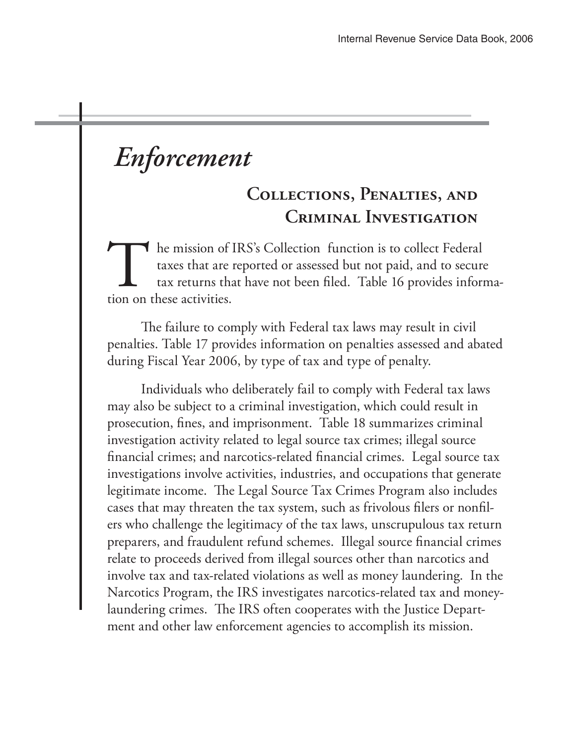# *Enforcement*

## Collections, Penalties, and Criminal Investigation

The mission of IRS's Collection function is to collect Federal taxes that are reported or assessed but not paid, and to secure tax returns that have not been filed. Table 16 provides information on these activities.

The failure to comply with Federal tax laws may result in civil penalties. Table 17 provides information on penalties assessed and abated during Fiscal Year 2006, by type of tax and type of penalty.

Individuals who deliberately fail to comply with Federal tax laws may also be subject to a criminal investigation, which could result in prosecution, fines, and imprisonment. Table 18 summarizes criminal investigation activity related to legal source tax crimes; illegal source financial crimes; and narcotics-related financial crimes. Legal source tax investigations involve activities, industries, and occupations that generate legitimate income. The Legal Source Tax Crimes Program also includes cases that may threaten the tax system, such as frivolous filers or nonfilers who challenge the legitimacy of the tax laws, unscrupulous tax return preparers, and fraudulent refund schemes. Illegal source financial crimes relate to proceeds derived from illegal sources other than narcotics and involve tax and tax-related violations as well as money laundering. In the Narcotics Program, the IRS investigates narcotics-related tax and money-laundering crimes. The IRS often cooperates with the Justice Department and other law enforcement agencies to accomplish its mission.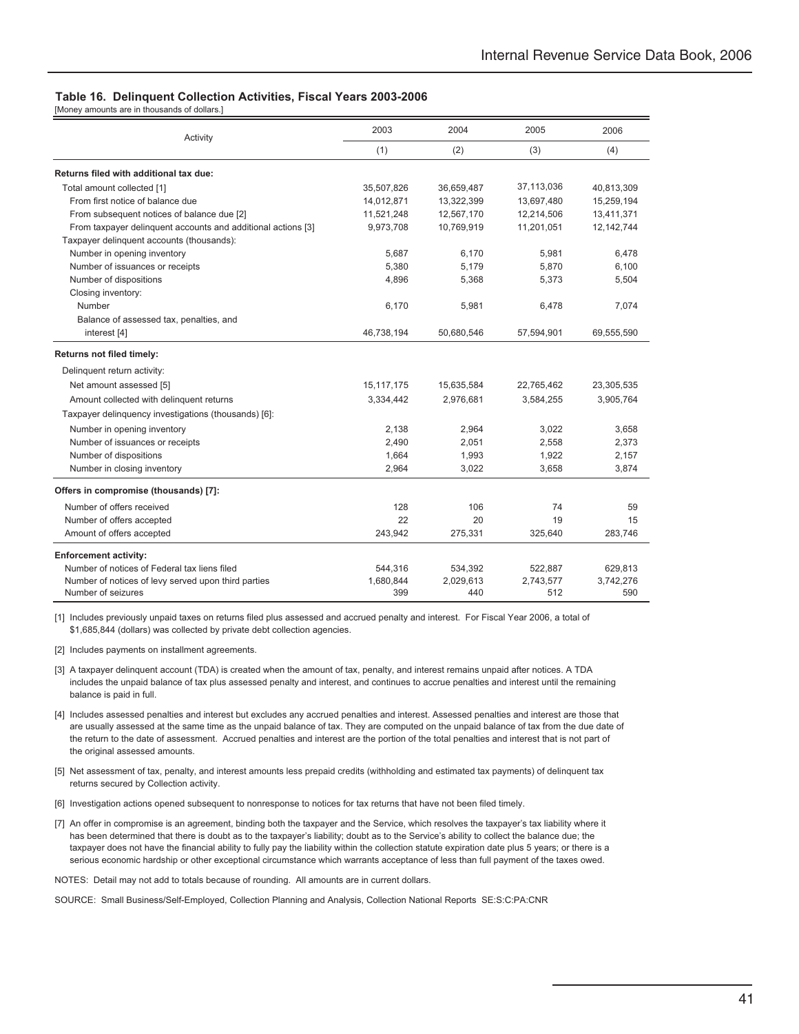### Table 16. Delinquent Collection Activities, Fiscal Years 2003-2006

[Money amounts are in thousands of dollars.]

| Activity | 2003 | 2004 | 2005 | 2006 |
|---|---|---|---|---|
| | (1) | (2) | (3) | (4) |
| **Returns filed with additional tax due:** | | | | |
| Total amount collected [1] | 35,507,826 | 36,659,487 | 37,113,036 | 40,813,309 |
| From first notice of balance due | 14,012,871 | 13,322,399 | 13,697,480 | 15,259,194 |
| From subsequent notices of balance due [2] | 11,521,248 | 12,567,170 | 12,214,506 | 13,411,371 |
| From taxpayer delinquent accounts and additional actions [3] | 9,973,708 | 10,769,919 | 11,201,051 | 12,142,744 |
| Taxpayer delinquent accounts (thousands): | | | | |
| Number in opening inventory | 5,687 | 6,170 | 5,981 | 6,478 |
| Number of issuances or receipts | 5,380 | 5,179 | 5,870 | 6,100 |
| Number of dispositions | 4,896 | 5,368 | 5,373 | 5,504 |
| Closing inventory: | | | | |
| Number | 6,170 | 5,981 | 6,478 | 7,074 |
| Balance of assessed tax, penalties, and interest [4] | 46,738,194 | 50,680,546 | 57,594,901 | 69,555,590 |
| **Returns not filed timely:** | | | | |
| Delinquent return activity: | | | | |
| Net amount assessed [5] | 15,117,175 | 15,635,584 | 22,765,462 | 23,305,535 |
| Amount collected with delinquent returns | 3,334,442 | 2,976,681 | 3,584,255 | 3,905,764 |
| Taxpayer delinquency investigations (thousands) [6]: | | | | |
| Number in opening inventory | 2,138 | 2,964 | 3,022 | 3,658 |
| Number of issuances or receipts | 2,490 | 2,051 | 2,558 | 2,373 |
| Number of dispositions | 1,664 | 1,993 | 1,922 | 2,157 |
| Number in closing inventory | 2,964 | 3,022 | 3,658 | 3,874 |
| **Offers in compromise (thousands) [7]:** | | | | |
| Number of offers received | 128 | 106 | 74 | 59 |
| Number of offers accepted | 22 | 20 | 19 | 15 |
| Amount of offers accepted | 243,942 | 275,331 | 325,640 | 283,746 |
| **Enforcement activity:** | | | | |
| Number of notices of Federal tax liens filed | 544,316 | 534,392 | 522,887 | 629,813 |
| Number of notices of levy served upon third parties | 1,680,844 | 2,029,613 | 2,743,577 | 3,742,276 |
| Number of seizures | 399 | 440 | 512 | 590 |

[1] Includes previously unpaid taxes on returns filed plus assessed and accrued penalty and interest. For Fiscal Year 2006, a total of $1,685,844 (dollars) was collected by private debt collection agencies.

[2] Includes payments on installment agreements.

[3] A taxpayer delinquent account (TDA) is created when the amount of tax, penalty, and interest remains unpaid after notices. A TDA includes the unpaid balance of tax plus assessed penalty and interest, and continues to accrue penalties and interest until the remaining balance is paid in full.

[4] Includes assessed penalties and interest but excludes any accrued penalties and interest. Assessed penalties and interest are those that are usually assessed at the same time as the unpaid balance of tax. They are computed on the unpaid balance of tax from the due date of the return to the date of assessment. Accrued penalties and interest are the portion of the total penalties and interest that is not part of the original assessed amounts.

[5] Net assessment of tax, penalty, and interest amounts less prepaid credits (withholding and estimated tax payments) of delinquent tax returns secured by Collection activity.

[6] Investigation actions opened subsequent to nonresponse to notices for tax returns that have not been filed timely.

[7] An offer in compromise is an agreement, binding both the taxpayer and the Service, which resolves the taxpayer's tax liability where it has been determined that there is doubt as to the taxpayer's liability; doubt as to the Service's ability to collect the balance due; the taxpayer does not have the financial ability to fully pay the liability within the collection statute expiration date plus 5 years; or there is a serious economic hardship or other exceptional circumstance which warrants acceptance of less than full payment of the taxes owed.

NOTES: Detail may not add to totals because of rounding. All amounts are in current dollars.

SOURCE: Small Business/Self-Employed, Collection Planning and Analysis, Collection National Reports SE:S:C:PA:CNR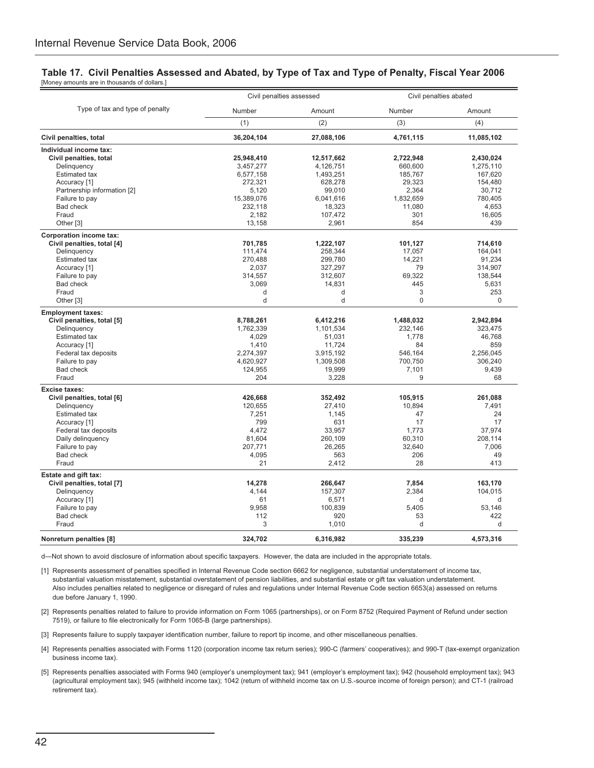## Table 17. Civil Penalties Assessed and Abated, by Type of Tax and Type of Penalty, Fiscal Year 2006

[Money amounts are in thousands of dollars.]

| Type of tax and type of penalty | Civil penalties assessed | | Civil penalties abated | |
|---|---|---|---|---|
| | Number | Amount | Number | Amount |
| | (1) | (2) | (3) | (4) |
| **Civil penalties, total** | **36,204,104** | **27,088,106** | **4,761,115** | **11,085,102** |
| **Individual income tax:** | | | | |
| **Civil penalties, total** | **25,948,410** | **12,517,662** | **2,722,948** | **2,430,024** |
| Delinquency | 3,457,277 | 4,126,751 | 660,600 | 1,275,110 |
| Estimated tax | 6,577,158 | 1,493,251 | 185,767 | 167,620 |
| Accuracy [1] | 272,321 | 628,278 | 29,323 | 154,480 |
| Partnership information [2] | 5,120 | 99,010 | 2,364 | 30,712 |
| Failure to pay | 15,389,076 | 6,041,616 | 1,832,659 | 780,405 |
| Bad check | 232,118 | 18,323 | 11,080 | 4,653 |
| Fraud | 2,182 | 107,472 | 301 | 16,605 |
| Other [3] | 13,158 | 2,961 | 854 | 439 |
| **Corporation income tax:** | | | | |
| **Civil penalties, total [4]** | **701,785** | **1,222,107** | **101,127** | **714,610** |
| Delinquency | 111,474 | 258,344 | 17,057 | 164,041 |
| Estimated tax | 270,488 | 299,780 | 14,221 | 91,234 |
| Accuracy [1] | 2,037 | 327,297 | 79 | 314,907 |
| Failure to pay | 314,557 | 312,607 | 69,322 | 138,544 |
| Bad check | 3,069 | 14,831 | 445 | 5,631 |
| Fraud | d | d | 3 | 253 |
| Other [3] | d | d | 0 | 0 |
| **Employment taxes:** | | | | |
| **Civil penalties, total [5]** | **8,788,261** | **6,412,216** | **1,488,032** | **2,942,894** |
| Delinquency | 1,762,339 | 1,101,534 | 232,146 | 323,475 |
| Estimated tax | 4,029 | 51,031 | 1,778 | 46,768 |
| Accuracy [1] | 1,410 | 11,724 | 84 | 859 |
| Federal tax deposits | 2,274,397 | 3,915,192 | 546,164 | 2,256,045 |
| Failure to pay | 4,620,927 | 1,309,508 | 700,750 | 306,240 |
| Bad check | 124,955 | 19,999 | 7,101 | 9,439 |
| Fraud | 204 | 3,228 | 9 | 68 |
| **Excise taxes:** | | | | |
| **Civil penalties, total [6]** | **426,668** | **352,492** | **105,915** | **261,088** |
| Delinquency | 120,655 | 27,410 | 10,894 | 7,491 |
| Estimated tax | 7,251 | 1,145 | 47 | 24 |
| Accuracy [1] | 799 | 631 | 17 | 17 |
| Federal tax deposits | 4,472 | 33,957 | 1,773 | 37,974 |
| Daily delinquency | 81,604 | 260,109 | 60,310 | 208,114 |
| Failure to pay | 207,771 | 26,265 | 32,640 | 7,006 |
| Bad check | 4,095 | 563 | 206 | 49 |
| Fraud | 21 | 2,412 | 28 | 413 |
| **Estate and gift tax:** | | | | |
| **Civil penalties, total [7]** | **14,278** | **266,647** | **7,854** | **163,170** |
| Delinquency | 4,144 | 157,307 | 2,384 | 104,015 |
| Accuracy [1] | 61 | 6,571 | d | d |
| Failure to pay | 9,958 | 100,839 | 5,405 | 53,146 |
| Bad check | 112 | 920 | 53 | 422 |
| Fraud | 3 | 1,010 | d | d |
| **Nonreturn penalties [8]** | **324,702** | **6,316,982** | **335,239** | **4,573,316** |

d—Not shown to avoid disclosure of information about specific taxpayers. However, the data are included in the appropriate totals.

[1] Represents assessment of penalties specified in Internal Revenue Code section 6662 for negligence, substantial understatement of income tax, substantial valuation misstatement, substantial overstatement of pension liabilities, and substantial estate or gift tax valuation understatement. Also includes penalties related to negligence or disregard of rules and regulations under Internal Revenue Code section 6653(a) assessed on returns due before January 1, 1990.

[2] Represents penalties related to failure to provide information on Form 1065 (partnerships), or on Form 8752 (Required Payment of Refund under section 7519), or failure to file electronically for Form 1065-B (large partnerships).

[3] Represents failure to supply taxpayer identification number, failure to report tip income, and other miscellaneous penalties.

[4] Represents penalties associated with Forms 1120 (corporation income tax return series); 990-C (farmers' cooperatives); and 990-T (tax-exempt organization business income tax).

[5] Represents penalties associated with Forms 940 (employer's unemployment tax); 941 (employer's employment tax); 942 (household employment tax); 943 (agricultural employment tax); 945 (withheld income tax); 1042 (return of withheld income tax on U.S.-source income of foreign person); and CT-1 (railroad retirement tax).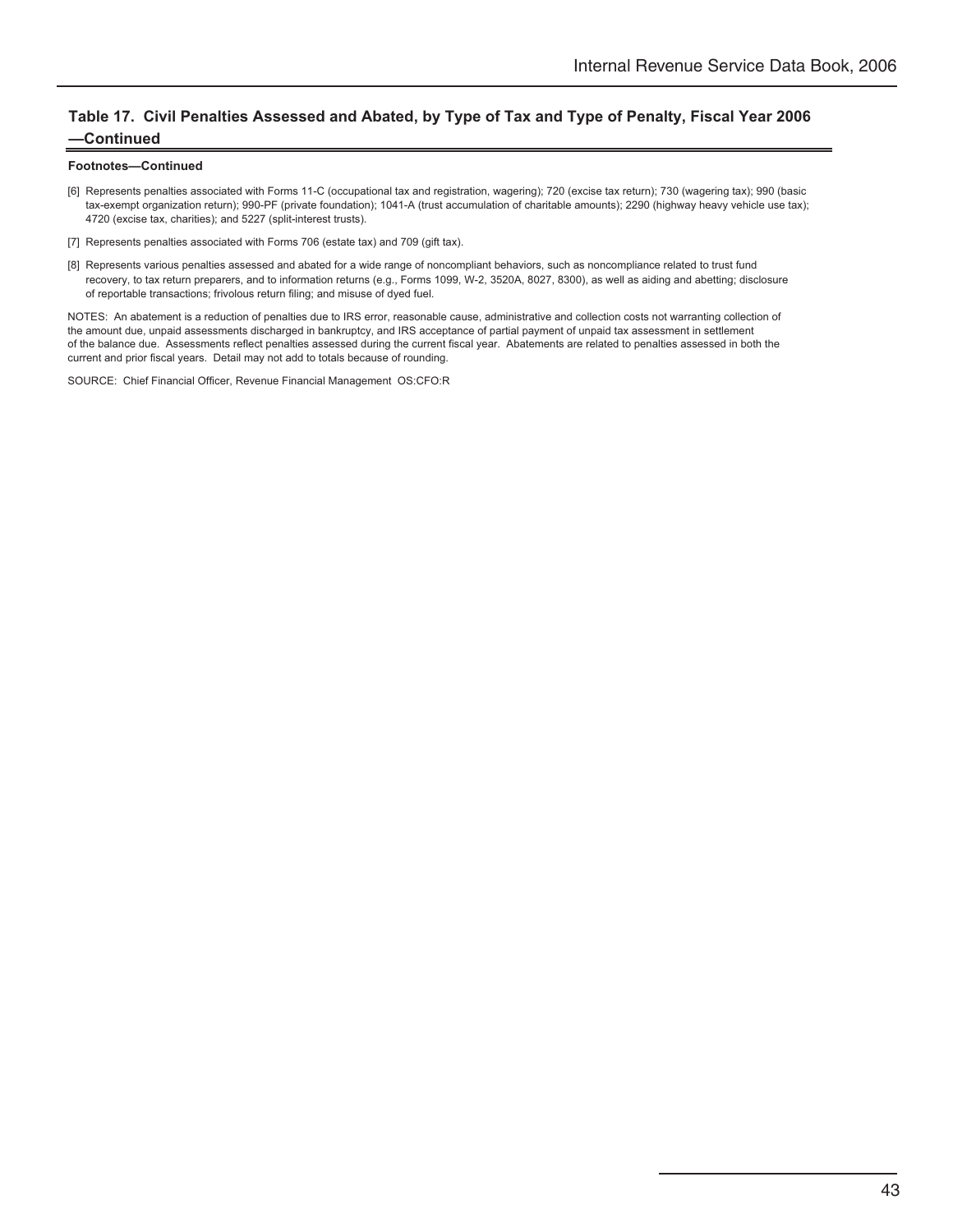## Table 17. Civil Penalties Assessed and Abated, by Type of Tax and Type of Penalty, Fiscal Year 2006—Continued

**Footnotes—Continued**

[6] Represents penalties associated with Forms 11-C (occupational tax and registration, wagering); 720 (excise tax return); 730 (wagering tax); 990 (basic tax-exempt organization return); 990-PF (private foundation); 1041-A (trust accumulation of charitable amounts); 2290 (highway heavy vehicle use tax); 4720 (excise tax, charities); and 5227 (split-interest trusts).

[7] Represents penalties associated with Forms 706 (estate tax) and 709 (gift tax).

[8] Represents various penalties assessed and abated for a wide range of noncompliant behaviors, such as noncompliance related to trust fund recovery, to tax return preparers, and to information returns (e.g., Forms 1099, W-2, 3520A, 8027, 8300), as well as aiding and abetting; disclosure of reportable transactions; frivolous return filing; and misuse of dyed fuel.

NOTES: An abatement is a reduction of penalties due to IRS error, reasonable cause, administrative and collection costs not warranting collection of the amount due, unpaid assessments discharged in bankruptcy, and IRS acceptance of partial payment of unpaid tax assessment in settlement of the balance due. Assessments reflect penalties assessed during the current fiscal year. Abatements are related to penalties assessed in both the current and prior fiscal years. Detail may not add to totals because of rounding.

SOURCE: Chief Financial Officer, Revenue Financial Management OS:CFO:R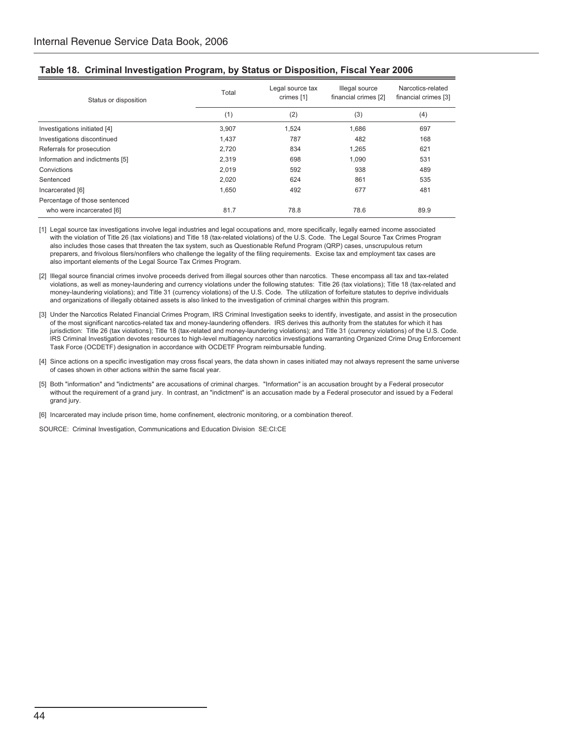## Table 18. Criminal Investigation Program, by Status or Disposition, Fiscal Year 2006

| Status or disposition | Total | Legal source tax crimes [1] | Illegal source financial crimes [2] | Narcotics-related financial crimes [3] |
|---|---|---|---|---|
| | (1) | (2) | (3) | (4) |
| Investigations initiated [4] | 3,907 | 1,524 | 1,686 | 697 |
| Investigations discontinued | 1,437 | 787 | 482 | 168 |
| Referrals for prosecution | 2,720 | 834 | 1,265 | 621 |
| Information and indictments [5] | 2,319 | 698 | 1,090 | 531 |
| Convictions | 2,019 | 592 | 938 | 489 |
| Sentenced | 2,020 | 624 | 861 | 535 |
| Incarcerated [6] | 1,650 | 492 | 677 | 481 |
| Percentage of those sentenced who were incarcerated [6] | 81.7 | 78.8 | 78.6 | 89.9 |

[1] Legal source tax investigations involve legal industries and legal occupations and, more specifically, legally earned income associated with the violation of Title 26 (tax violations) and Title 18 (tax-related violations) of the U.S. Code. The Legal Source Tax Crimes Program also includes those cases that threaten the tax system, such as Questionable Refund Program (QRP) cases, unscrupulous return preparers, and frivolous filers/nonfilers who challenge the legality of the filing requirements. Excise tax and employment tax cases are also important elements of the Legal Source Tax Crimes Program.

[2] Illegal source financial crimes involve proceeds derived from illegal sources other than narcotics. These encompass all tax and tax-related violations, as well as money-laundering and currency violations under the following statutes: Title 26 (tax violations); Title 18 (tax-related and money-laundering violations); and Title 31 (currency violations) of the U.S. Code. The utilization of forfeiture statutes to deprive individuals and organizations of illegally obtained assets is also linked to the investigation of criminal charges within this program.

[3] Under the Narcotics Related Financial Crimes Program, IRS Criminal Investigation seeks to identify, investigate, and assist in the prosecution of the most significant narcotics-related tax and money-laundering offenders. IRS derives this authority from the statutes for which it has jurisdiction: Title 26 (tax violations); Title 18 (tax-related and money-laundering violations); and Title 31 (currency violations) of the U.S. Code. IRS Criminal Investigation devotes resources to high-level multiagency narcotics investigations warranting Organized Crime Drug Enforcement Task Force (OCDETF) designation in accordance with OCDETF Program reimbursable funding.

[4] Since actions on a specific investigation may cross fiscal years, the data shown in cases initiated may not always represent the same universe of cases shown in other actions within the same fiscal year.

[5] Both "information" and "indictments" are accusations of criminal charges. "Information" is an accusation brought by a Federal prosecutor without the requirement of a grand jury. In contrast, an "indictment" is an accusation made by a Federal prosecutor and issued by a Federal grand jury.

[6] Incarcerated may include prison time, home confinement, electronic monitoring, or a combination thereof.

SOURCE: Criminal Investigation, Communications and Education Division SE:CI:CE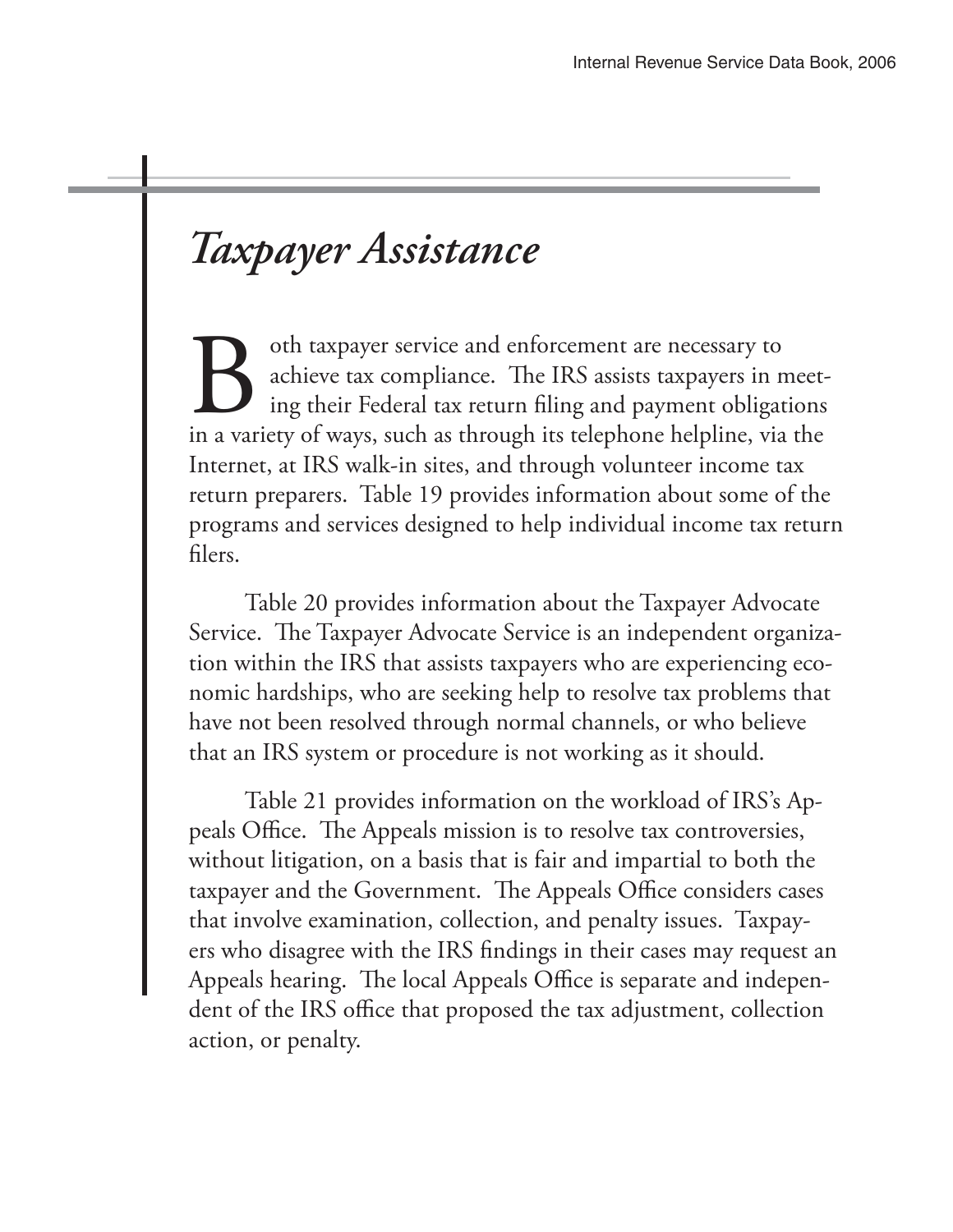# *Taxpayer Assistance*

Both taxpayer service and enforcement are necessary to achieve tax compliance. The IRS assists taxpayers in meeting their Federal tax return filing and payment obligations in a variety of ways, such as through its telephone helpline, via the Internet, at IRS walk-in sites, and through volunteer income tax return preparers. Table 19 provides information about some of the programs and services designed to help individual income tax return filers.

Table 20 provides information about the Taxpayer Advocate Service. The Taxpayer Advocate Service is an independent organization within the IRS that assists taxpayers who are experiencing economic hardships, who are seeking help to resolve tax problems that have not been resolved through normal channels, or who believe that an IRS system or procedure is not working as it should.

Table 21 provides information on the workload of IRS's Appeals Office. The Appeals mission is to resolve tax controversies, without litigation, on a basis that is fair and impartial to both the taxpayer and the Government. The Appeals Office considers cases that involve examination, collection, and penalty issues. Taxpayers who disagree with the IRS findings in their cases may request an Appeals hearing. The local Appeals Office is separate and independent of the IRS office that proposed the tax adjustment, collection action, or penalty.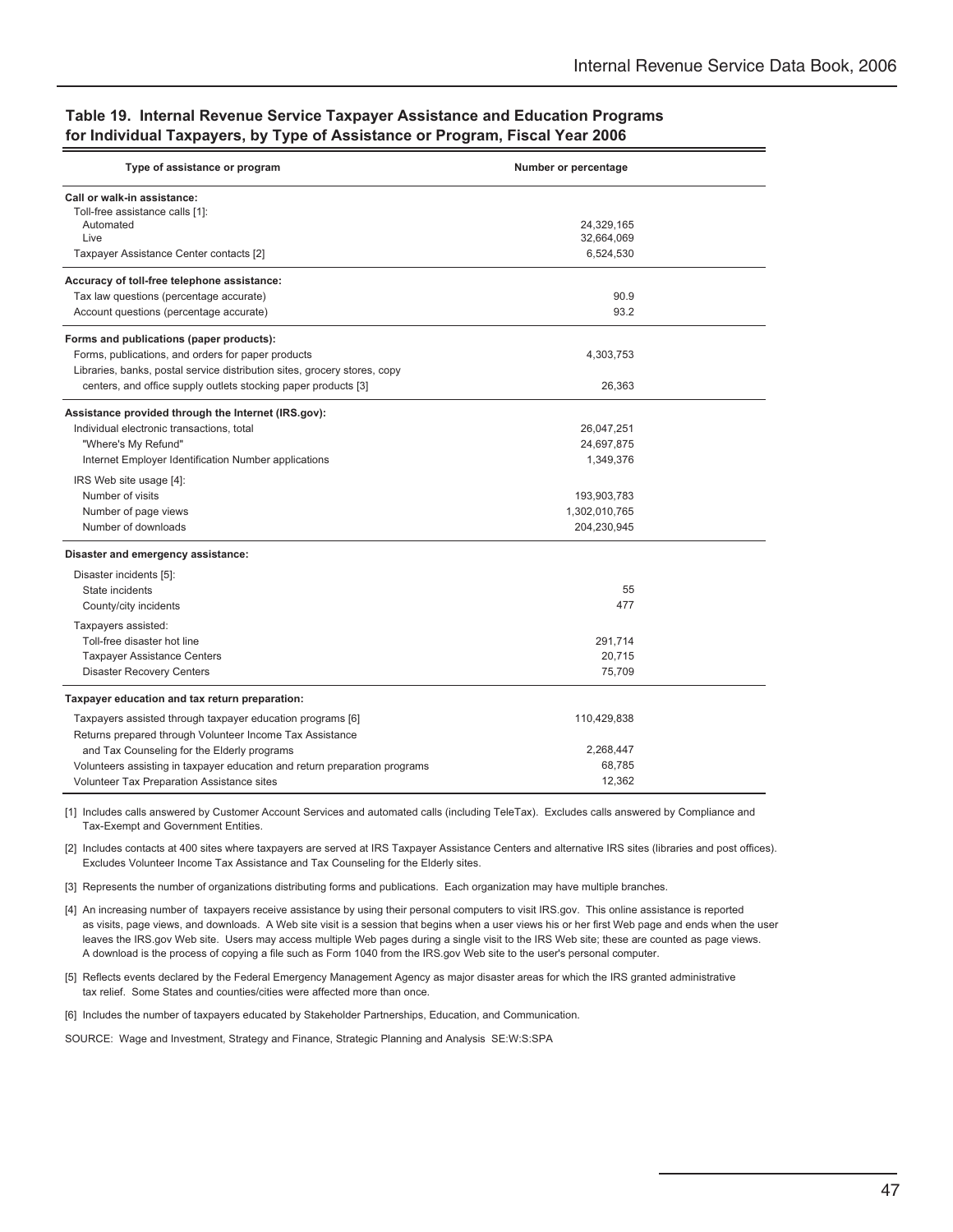## Table 19. Internal Revenue Service Taxpayer Assistance and Education Programs for Individual Taxpayers, by Type of Assistance or Program, Fiscal Year 2006

| Type of assistance or program | Number or percentage |
|---|---|
| **Call or walk-in assistance:** | |
| Toll-free assistance calls [1]: | |
| Automated | 24,329,165 |
| Live | 32,664,069 |
| Taxpayer Assistance Center contacts [2] | 6,524,530 |
| **Accuracy of toll-free telephone assistance:** | |
| Tax law questions (percentage accurate) | 90.9 |
| Account questions (percentage accurate) | 93.2 |
| **Forms and publications (paper products):** | |
| Forms, publications, and orders for paper products | 4,303,753 |
| Libraries, banks, postal service distribution sites, grocery stores, copy centers, and office supply outlets stocking paper products [3] | 26,363 |
| **Assistance provided through the Internet (IRS.gov):** | |
| Individual electronic transactions, total | 26,047,251 |
| "Where's My Refund" | 24,697,875 |
| Internet Employer Identification Number applications | 1,349,376 |
| IRS Web site usage [4]: | |
| Number of visits | 193,903,783 |
| Number of page views | 1,302,010,765 |
| Number of downloads | 204,230,945 |
| **Disaster and emergency assistance:** | |
| Disaster incidents [5]: | |
| State incidents | 55 |
| County/city incidents | 477 |
| Taxpayers assisted: | |
| Toll-free disaster hot line | 291,714 |
| Taxpayer Assistance Centers | 20,715 |
| Disaster Recovery Centers | 75,709 |
| **Taxpayer education and tax return preparation:** | |
| Taxpayers assisted through taxpayer education programs [6] | 110,429,838 |
| Returns prepared through Volunteer Income Tax Assistance and Tax Counseling for the Elderly programs | 2,268,447 |
| Volunteers assisting in taxpayer education and return preparation programs | 68,785 |
| Volunteer Tax Preparation Assistance sites | 12,362 |

[1] Includes calls answered by Customer Account Services and automated calls (including TeleTax). Excludes calls answered by Compliance and Tax-Exempt and Government Entities.

[2] Includes contacts at 400 sites where taxpayers are served at IRS Taxpayer Assistance Centers and alternative IRS sites (libraries and post offices). Excludes Volunteer Income Tax Assistance and Tax Counseling for the Elderly sites.

[3] Represents the number of organizations distributing forms and publications. Each organization may have multiple branches.

[4] An increasing number of taxpayers receive assistance by using their personal computers to visit IRS.gov. This online assistance is reported as visits, page views, and downloads. A Web site visit is a session that begins when a user views his or her first Web page and ends when the user leaves the IRS.gov Web site. Users may access multiple Web pages during a single visit to the IRS Web site; these are counted as page views. A download is the process of copying a file such as Form 1040 from the IRS.gov Web site to the user's personal computer.

[5] Reflects events declared by the Federal Emergency Management Agency as major disaster areas for which the IRS granted administrative tax relief. Some States and counties/cities were affected more than once.

[6] Includes the number of taxpayers educated by Stakeholder Partnerships, Education, and Communication.

SOURCE: Wage and Investment, Strategy and Finance, Strategic Planning and Analysis SE:W:S:SPA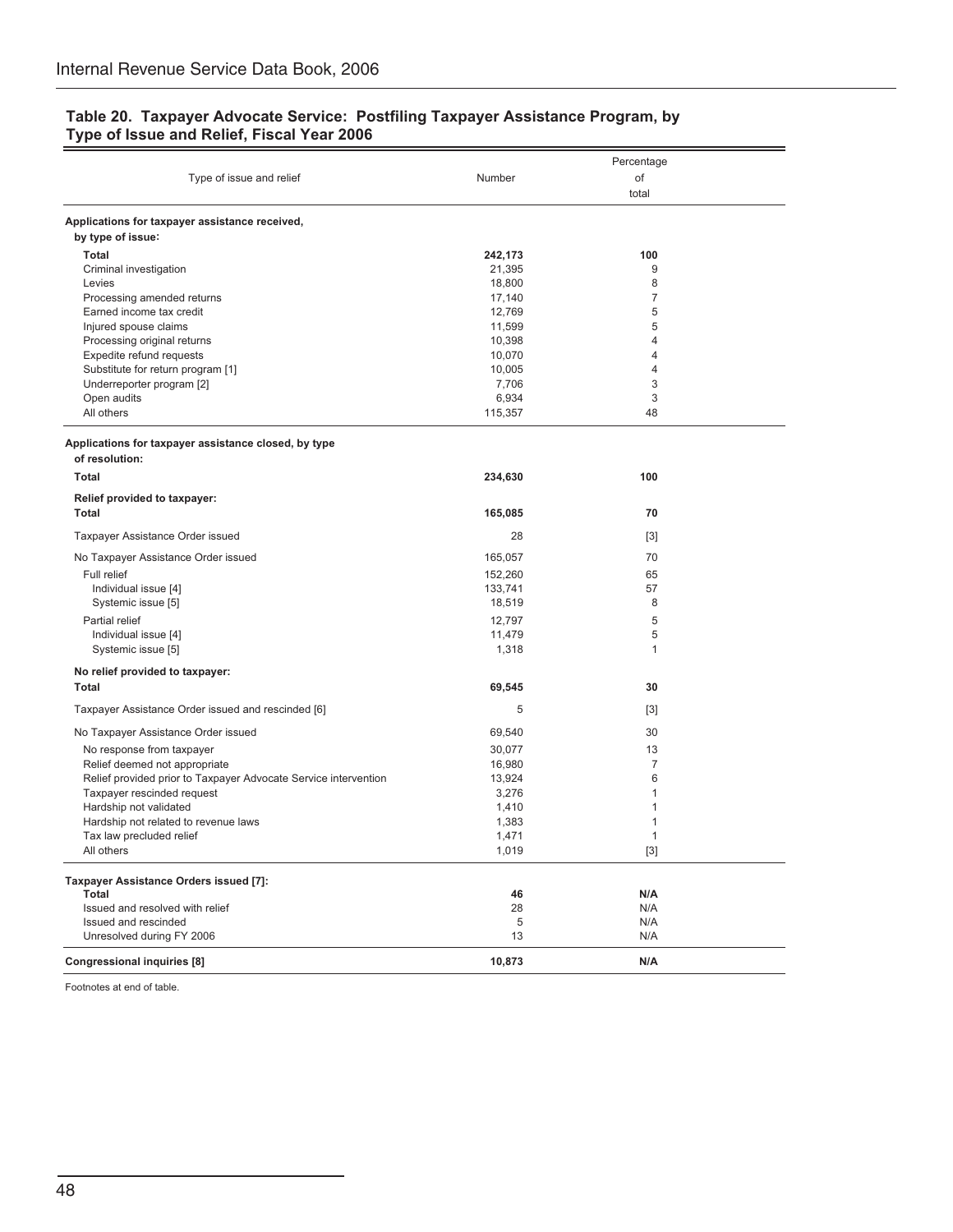## Table 20. Taxpayer Advocate Service: Postfiling Taxpayer Assistance Program, by Type of Issue and Relief, Fiscal Year 2006

| Type of issue and relief | Number | Percentage of total |
|---|---|---|
| **Applications for taxpayer assistance received, by type of issue:** | | |
| **Total** | **242,173** | **100** |
| Criminal investigation | 21,395 | 9 |
| Levies | 18,800 | 8 |
| Processing amended returns | 17,140 | 7 |
| Earned income tax credit | 12,769 | 5 |
| Injured spouse claims | 11,599 | 5 |
| Processing original returns | 10,398 | 4 |
| Expedite refund requests | 10,070 | 4 |
| Substitute for return program [1] | 10,005 | 4 |
| Underreporter program [2] | 7,706 | 3 |
| Open audits | 6,934 | 3 |
| All others | 115,357 | 48 |
| **Applications for taxpayer assistance closed, by type of resolution:** | | |
| **Total** | **234,630** | **100** |
| **Relief provided to taxpayer:** | | |
| **Total** | **165,085** | **70** |
| Taxpayer Assistance Order issued | 28 | [3] |
| No Taxpayer Assistance Order issued | 165,057 | 70 |
| Full relief | 152,260 | 65 |
| Individual issue [4] | 133,741 | 57 |
| Systemic issue [5] | 18,519 | 8 |
| Partial relief | 12,797 | 5 |
| Individual issue [4] | 11,479 | 5 |
| Systemic issue [5] | 1,318 | 1 |
| **No relief provided to taxpayer:** | | |
| **Total** | **69,545** | **30** |
| Taxpayer Assistance Order issued and rescinded [6] | 5 | [3] |
| No Taxpayer Assistance Order issued | 69,540 | 30 |
| No response from taxpayer | 30,077 | 13 |
| Relief deemed not appropriate | 16,980 | 7 |
| Relief provided prior to Taxpayer Advocate Service intervention | 13,924 | 6 |
| Taxpayer rescinded request | 3,276 | 1 |
| Hardship not validated | 1,410 | 1 |
| Hardship not related to revenue laws | 1,383 | 1 |
| Tax law precluded relief | 1,471 | 1 |
| All others | 1,019 | [3] |
| **Taxpayer Assistance Orders issued [7]:** | | |
| **Total** | **46** | **N/A** |
| Issued and resolved with relief | 28 | N/A |
| Issued and rescinded | 5 | N/A |
| Unresolved during FY 2006 | 13 | N/A |
| **Congressional inquiries [8]** | **10,873** | **N/A** |

Footnotes at end of table.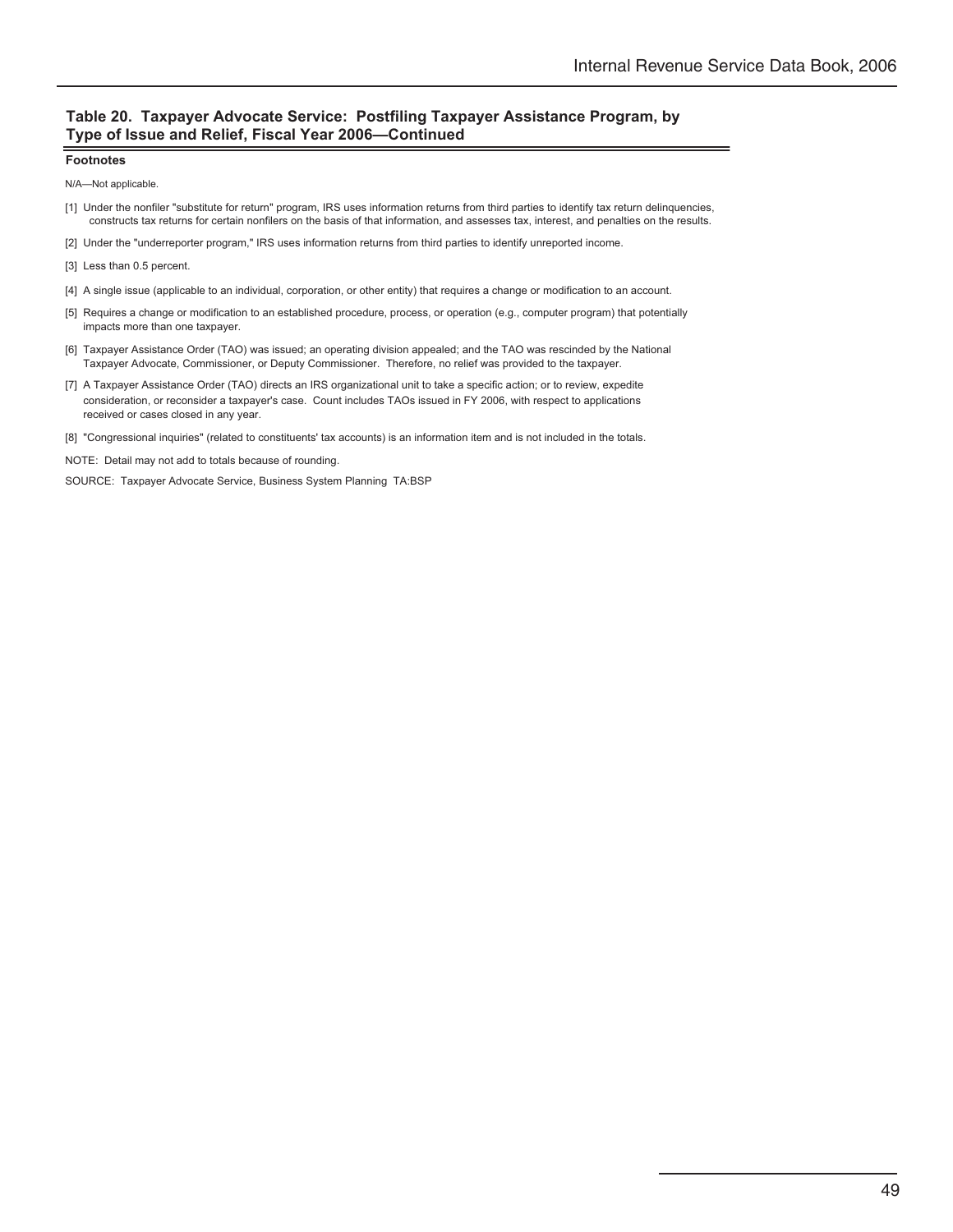## Table 20. Taxpayer Advocate Service: Postfiling Taxpayer Assistance Program, by Type of Issue and Relief, Fiscal Year 2006—Continued

**Footnotes**

N/A—Not applicable.

[1] Under the nonfiler "substitute for return" program, IRS uses information returns from third parties to identify tax return delinquencies, constructs tax returns for certain nonfilers on the basis of that information, and assesses tax, interest, and penalties on the results.

[2] Under the "underreporter program," IRS uses information returns from third parties to identify unreported income.

[3] Less than 0.5 percent.

[4] A single issue (applicable to an individual, corporation, or other entity) that requires a change or modification to an account.

[5] Requires a change or modification to an established procedure, process, or operation (e.g., computer program) that potentially impacts more than one taxpayer.

[6] Taxpayer Assistance Order (TAO) was issued; an operating division appealed; and the TAO was rescinded by the National Taxpayer Advocate, Commissioner, or Deputy Commissioner. Therefore, no relief was provided to the taxpayer.

[7] A Taxpayer Assistance Order (TAO) directs an IRS organizational unit to take a specific action; or to review, expedite consideration, or reconsider a taxpayer's case. Count includes TAOs issued in FY 2006, with respect to applications received or cases closed in any year.

[8] "Congressional inquiries" (related to constituents' tax accounts) is an information item and is not included in the totals.

NOTE: Detail may not add to totals because of rounding.

SOURCE: Taxpayer Advocate Service, Business System Planning TA:BSP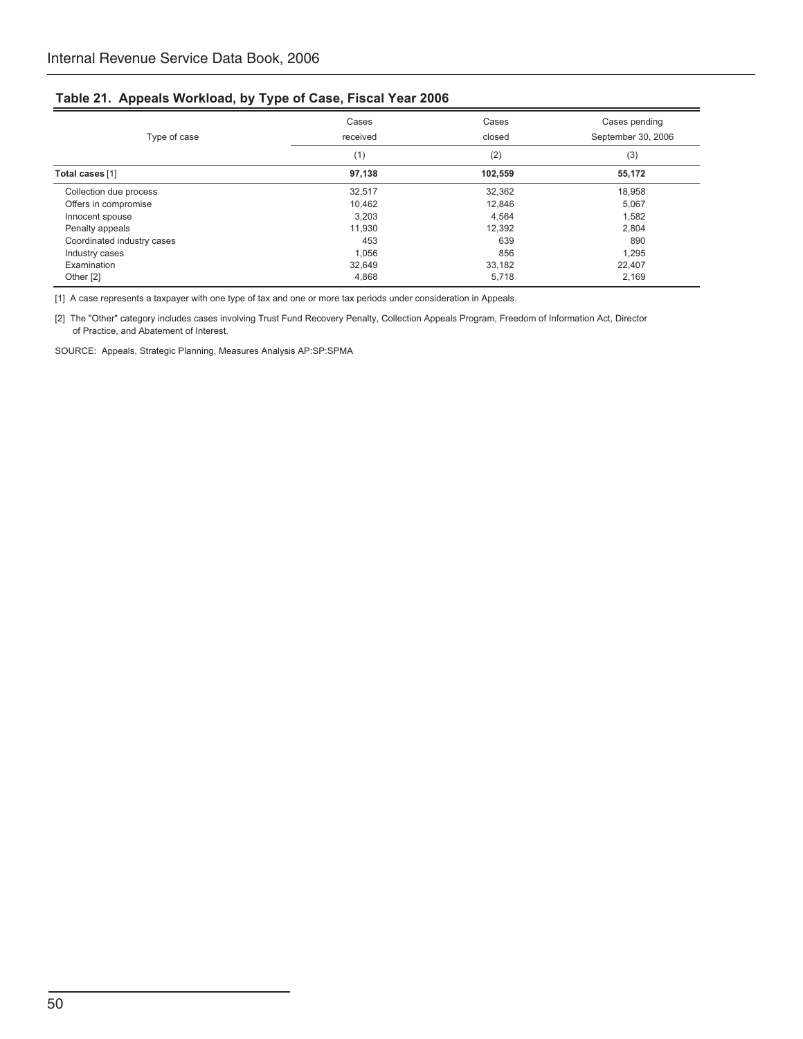## Table 21. Appeals Workload, by Type of Case, Fiscal Year 2006

| Type of case | Cases received | Cases closed | Cases pending September 30, 2006 |
|---|---|---|---|
| | (1) | (2) | (3) |
| **Total cases** [1] | **97,138** | **102,559** | **55,172** |
| Collection due process | 32,517 | 32,362 | 18,958 |
| Offers in compromise | 10,462 | 12,846 | 5,067 |
| Innocent spouse | 3,203 | 4,564 | 1,582 |
| Penalty appeals | 11,930 | 12,392 | 2,804 |
| Coordinated industry cases | 453 | 639 | 890 |
| Industry cases | 1,056 | 856 | 1,295 |
| Examination | 32,649 | 33,182 | 22,407 |
| Other [2] | 4,868 | 5,718 | 2,169 |

[1] A case represents a taxpayer with one type of tax and one or more tax periods under consideration in Appeals.

[2] The "Other" category includes cases involving Trust Fund Recovery Penalty, Collection Appeals Program, Freedom of Information Act, Director of Practice, and Abatement of Interest.

SOURCE: Appeals, Strategic Planning, Measures Analysis AP:SP:SPMA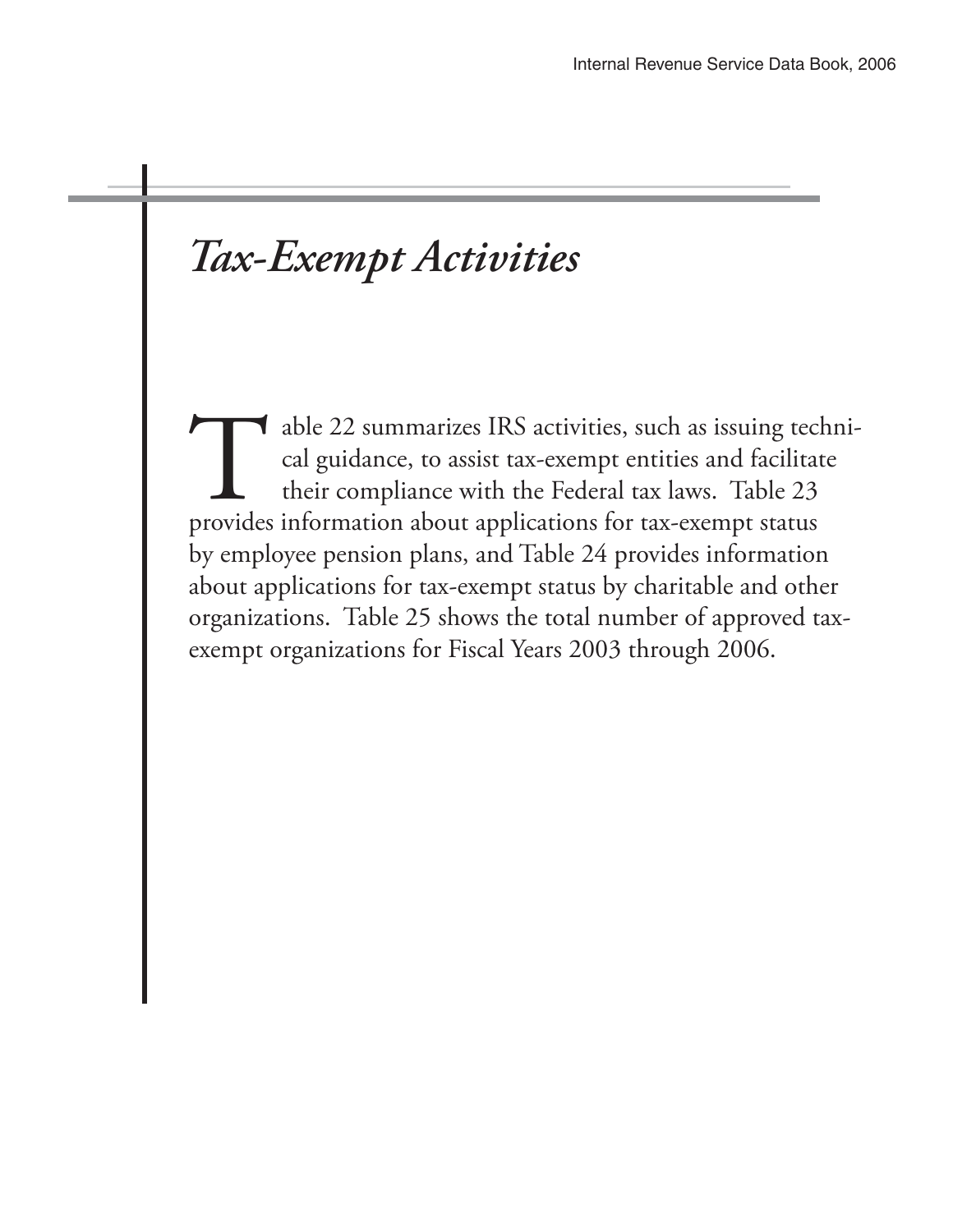# *Tax-Exempt Activities*

Table 22 summarizes IRS activities, such as issuing technical guidance, to assist tax-exempt entities and facilitate their compliance with the Federal tax laws. Table 23 provides information about applications for tax-exempt status by employee pension plans, and Table 24 provides information about applications for tax-exempt status by charitable and other organizations. Table 25 shows the total number of approved tax-exempt organizations for Fiscal Years 2003 through 2006.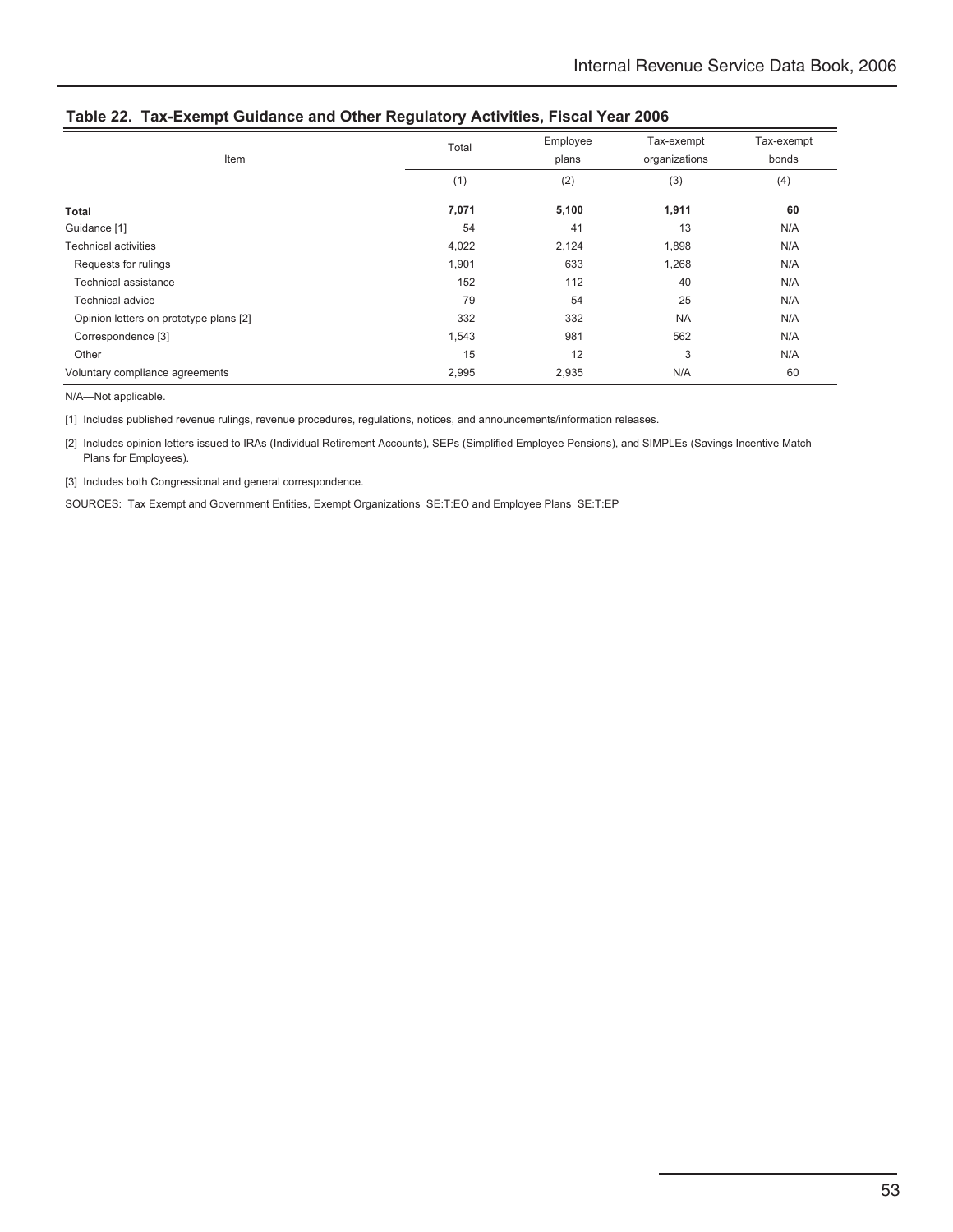## Table 22. Tax-Exempt Guidance and Other Regulatory Activities, Fiscal Year 2006

| Item | Total | Employee plans | Tax-exempt organizations | Tax-exempt bonds |
|---|---|---|---|---|
| | (1) | (2) | (3) | (4) |
| **Total** | **7,071** | **5,100** | **1,911** | **60** |
| Guidance [1] | 54 | 41 | 13 | N/A |
| Technical activities | 4,022 | 2,124 | 1,898 | N/A |
| Requests for rulings | 1,901 | 633 | 1,268 | N/A |
| Technical assistance | 152 | 112 | 40 | N/A |
| Technical advice | 79 | 54 | 25 | N/A |
| Opinion letters on prototype plans [2] | 332 | 332 | NA | N/A |
| Correspondence [3] | 1,543 | 981 | 562 | N/A |
| Other | 15 | 12 | 3 | N/A |
| Voluntary compliance agreements | 2,995 | 2,935 | N/A | 60 |

N/A—Not applicable.

[1] Includes published revenue rulings, revenue procedures, regulations, notices, and announcements/information releases.

[2] Includes opinion letters issued to IRAs (Individual Retirement Accounts), SEPs (Simplified Employee Pensions), and SIMPLEs (Savings Incentive Match Plans for Employees).

[3] Includes both Congressional and general correspondence.

SOURCES: Tax Exempt and Government Entities, Exempt Organizations SE:T:EO and Employee Plans SE:T:EP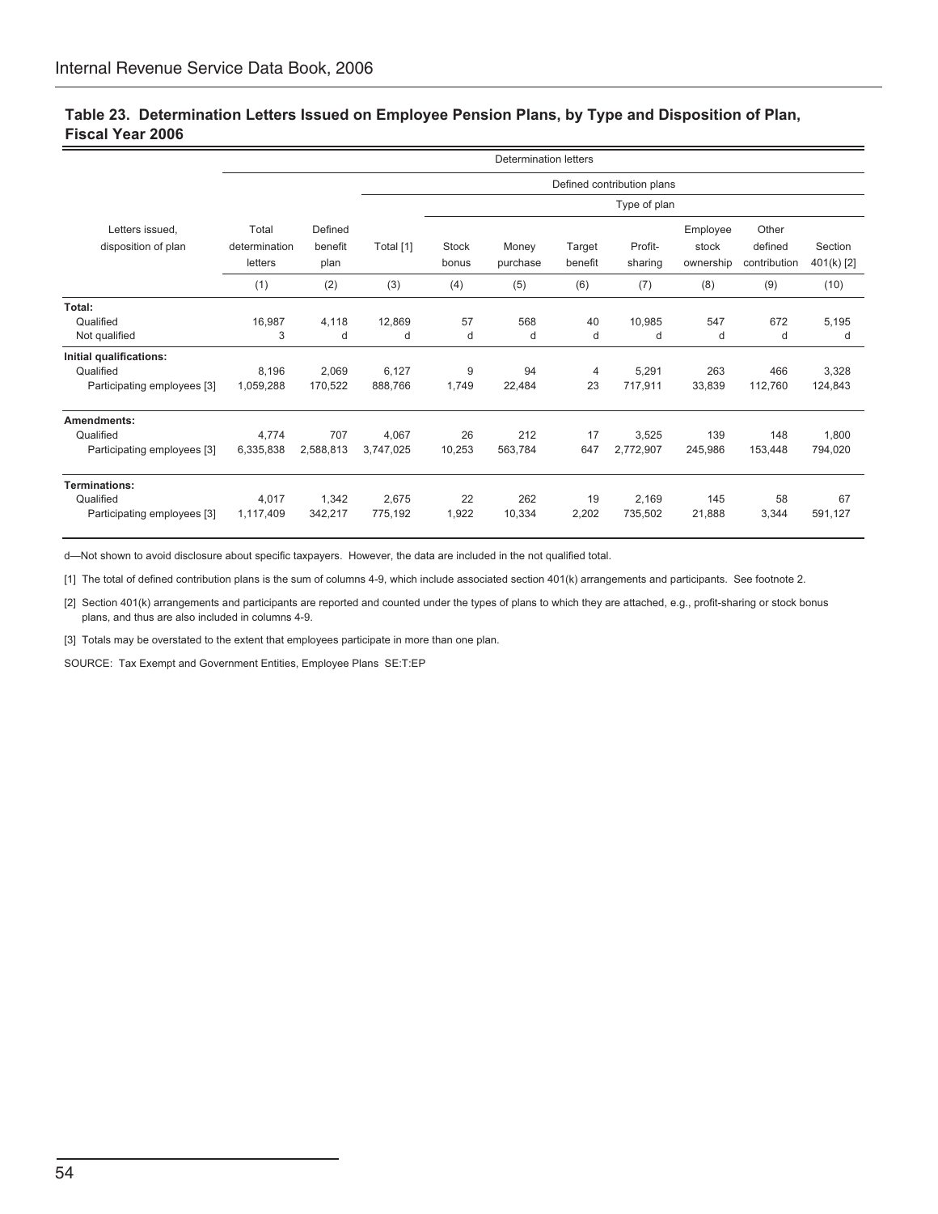## Table 23. Determination Letters Issued on Employee Pension Plans, by Type and Disposition of Plan, Fiscal Year 2006

| Letters issued, disposition of plan | Determination letters | | | | | | | | | |
|---|---|---|---|---|---|---|---|---|---|---|
| | | | Defined contribution plans | | | | | | | |
| | | | | Type of plan | | | | | | |
| | Total determination letters | Defined benefit plan | Total [1] | Stock bonus | Money purchase | Target benefit | Profit-sharing | Employee stock ownership | Other defined contribution | Section 401(k) [2] |
| | (1) | (2) | (3) | (4) | (5) | (6) | (7) | (8) | (9) | (10) |
| **Total:** | | | | | | | | | | |
| Qualified | 16,987 | 4,118 | 12,869 | 57 | 568 | 40 | 10,985 | 547 | 672 | 5,195 |
| Not qualified | 3 | d | d | d | d | d | d | d | d | d |
| **Initial qualifications:** | | | | | | | | | | |
| Qualified | 8,196 | 2,069 | 6,127 | 9 | 94 | 4 | 5,291 | 263 | 466 | 3,328 |
| Participating employees [3] | 1,059,288 | 170,522 | 888,766 | 1,749 | 22,484 | 23 | 717,911 | 33,839 | 112,760 | 124,843 |
| **Amendments:** | | | | | | | | | | |
| Qualified | 4,774 | 707 | 4,067 | 26 | 212 | 17 | 3,525 | 139 | 148 | 1,800 |
| Participating employees [3] | 6,335,838 | 2,588,813 | 3,747,025 | 10,253 | 563,784 | 647 | 2,772,907 | 245,986 | 153,448 | 794,020 |
| **Terminations:** | | | | | | | | | | |
| Qualified | 4,017 | 1,342 | 2,675 | 22 | 262 | 19 | 2,169 | 145 | 58 | 67 |
| Participating employees [3] | 1,117,409 | 342,217 | 775,192 | 1,922 | 10,334 | 2,202 | 735,502 | 21,888 | 3,344 | 591,127 |

d—Not shown to avoid disclosure about specific taxpayers. However, the data are included in the not qualified total.

[1] The total of defined contribution plans is the sum of columns 4-9, which include associated section 401(k) arrangements and participants. See footnote 2.

[2] Section 401(k) arrangements and participants are reported and counted under the types of plans to which they are attached, e.g., profit-sharing or stock bonus plans, and thus are also included in columns 4-9.

[3] Totals may be overstated to the extent that employees participate in more than one plan.

SOURCE: Tax Exempt and Government Entities, Employee Plans SE:T:EP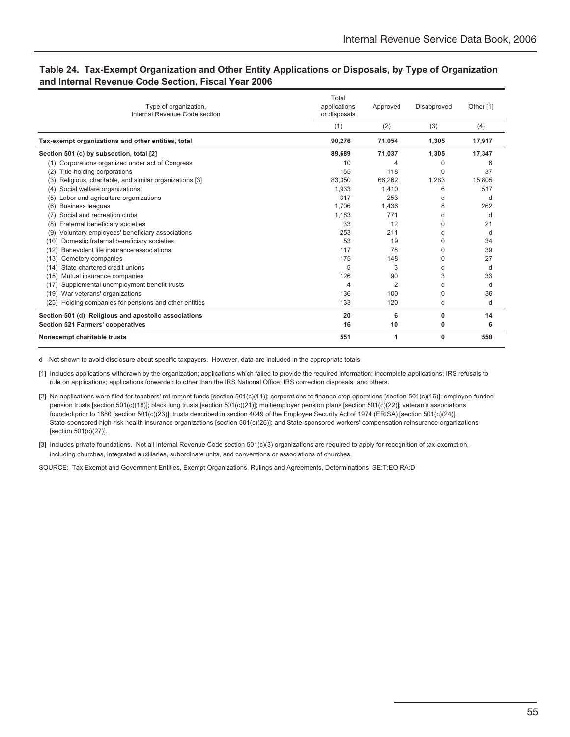## Table 24. Tax-Exempt Organization and Other Entity Applications or Disposals, by Type of Organization and Internal Revenue Code Section, Fiscal Year 2006

| Type of organization, Internal Revenue Code section | Total applications or disposals | Approved | Disapproved | Other [1] |
|---|---|---|---|---|
| | (1) | (2) | (3) | (4) |
| **Tax-exempt organizations and other entities, total** | **90,276** | **71,054** | **1,305** | **17,917** |
| **Section 501 (c) by subsection, total [2]** | **89,689** | **71,037** | **1,305** | **17,347** |
| (1) Corporations organized under act of Congress | 10 | 4 | 0 | 6 |
| (2) Title-holding corporations | 155 | 118 | 0 | 37 |
| (3) Religious, charitable, and similar organizations [3] | 83,350 | 66,262 | 1,283 | 15,805 |
| (4) Social welfare organizations | 1,933 | 1,410 | 6 | 517 |
| (5) Labor and agriculture organizations | 317 | 253 | d | d |
| (6) Business leagues | 1,706 | 1,436 | 8 | 262 |
| (7) Social and recreation clubs | 1,183 | 771 | d | d |
| (8) Fraternal beneficiary societies | 33 | 12 | 0 | 21 |
| (9) Voluntary employees' beneficiary associations | 253 | 211 | d | d |
| (10) Domestic fraternal beneficiary societies | 53 | 19 | 0 | 34 |
| (12) Benevolent life insurance associations | 117 | 78 | 0 | 39 |
| (13) Cemetery companies | 175 | 148 | 0 | 27 |
| (14) State-chartered credit unions | 5 | 3 | d | d |
| (15) Mutual insurance companies | 126 | 90 | 3 | 33 |
| (17) Supplemental unemployment benefit trusts | 4 | 2 | d | d |
| (19) War veterans' organizations | 136 | 100 | 0 | 36 |
| (25) Holding companies for pensions and other entities | 133 | 120 | d | d |
| **Section 501 (d) Religious and apostolic associations** | **20** | **6** | **0** | **14** |
| **Section 521 Farmers' cooperatives** | **16** | **10** | **0** | **6** |
| **Nonexempt charitable trusts** | **551** | **1** | **0** | **550** |

d—Not shown to avoid disclosure about specific taxpayers. However, data are included in the appropriate totals.

[1] Includes applications withdrawn by the organization; applications which failed to provide the required information; incomplete applications; IRS refusals to rule on applications; applications forwarded to other than the IRS National Office; IRS correction disposals; and others.

[2] No applications were filed for teachers' retirement funds [section 501(c)(11)]; corporations to finance crop operations [section 501(c)(16)]; employee-funded pension trusts [section 501(c)(18)]; black lung trusts [section 501(c)(21)]; multiemployer pension plans [section 501(c)(22)]; veteran's associations founded prior to 1880 [section 501(c)(23)]; trusts described in section 4049 of the Employee Security Act of 1974 (ERISA) [section 501(c)(24)]; State-sponsored high-risk health insurance organizations [section 501(c)(26)]; and State-sponsored workers' compensation reinsurance organizations [section 501(c)(27)].

[3] Includes private foundations. Not all Internal Revenue Code section 501(c)(3) organizations are required to apply for recognition of tax-exemption, including churches, integrated auxiliaries, subordinate units, and conventions or associations of churches.

SOURCE: Tax Exempt and Government Entities, Exempt Organizations, Rulings and Agreements, Determinations SE:T:EO:RA:D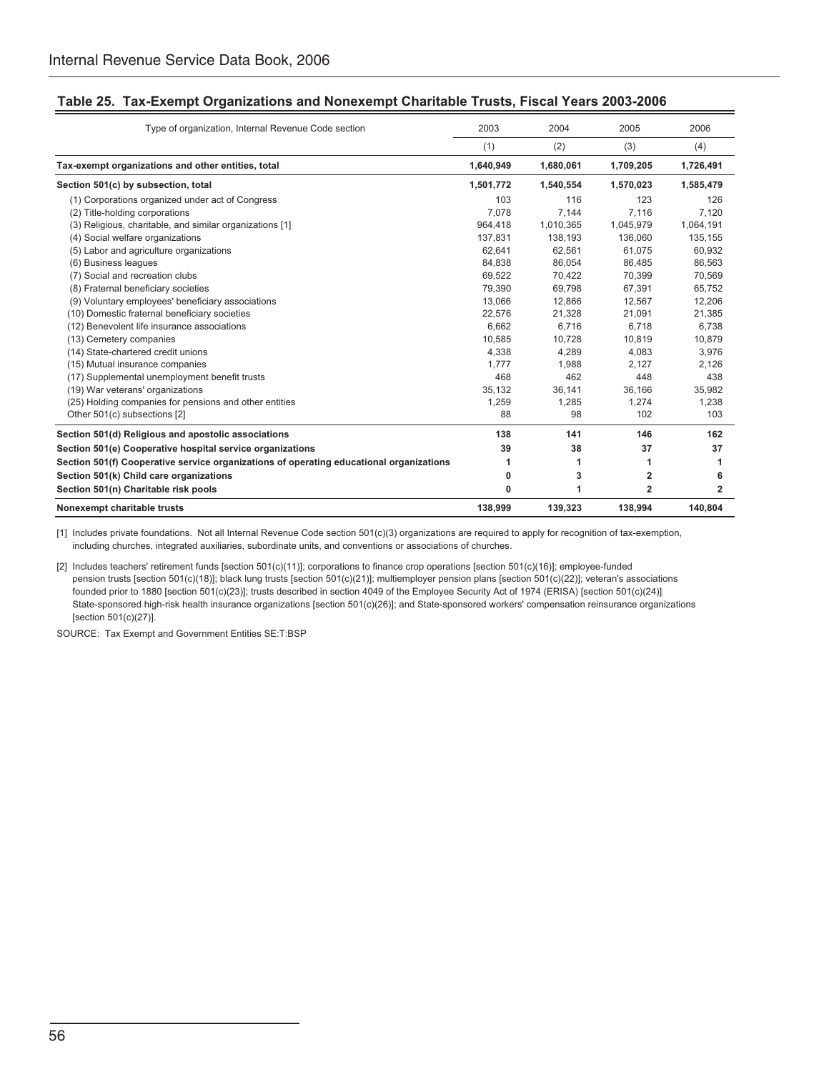## Table 25. Tax-Exempt Organizations and Nonexempt Charitable Trusts, Fiscal Years 2003-2006

| Type of organization, Internal Revenue Code section | 2003 | 2004 | 2005 | 2006 |
|---|---|---|---|---|
| | (1) | (2) | (3) | (4) |
| **Tax-exempt organizations and other entities, total** | **1,640,949** | **1,680,061** | **1,709,205** | **1,726,491** |
| **Section 501(c) by subsection, total** | **1,501,772** | **1,540,554** | **1,570,023** | **1,585,479** |
| (1) Corporations organized under act of Congress | 103 | 116 | 123 | 126 |
| (2) Title-holding corporations | 7,078 | 7,144 | 7,116 | 7,120 |
| (3) Religious, charitable, and similar organizations [1] | 964,418 | 1,010,365 | 1,045,979 | 1,064,191 |
| (4) Social welfare organizations | 137,831 | 138,193 | 136,060 | 135,155 |
| (5) Labor and agriculture organizations | 62,641 | 62,561 | 61,075 | 60,932 |
| (6) Business leagues | 84,838 | 86,054 | 86,485 | 86,563 |
| (7) Social and recreation clubs | 69,522 | 70,422 | 70,399 | 70,569 |
| (8) Fraternal beneficiary societies | 79,390 | 69,798 | 67,391 | 65,752 |
| (9) Voluntary employees' beneficiary associations | 13,066 | 12,866 | 12,567 | 12,206 |
| (10) Domestic fraternal beneficiary societies | 22,576 | 21,328 | 21,091 | 21,385 |
| (12) Benevolent life insurance associations | 6,662 | 6,716 | 6,718 | 6,738 |
| (13) Cemetery companies | 10,585 | 10,728 | 10,819 | 10,879 |
| (14) State-chartered credit unions | 4,338 | 4,289 | 4,083 | 3,976 |
| (15) Mutual insurance companies | 1,777 | 1,988 | 2,127 | 2,126 |
| (17) Supplemental unemployment benefit trusts | 468 | 462 | 448 | 438 |
| (19) War veterans' organizations | 35,132 | 36,141 | 36,166 | 35,982 |
| (25) Holding companies for pensions and other entities | 1,259 | 1,285 | 1,274 | 1,238 |
| Other 501(c) subsections [2] | 88 | 98 | 102 | 103 |
| **Section 501(d) Religious and apostolic associations** | **138** | **141** | **146** | **162** |
| **Section 501(e) Cooperative hospital service organizations** | **39** | **38** | **37** | **37** |
| **Section 501(f) Cooperative service organizations of operating educational organizations** | **1** | **1** | **1** | **1** |
| **Section 501(k) Child care organizations** | **0** | **3** | **2** | **6** |
| **Section 501(n) Charitable risk pools** | **0** | **1** | **2** | **2** |
| **Nonexempt charitable trusts** | **138,999** | **139,323** | **138,994** | **140,804** |

[1] Includes private foundations. Not all Internal Revenue Code section 501(c)(3) organizations are required to apply for recognition of tax-exemption, including churches, integrated auxiliaries, subordinate units, and conventions or associations of churches.

[2] Includes teachers' retirement funds [section 501(c)(11)]; corporations to finance crop operations [section 501(c)(16)]; employee-funded pension trusts [section 501(c)(18)]; black lung trusts [section 501(c)(21)]; multiemployer pension plans [section 501(c)(22)]; veteran's associations founded prior to 1880 [section 501(c)(23)]; trusts described in section 4049 of the Employee Security Act of 1974 (ERISA) [section 501(c)(24)]; State-sponsored high-risk health insurance organizations [section 501(c)(26)]; and State-sponsored workers' compensation reinsurance organizations [section 501(c)(27)].

SOURCE: Tax Exempt and Government Entities SE:T:BSP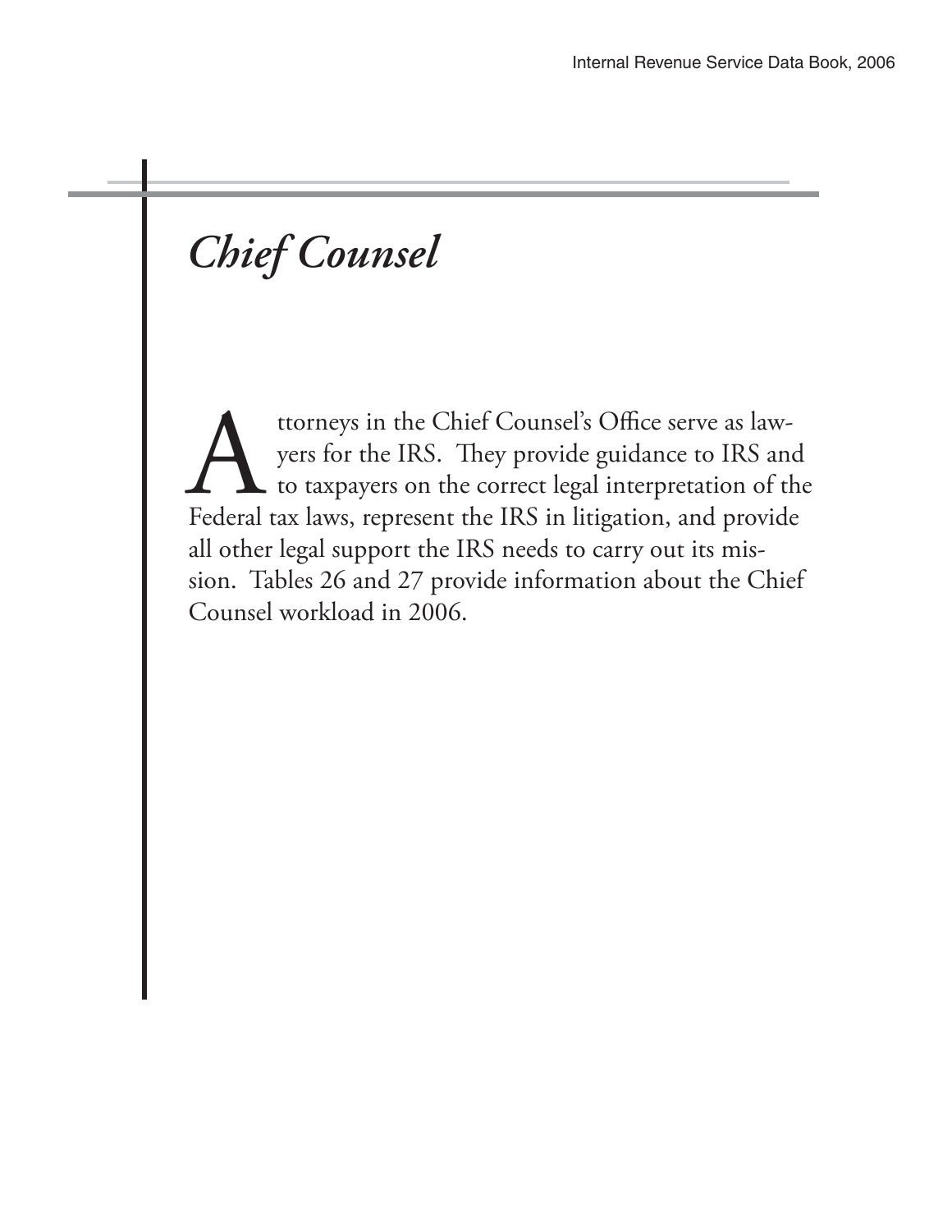# *Chief Counsel*

Attorneys in the Chief Counsel's Office serve as lawyers for the IRS. They provide guidance to IRS and to taxpayers on the correct legal interpretation of the Federal tax laws, represent the IRS in litigation, and provide all other legal support the IRS needs to carry out its mission. Tables 26 and 27 provide information about the Chief Counsel workload in 2006.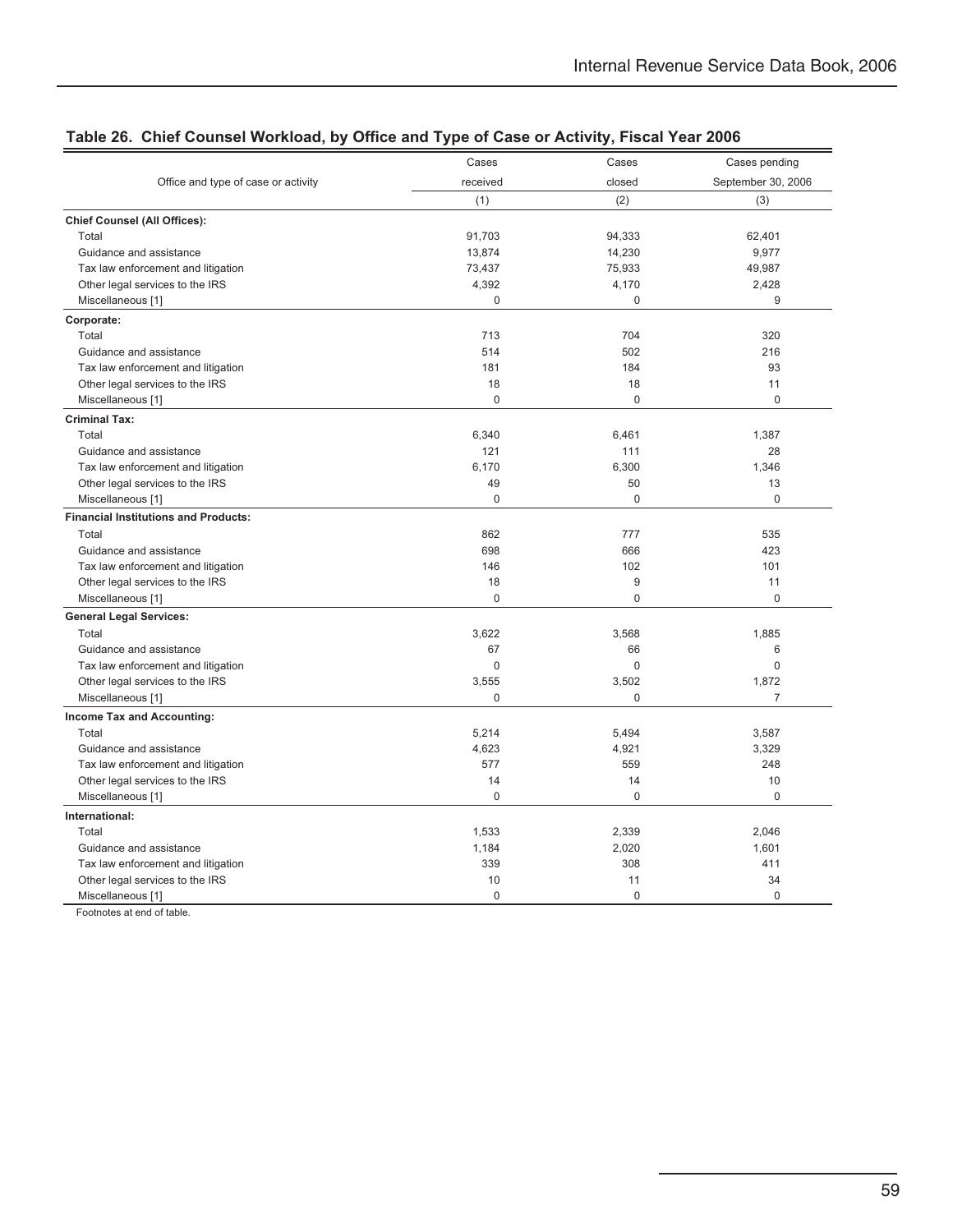## Table 26. Chief Counsel Workload, by Office and Type of Case or Activity, Fiscal Year 2006

| Office and type of case or activity | Cases received | Cases closed | Cases pending September 30, 2006 |
|---|---|---|---|
| | (1) | (2) | (3) |
| **Chief Counsel (All Offices):** | | | |
| Total | 91,703 | 94,333 | 62,401 |
| Guidance and assistance | 13,874 | 14,230 | 9,977 |
| Tax law enforcement and litigation | 73,437 | 75,933 | 49,987 |
| Other legal services to the IRS | 4,392 | 4,170 | 2,428 |
| Miscellaneous [1] | 0 | 0 | 9 |
| **Corporate:** | | | |
| Total | 713 | 704 | 320 |
| Guidance and assistance | 514 | 502 | 216 |
| Tax law enforcement and litigation | 181 | 184 | 93 |
| Other legal services to the IRS | 18 | 18 | 11 |
| Miscellaneous [1] | 0 | 0 | 0 |
| **Criminal Tax:** | | | |
| Total | 6,340 | 6,461 | 1,387 |
| Guidance and assistance | 121 | 111 | 28 |
| Tax law enforcement and litigation | 6,170 | 6,300 | 1,346 |
| Other legal services to the IRS | 49 | 50 | 13 |
| Miscellaneous [1] | 0 | 0 | 0 |
| **Financial Institutions and Products:** | | | |
| Total | 862 | 777 | 535 |
| Guidance and assistance | 698 | 666 | 423 |
| Tax law enforcement and litigation | 146 | 102 | 101 |
| Other legal services to the IRS | 18 | 9 | 11 |
| Miscellaneous [1] | 0 | 0 | 0 |
| **General Legal Services:** | | | |
| Total | 3,622 | 3,568 | 1,885 |
| Guidance and assistance | 67 | 66 | 6 |
| Tax law enforcement and litigation | 0 | 0 | 0 |
| Other legal services to the IRS | 3,555 | 3,502 | 1,872 |
| Miscellaneous [1] | 0 | 0 | 7 |
| **Income Tax and Accounting:** | | | |
| Total | 5,214 | 5,494 | 3,587 |
| Guidance and assistance | 4,623 | 4,921 | 3,329 |
| Tax law enforcement and litigation | 577 | 559 | 248 |
| Other legal services to the IRS | 14 | 14 | 10 |
| Miscellaneous [1] | 0 | 0 | 0 |
| **International:** | | | |
| Total | 1,533 | 2,339 | 2,046 |
| Guidance and assistance | 1,184 | 2,020 | 1,601 |
| Tax law enforcement and litigation | 339 | 308 | 411 |
| Other legal services to the IRS | 10 | 11 | 34 |
| Miscellaneous [1] | 0 | 0 | 0 |

Footnotes at end of table.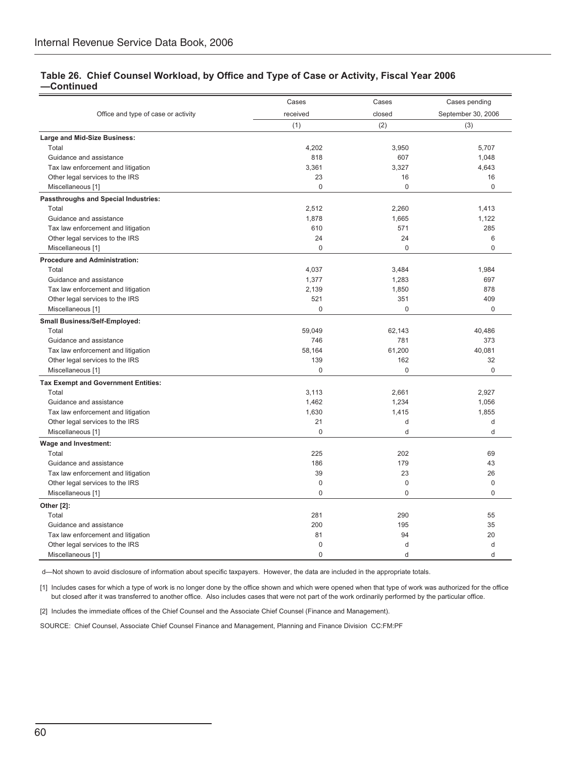## Table 26. Chief Counsel Workload, by Office and Type of Case or Activity, Fiscal Year 2006 —Continued

| Office and type of case or activity | Cases received | Cases closed | Cases pending September 30, 2006 |
|---|---|---|---|
| | (1) | (2) | (3) |
| **Large and Mid-Size Business:** | | | |
| Total | 4,202 | 3,950 | 5,707 |
| Guidance and assistance | 818 | 607 | 1,048 |
| Tax law enforcement and litigation | 3,361 | 3,327 | 4,643 |
| Other legal services to the IRS | 23 | 16 | 16 |
| Miscellaneous [1] | 0 | 0 | 0 |
| **Passthroughs and Special Industries:** | | | |
| Total | 2,512 | 2,260 | 1,413 |
| Guidance and assistance | 1,878 | 1,665 | 1,122 |
| Tax law enforcement and litigation | 610 | 571 | 285 |
| Other legal services to the IRS | 24 | 24 | 6 |
| Miscellaneous [1] | 0 | 0 | 0 |
| **Procedure and Administration:** | | | |
| Total | 4,037 | 3,484 | 1,984 |
| Guidance and assistance | 1,377 | 1,283 | 697 |
| Tax law enforcement and litigation | 2,139 | 1,850 | 878 |
| Other legal services to the IRS | 521 | 351 | 409 |
| Miscellaneous [1] | 0 | 0 | 0 |
| **Small Business/Self-Employed:** | | | |
| Total | 59,049 | 62,143 | 40,486 |
| Guidance and assistance | 746 | 781 | 373 |
| Tax law enforcement and litigation | 58,164 | 61,200 | 40,081 |
| Other legal services to the IRS | 139 | 162 | 32 |
| Miscellaneous [1] | 0 | 0 | 0 |
| **Tax Exempt and Government Entities:** | | | |
| Total | 3,113 | 2,661 | 2,927 |
| Guidance and assistance | 1,462 | 1,234 | 1,056 |
| Tax law enforcement and litigation | 1,630 | 1,415 | 1,855 |
| Other legal services to the IRS | 21 | d | d |
| Miscellaneous [1] | 0 | d | d |
| **Wage and Investment:** | | | |
| Total | 225 | 202 | 69 |
| Guidance and assistance | 186 | 179 | 43 |
| Tax law enforcement and litigation | 39 | 23 | 26 |
| Other legal services to the IRS | 0 | 0 | 0 |
| Miscellaneous [1] | 0 | 0 | 0 |
| **Other [2]:** | | | |
| Total | 281 | 290 | 55 |
| Guidance and assistance | 200 | 195 | 35 |
| Tax law enforcement and litigation | 81 | 94 | 20 |
| Other legal services to the IRS | 0 | d | d |
| Miscellaneous [1] | 0 | d | d |

d—Not shown to avoid disclosure of information about specific taxpayers. However, the data are included in the appropriate totals.

[1] Includes cases for which a type of work is no longer done by the office shown and which were opened when that type of work was authorized for the office but closed after it was transferred to another office. Also includes cases that were not part of the work ordinarily performed by the particular office.

[2] Includes the immediate offices of the Chief Counsel and the Associate Chief Counsel (Finance and Management).

SOURCE: Chief Counsel, Associate Chief Counsel Finance and Management, Planning and Finance Division CC:FM:PF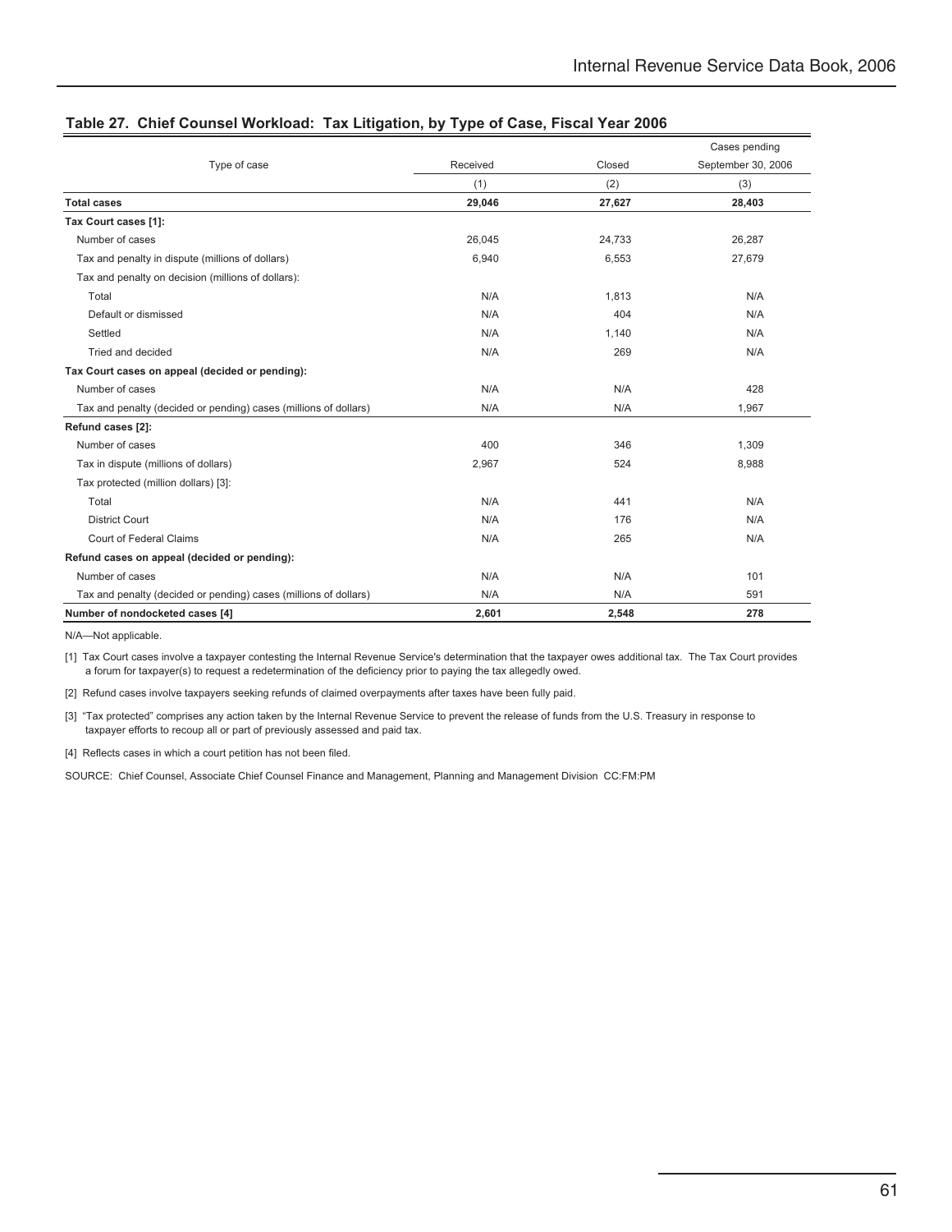## Table 27. Chief Counsel Workload: Tax Litigation, by Type of Case, Fiscal Year 2006

| Type of case | Received | Closed | Cases pending September 30, 2006 |
|---|---|---|---|
| | (1) | (2) | (3) |
| **Total cases** | **29,046** | **27,627** | **28,403** |
| **Tax Court cases [1]:** | | | |
| Number of cases | 26,045 | 24,733 | 26,287 |
| Tax and penalty in dispute (millions of dollars) | 6,940 | 6,553 | 27,679 |
| Tax and penalty on decision (millions of dollars): | | | |
| Total | N/A | 1,813 | N/A |
| Default or dismissed | N/A | 404 | N/A |
| Settled | N/A | 1,140 | N/A |
| Tried and decided | N/A | 269 | N/A |
| **Tax Court cases on appeal (decided or pending):** | | | |
| Number of cases | N/A | N/A | 428 |
| Tax and penalty (decided or pending) cases (millions of dollars) | N/A | N/A | 1,967 |
| **Refund cases [2]:** | | | |
| Number of cases | 400 | 346 | 1,309 |
| Tax in dispute (millions of dollars) | 2,967 | 524 | 8,988 |
| Tax protected (million dollars) [3]: | | | |
| Total | N/A | 441 | N/A |
| District Court | N/A | 176 | N/A |
| Court of Federal Claims | N/A | 265 | N/A |
| **Refund cases on appeal (decided or pending):** | | | |
| Number of cases | N/A | N/A | 101 |
| Tax and penalty (decided or pending) cases (millions of dollars) | N/A | N/A | 591 |
| **Number of nondocketed cases [4]** | **2,601** | **2,548** | **278** |

N/A—Not applicable.

[1] Tax Court cases involve a taxpayer contesting the Internal Revenue Service's determination that the taxpayer owes additional tax. The Tax Court provides a forum for taxpayer(s) to request a redetermination of the deficiency prior to paying the tax allegedly owed.

[2] Refund cases involve taxpayers seeking refunds of claimed overpayments after taxes have been fully paid.

[3] "Tax protected" comprises any action taken by the Internal Revenue Service to prevent the release of funds from the U.S. Treasury in response to taxpayer efforts to recoup all or part of previously assessed and paid tax.

[4] Reflects cases in which a court petition has not been filed.

SOURCE: Chief Counsel, Associate Chief Counsel Finance and Management, Planning and Management Division CC:FM:PM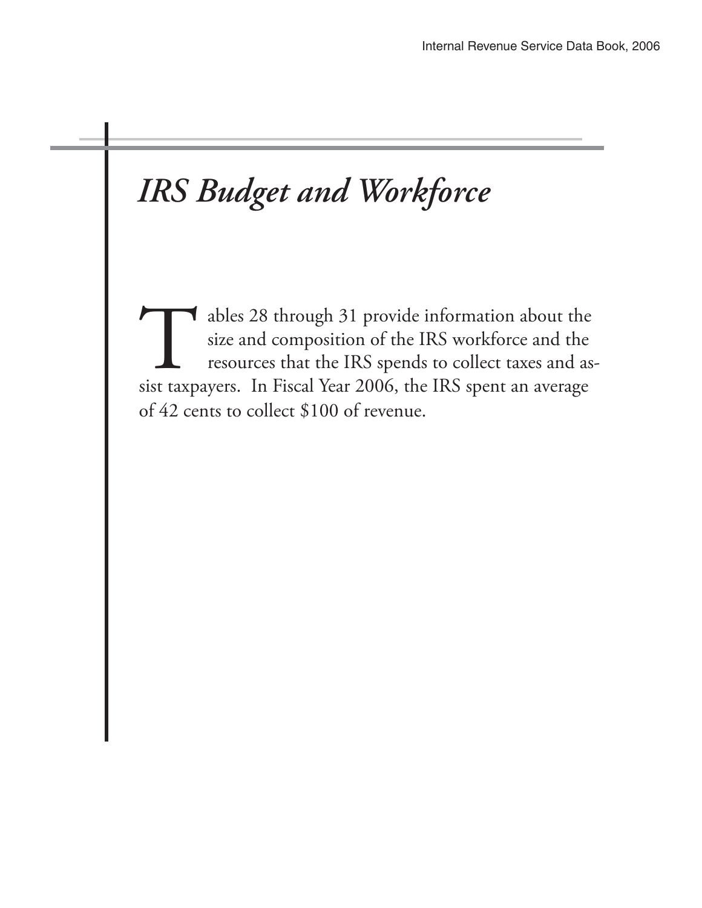# *IRS Budget and Workforce*

Tables 28 through 31 provide information about the size and composition of the IRS workforce and the resources that the IRS spends to collect taxes and assist taxpayers. In Fiscal Year 2006, the IRS spent an average of 42 cents to collect $100 of revenue.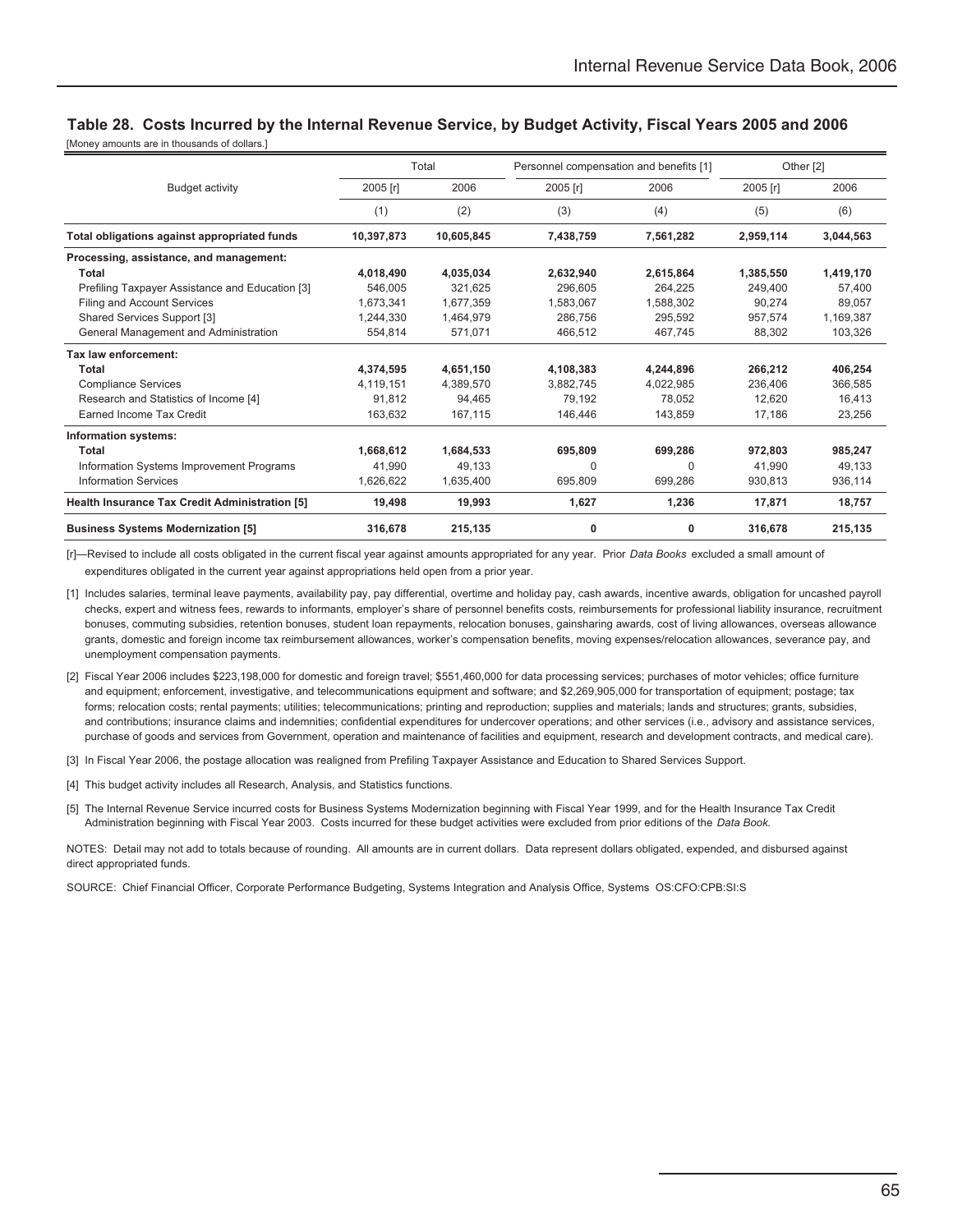## Table 28. Costs Incurred by the Internal Revenue Service, by Budget Activity, Fiscal Years 2005 and 2006

[Money amounts are in thousands of dollars.]

| Budget activity | Total | | Personnel compensation and benefits [1] | | Other [2] | |
|---|---|---|---|---|---|---|
| | 2005 [r] | 2006 | 2005 [r] | 2006 | 2005 [r] | 2006 |
| | (1) | (2) | (3) | (4) | (5) | (6) |
| **Total obligations against appropriated funds** | **10,397,873** | **10,605,845** | **7,438,759** | **7,561,282** | **2,959,114** | **3,044,563** |
| **Processing, assistance, and management:** | | | | | | |
| **Total** | **4,018,490** | **4,035,034** | **2,632,940** | **2,615,864** | **1,385,550** | **1,419,170** |
| Prefiling Taxpayer Assistance and Education [3] | 546,005 | 321,625 | 296,605 | 264,225 | 249,400 | 57,400 |
| Filing and Account Services | 1,673,341 | 1,677,359 | 1,583,067 | 1,588,302 | 90,274 | 89,057 |
| Shared Services Support [3] | 1,244,330 | 1,464,979 | 286,756 | 295,592 | 957,574 | 1,169,387 |
| General Management and Administration | 554,814 | 571,071 | 466,512 | 467,745 | 88,302 | 103,326 |
| **Tax law enforcement:** | | | | | | |
| **Total** | **4,374,595** | **4,651,150** | **4,108,383** | **4,244,896** | **266,212** | **406,254** |
| Compliance Services | 4,119,151 | 4,389,570 | 3,882,745 | 4,022,985 | 236,406 | 366,585 |
| Research and Statistics of Income [4] | 91,812 | 94,465 | 79,192 | 78,052 | 12,620 | 16,413 |
| Earned Income Tax Credit | 163,632 | 167,115 | 146,446 | 143,859 | 17,186 | 23,256 |
| **Information systems:** | | | | | | |
| **Total** | **1,668,612** | **1,684,533** | **695,809** | **699,286** | **972,803** | **985,247** |
| Information Systems Improvement Programs | 41,990 | 49,133 | 0 | 0 | 41,990 | 49,133 |
| Information Services | 1,626,622 | 1,635,400 | 695,809 | 699,286 | 930,813 | 936,114 |
| **Health Insurance Tax Credit Administration [5]** | **19,498** | **19,993** | **1,627** | **1,236** | **17,871** | **18,757** |
| **Business Systems Modernization [5]** | **316,678** | **215,135** | **0** | **0** | **316,678** | **215,135** |

[r]—Revised to include all costs obligated in the current fiscal year against amounts appropriated for any year. Prior *Data Books* excluded a small amount of expenditures obligated in the current year against appropriations held open from a prior year.

[1] Includes salaries, terminal leave payments, availability pay, pay differential, overtime and holiday pay, cash awards, incentive awards, obligation for uncashed payroll checks, expert and witness fees, rewards to informants, employer's share of personnel benefits costs, reimbursements for professional liability insurance, recruitment bonuses, commuting subsidies, retention bonuses, student loan repayments, relocation bonuses, gainsharing awards, cost of living allowances, overseas allowance grants, domestic and foreign income tax reimbursement allowances, worker's compensation benefits, moving expenses/relocation allowances, severance pay, and unemployment compensation payments.

[2] Fiscal Year 2006 includes $223,198,000 for domestic and foreign travel; $551,460,000 for data processing services; purchases of motor vehicles; office furniture and equipment; enforcement, investigative, and telecommunications equipment and software; and $2,269,905,000 for transportation of equipment; postage; tax forms; relocation costs; rental payments; utilities; telecommunications; printing and reproduction; supplies and materials; lands and structures; grants, subsidies, and contributions; insurance claims and indemnities; confidential expenditures for undercover operations; and other services (i.e., advisory and assistance services, purchase of goods and services from Government, operation and maintenance of facilities and equipment, research and development contracts, and medical care).

[3] In Fiscal Year 2006, the postage allocation was realigned from Prefiling Taxpayer Assistance and Education to Shared Services Support.

[4] This budget activity includes all Research, Analysis, and Statistics functions.

[5] The Internal Revenue Service incurred costs for Business Systems Modernization beginning with Fiscal Year 1999, and for the Health Insurance Tax Credit Administration beginning with Fiscal Year 2003. Costs incurred for these budget activities were excluded from prior editions of the *Data Book.*

NOTES: Detail may not add to totals because of rounding. All amounts are in current dollars. Data represent dollars obligated, expended, and disbursed against direct appropriated funds.

SOURCE: Chief Financial Officer, Corporate Performance Budgeting, Systems Integration and Analysis Office, Systems OS:CFO:CPB:SI:S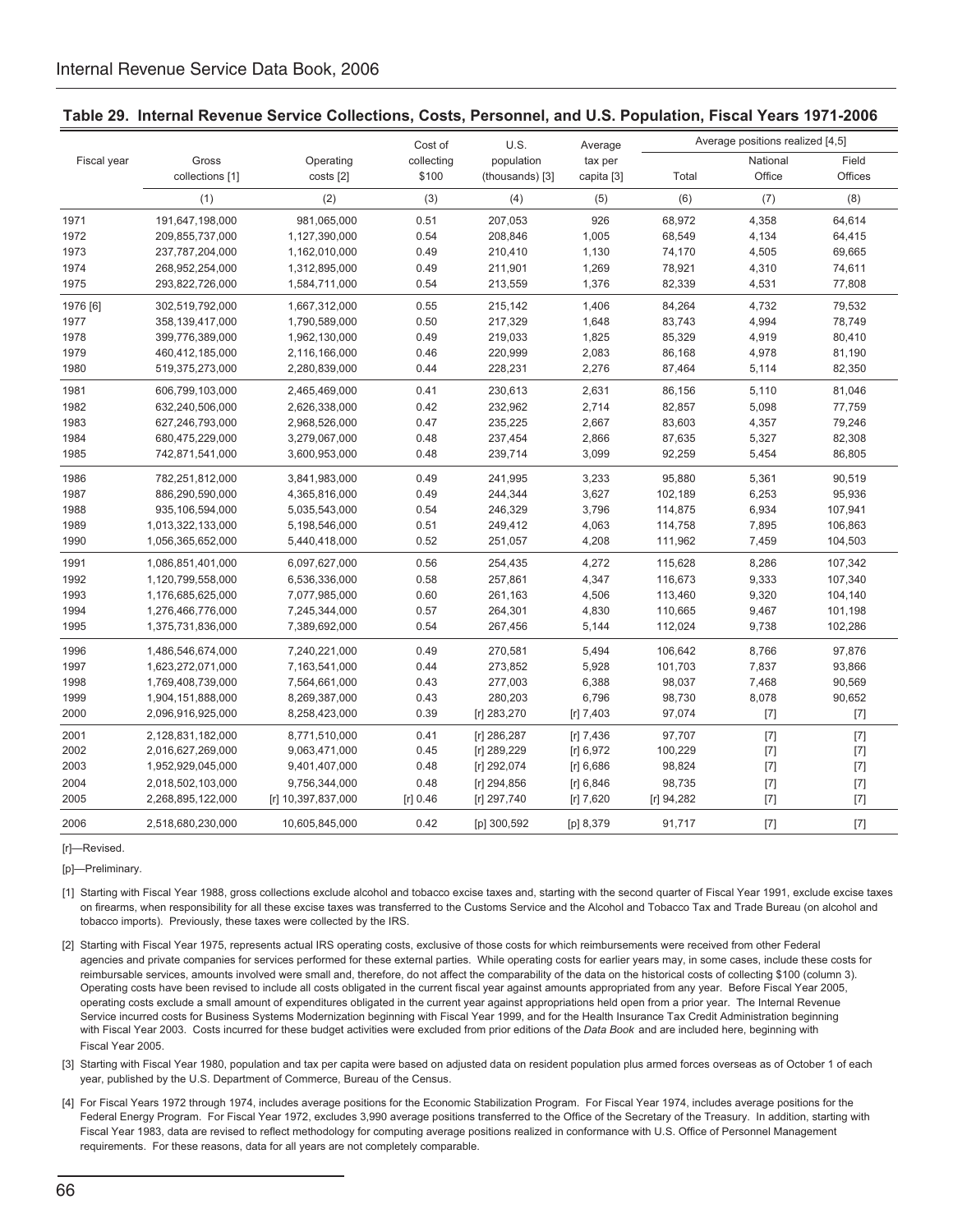## Table 29. Internal Revenue Service Collections, Costs, Personnel, and U.S. Population, Fiscal Years 1971-2006

| Fiscal year | Gross collections [1] | Operating costs [2] | Cost of collecting $100 | U.S. population (thousands) [3] | Average tax per capita [3] | Average positions realized [4,5] | | |
|---|---|---|---|---|---|---|---|---|
| | | | | | | Total | National Office | Field Offices |
| | (1) | (2) | (3) | (4) | (5) | (6) | (7) | (8) |
| 1971 | 191,647,198,000 | 981,065,000 | 0.51 | 207,053 | 926 | 68,972 | 4,358 | 64,614 |
| 1972 | 209,855,737,000 | 1,127,390,000 | 0.54 | 208,846 | 1,005 | 68,549 | 4,134 | 64,415 |
| 1973 | 237,787,204,000 | 1,162,010,000 | 0.49 | 210,410 | 1,130 | 74,170 | 4,505 | 69,665 |
| 1974 | 268,952,254,000 | 1,312,895,000 | 0.49 | 211,901 | 1,269 | 78,921 | 4,310 | 74,611 |
| 1975 | 293,822,726,000 | 1,584,711,000 | 0.54 | 213,559 | 1,376 | 82,339 | 4,531 | 77,808 |
| 1976 [6] | 302,519,792,000 | 1,667,312,000 | 0.55 | 215,142 | 1,406 | 84,264 | 4,732 | 79,532 |
| 1977 | 358,139,417,000 | 1,790,589,000 | 0.50 | 217,329 | 1,648 | 83,743 | 4,994 | 78,749 |
| 1978 | 399,776,389,000 | 1,962,130,000 | 0.49 | 219,033 | 1,825 | 85,329 | 4,919 | 80,410 |
| 1979 | 460,412,185,000 | 2,116,166,000 | 0.46 | 220,999 | 2,083 | 86,168 | 4,978 | 81,190 |
| 1980 | 519,375,273,000 | 2,280,839,000 | 0.44 | 228,231 | 2,276 | 87,464 | 5,114 | 82,350 |
| 1981 | 606,799,103,000 | 2,465,469,000 | 0.41 | 230,613 | 2,631 | 86,156 | 5,110 | 81,046 |
| 1982 | 632,240,506,000 | 2,626,338,000 | 0.42 | 232,962 | 2,714 | 82,857 | 5,098 | 77,759 |
| 1983 | 627,246,793,000 | 2,968,526,000 | 0.47 | 235,225 | 2,667 | 83,603 | 4,357 | 79,246 |
| 1984 | 680,475,229,000 | 3,279,067,000 | 0.48 | 237,454 | 2,866 | 87,635 | 5,327 | 82,308 |
| 1985 | 742,871,541,000 | 3,600,953,000 | 0.48 | 239,714 | 3,099 | 92,259 | 5,454 | 86,805 |
| 1986 | 782,251,812,000 | 3,841,983,000 | 0.49 | 241,995 | 3,233 | 95,880 | 5,361 | 90,519 |
| 1987 | 886,290,590,000 | 4,365,816,000 | 0.49 | 244,344 | 3,627 | 102,189 | 6,253 | 95,936 |
| 1988 | 935,106,594,000 | 5,035,543,000 | 0.54 | 246,329 | 3,796 | 114,875 | 6,934 | 107,941 |
| 1989 | 1,013,322,133,000 | 5,198,546,000 | 0.51 | 249,412 | 4,063 | 114,758 | 7,895 | 106,863 |
| 1990 | 1,056,365,652,000 | 5,440,418,000 | 0.52 | 251,057 | 4,208 | 111,962 | 7,459 | 104,503 |
| 1991 | 1,086,851,401,000 | 6,097,627,000 | 0.56 | 254,435 | 4,272 | 115,628 | 8,286 | 107,342 |
| 1992 | 1,120,799,558,000 | 6,536,336,000 | 0.58 | 257,861 | 4,347 | 116,673 | 9,333 | 107,340 |
| 1993 | 1,176,685,625,000 | 7,077,985,000 | 0.60 | 261,163 | 4,506 | 113,460 | 9,320 | 104,140 |
| 1994 | 1,276,466,776,000 | 7,245,344,000 | 0.57 | 264,301 | 4,830 | 110,665 | 9,467 | 101,198 |
| 1995 | 1,375,731,836,000 | 7,389,692,000 | 0.54 | 267,456 | 5,144 | 112,024 | 9,738 | 102,286 |
| 1996 | 1,486,546,674,000 | 7,240,221,000 | 0.49 | 270,581 | 5,494 | 106,642 | 8,766 | 97,876 |
| 1997 | 1,623,272,071,000 | 7,163,541,000 | 0.44 | 273,852 | 5,928 | 101,703 | 7,837 | 93,866 |
| 1998 | 1,769,408,739,000 | 7,564,661,000 | 0.43 | 277,003 | 6,388 | 98,037 | 7,468 | 90,569 |
| 1999 | 1,904,151,888,000 | 8,269,387,000 | 0.43 | 280,203 | 6,796 | 98,730 | 8,078 | 90,652 |
| 2000 | 2,096,916,925,000 | 8,258,423,000 | 0.39 | [r] 283,270 | [r] 7,403 | 97,074 | [7] | [7] |
| 2001 | 2,128,831,182,000 | 8,771,510,000 | 0.41 | [r] 286,287 | [r] 7,436 | 97,707 | [7] | [7] |
| 2002 | 2,016,627,269,000 | 9,063,471,000 | 0.45 | [r] 289,229 | [r] 6,972 | 100,229 | [7] | [7] |
| 2003 | 1,952,929,045,000 | 9,401,407,000 | 0.48 | [r] 292,074 | [r] 6,686 | 98,824 | [7] | [7] |
| 2004 | 2,018,502,103,000 | 9,756,344,000 | 0.48 | [r] 294,856 | [r] 6,846 | 98,735 | [7] | [7] |
| 2005 | 2,268,895,122,000 | [r] 10,397,837,000 | [r] 0.46 | [r] 297,740 | [r] 7,620 | [r] 94,282 | [7] | [7] |
| 2006 | 2,518,680,230,000 | 10,605,845,000 | 0.42 | [p] 300,592 | [p] 8,379 | 91,717 | [7] | [7] |

[r]—Revised.

[p]—Preliminary.

[1] Starting with Fiscal Year 1988, gross collections exclude alcohol and tobacco excise taxes and, starting with the second quarter of Fiscal Year 1991, exclude excise taxes on firearms, when responsibility for all these excise taxes was transferred to the Customs Service and the Alcohol and Tobacco Tax and Trade Bureau (on alcohol and tobacco imports). Previously, these taxes were collected by the IRS.

[2] Starting with Fiscal Year 1975, represents actual IRS operating costs, exclusive of those costs for which reimbursements were received from other Federal agencies and private companies for services performed for these external parties. While operating costs for earlier years may, in some cases, include these costs for reimbursable services, amounts involved were small and, therefore, do not affect the comparability of the data on the historical costs of collecting $100 (column 3). Operating costs have been revised to include all costs obligated in the current fiscal year against amounts appropriated from any year. Before Fiscal Year 2005, operating costs exclude a small amount of expenditures obligated in the current year against appropriations held open from a prior year. The Internal Revenue Service incurred costs for Business Systems Modernization beginning with Fiscal Year 1999, and for the Health Insurance Tax Credit Administration beginning with Fiscal Year 2003. Costs incurred for these budget activities were excluded from prior editions of the *Data Book* and are included here, beginning with Fiscal Year 2005.

[3] Starting with Fiscal Year 1980, population and tax per capita were based on adjusted data on resident population plus armed forces overseas as of October 1 of each year, published by the U.S. Department of Commerce, Bureau of the Census.

[4] For Fiscal Years 1972 through 1974, includes average positions for the Economic Stabilization Program. For Fiscal Year 1974, includes average positions for the Federal Energy Program. For Fiscal Year 1972, excludes 3,990 average positions transferred to the Office of the Secretary of the Treasury. In addition, starting with Fiscal Year 1983, data are revised to reflect methodology for computing average positions realized in conformance with U.S. Office of Personnel Management requirements. For these reasons, data for all years are not completely comparable.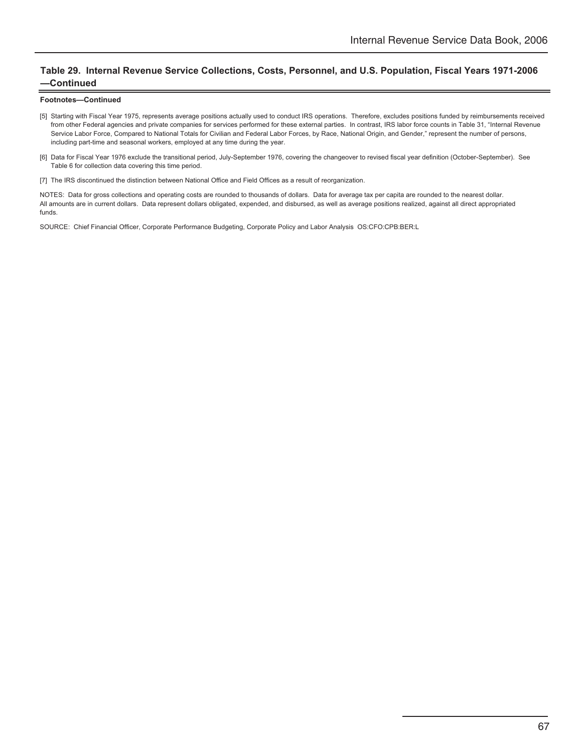## Table 29. Internal Revenue Service Collections, Costs, Personnel, and U.S. Population, Fiscal Years 1971-2006—Continued

**Footnotes—Continued**

[5] Starting with Fiscal Year 1975, represents average positions actually used to conduct IRS operations. Therefore, excludes positions funded by reimbursements received from other Federal agencies and private companies for services performed for these external parties. In contrast, IRS labor force counts in Table 31, "Internal Revenue Service Labor Force, Compared to National Totals for Civilian and Federal Labor Forces, by Race, National Origin, and Gender," represent the number of persons, including part-time and seasonal workers, employed at any time during the year.

[6] Data for Fiscal Year 1976 exclude the transitional period, July-September 1976, covering the changeover to revised fiscal year definition (October-September). See Table 6 for collection data covering this time period.

[7] The IRS discontinued the distinction between National Office and Field Offices as a result of reorganization.

NOTES: Data for gross collections and operating costs are rounded to thousands of dollars. Data for average tax per capita are rounded to the nearest dollar. All amounts are in current dollars. Data represent dollars obligated, expended, and disbursed, as well as average positions realized, against all direct appropriated funds.

SOURCE: Chief Financial Officer, Corporate Performance Budgeting, Corporate Policy and Labor Analysis OS:CFO:CPB:BER:L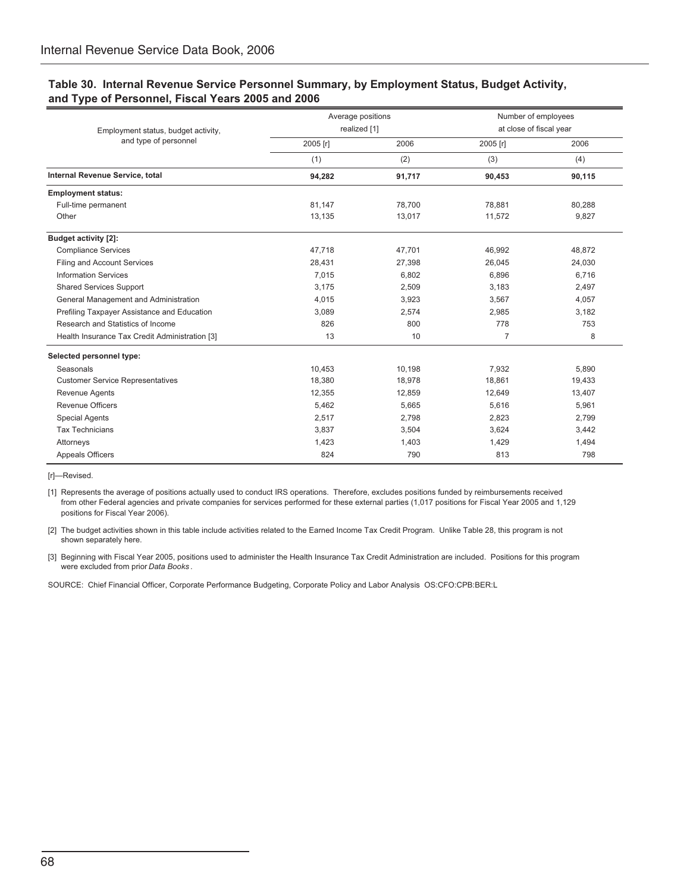## Table 30. Internal Revenue Service Personnel Summary, by Employment Status, Budget Activity, and Type of Personnel, Fiscal Years 2005 and 2006

| Employment status, budget activity, and type of personnel | Average positions realized [1] | | Number of employees at close of fiscal year | |
|---|---|---|---|---|
| | 2005 [r] | 2006 | 2005 [r] | 2006 |
| | (1) | (2) | (3) | (4) |
| **Internal Revenue Service, total** | **94,282** | **91,717** | **90,453** | **90,115** |
| **Employment status:** | | | | |
| Full-time permanent | 81,147 | 78,700 | 78,881 | 80,288 |
| Other | 13,135 | 13,017 | 11,572 | 9,827 |
| **Budget activity [2]:** | | | | |
| Compliance Services | 47,718 | 47,701 | 46,992 | 48,872 |
| Filing and Account Services | 28,431 | 27,398 | 26,045 | 24,030 |
| Information Services | 7,015 | 6,802 | 6,896 | 6,716 |
| Shared Services Support | 3,175 | 2,509 | 3,183 | 2,497 |
| General Management and Administration | 4,015 | 3,923 | 3,567 | 4,057 |
| Prefiling Taxpayer Assistance and Education | 3,089 | 2,574 | 2,985 | 3,182 |
| Research and Statistics of Income | 826 | 800 | 778 | 753 |
| Health Insurance Tax Credit Administration [3] | 13 | 10 | 7 | 8 |
| **Selected personnel type:** | | | | |
| Seasonals | 10,453 | 10,198 | 7,932 | 5,890 |
| Customer Service Representatives | 18,380 | 18,978 | 18,861 | 19,433 |
| Revenue Agents | 12,355 | 12,859 | 12,649 | 13,407 |
| Revenue Officers | 5,462 | 5,665 | 5,616 | 5,961 |
| Special Agents | 2,517 | 2,798 | 2,823 | 2,799 |
| Tax Technicians | 3,837 | 3,504 | 3,624 | 3,442 |
| Attorneys | 1,423 | 1,403 | 1,429 | 1,494 |
| Appeals Officers | 824 | 790 | 813 | 798 |

[r]—Revised.

[1] Represents the average of positions actually used to conduct IRS operations. Therefore, excludes positions funded by reimbursements received from other Federal agencies and private companies for services performed for these external parties (1,017 positions for Fiscal Year 2005 and 1,129 positions for Fiscal Year 2006).

[2] The budget activities shown in this table include activities related to the Earned Income Tax Credit Program. Unlike Table 28, this program is not shown separately here.

[3] Beginning with Fiscal Year 2005, positions used to administer the Health Insurance Tax Credit Administration are included. Positions for this program were excluded from prior *Data Books*.

SOURCE: Chief Financial Officer, Corporate Performance Budgeting, Corporate Policy and Labor Analysis OS:CFO:CPB:BER:L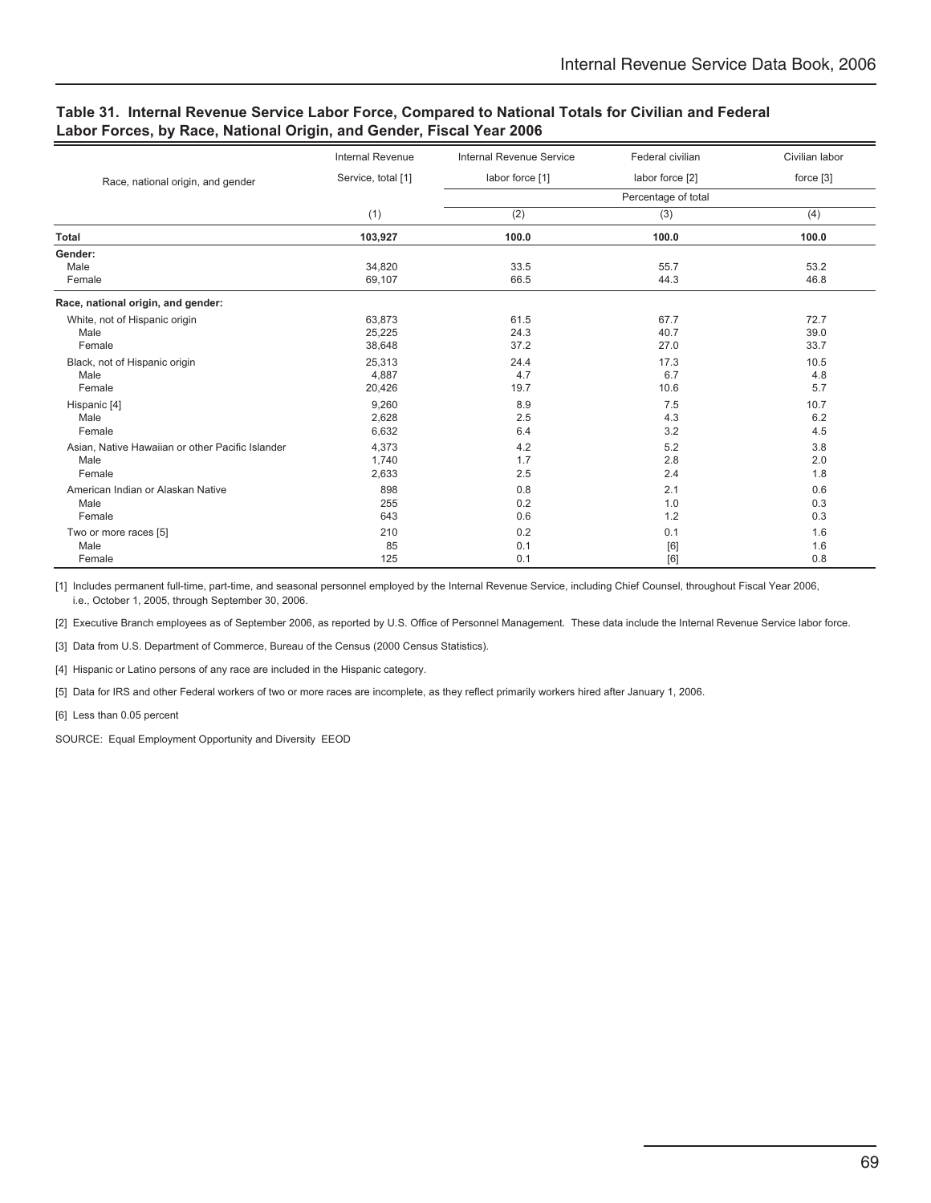**Table 31. Internal Revenue Service Labor Force, Compared to National Totals for Civilian and Federal Labor Forces, by Race, National Origin, and Gender, Fiscal Year 2006**

| Race, national origin, and gender | Internal Revenue Service, total [1] | Internal Revenue Service labor force [1] | Federal civilian labor force [2] | Civilian labor force [3] |
|---|---|---|---|---|
| | | Percentage of total | | |
| | (1) | (2) | (3) | (4) |
| **Total** | **103,927** | **100.0** | **100.0** | **100.0** |
| **Gender:** | | | | |
| Male | 34,820 | 33.5 | 55.7 | 53.2 |
| Female | 69,107 | 66.5 | 44.3 | 46.8 |
| **Race, national origin, and gender:** | | | | |
| White, not of Hispanic origin | 63,873 | 61.5 | 67.7 | 72.7 |
| Male | 25,225 | 24.3 | 40.7 | 39.0 |
| Female | 38,648 | 37.2 | 27.0 | 33.7 |
| Black, not of Hispanic origin | 25,313 | 24.4 | 17.3 | 10.5 |
| Male | 4,887 | 4.7 | 6.7 | 4.8 |
| Female | 20,426 | 19.7 | 10.6 | 5.7 |
| Hispanic [4] | 9,260 | 8.9 | 7.5 | 10.7 |
| Male | 2,628 | 2.5 | 4.3 | 6.2 |
| Female | 6,632 | 6.4 | 3.2 | 4.5 |
| Asian, Native Hawaiian or other Pacific Islander | 4,373 | 4.2 | 5.2 | 3.8 |
| Male | 1,740 | 1.7 | 2.8 | 2.0 |
| Female | 2,633 | 2.5 | 2.4 | 1.8 |
| American Indian or Alaskan Native | 898 | 0.8 | 2.1 | 0.6 |
| Male | 255 | 0.2 | 1.0 | 0.3 |
| Female | 643 | 0.6 | 1.2 | 0.3 |
| Two or more races [5] | 210 | 0.2 | 0.1 | 1.6 |
| Male | 85 | 0.1 | [6] | 1.6 |
| Female | 125 | 0.1 | [6] | 0.8 |

[1] Includes permanent full-time, part-time, and seasonal personnel employed by the Internal Revenue Service, including Chief Counsel, throughout Fiscal Year 2006, i.e., October 1, 2005, through September 30, 2006.

[2] Executive Branch employees as of September 2006, as reported by U.S. Office of Personnel Management. These data include the Internal Revenue Service labor force.

[3] Data from U.S. Department of Commerce, Bureau of the Census (2000 Census Statistics).

[4] Hispanic or Latino persons of any race are included in the Hispanic category.

[5] Data for IRS and other Federal workers of two or more races are incomplete, as they reflect primarily workers hired after January 1, 2006.

[6] Less than 0.05 percent

SOURCE: Equal Employment Opportunity and Diversity EEOD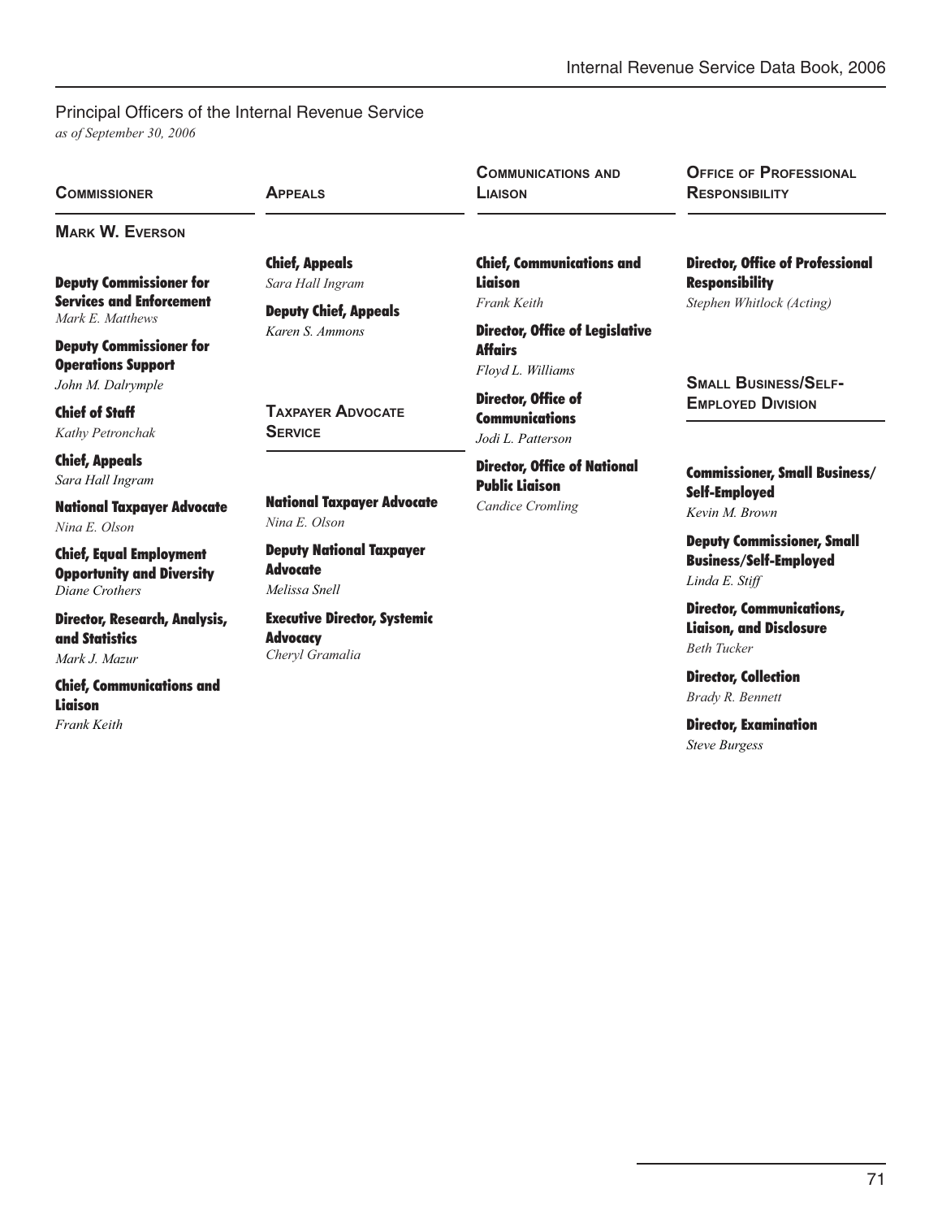## Principal Officers of the Internal Revenue Service

*as of September 30, 2006*

### Commissioner

**Mark W. Everson**

**Deputy Commissioner for Services and Enforcement**
*Mark E. Matthews*

**Deputy Commissioner for Operations Support**
*John M. Dalrymple*

**Chief of Staff**
*Kathy Petronchak*

**Chief, Appeals**
*Sara Hall Ingram*

**National Taxpayer Advocate**
*Nina E. Olson*

**Chief, Equal Employment Opportunity and Diversity**
*Diane Crothers*

**Director, Research, Analysis, and Statistics**
*Mark J. Mazur*

**Chief, Communications and Liaison**
*Frank Keith*

### Appeals

**Chief, Appeals**
*Sara Hall Ingram*

**Deputy Chief, Appeals**
*Karen S. Ammons*

### Taxpayer Advocate Service

**National Taxpayer Advocate**
*Nina E. Olson*

**Deputy National Taxpayer Advocate**
*Melissa Snell*

**Executive Director, Systemic Advocacy**
*Cheryl Gramalia*

### Communications and Liaison

**Chief, Communications and Liaison**
*Frank Keith*

**Director, Office of Legislative Affairs**
*Floyd L. Williams*

**Director, Office of Communications**
*Jodi L. Patterson*

**Director, Office of National Public Liaison**
*Candice Cromling*

### Office of Professional Responsibility

**Director, Office of Professional Responsibility**
*Stephen Whitlock (Acting)*

### Small Business/Self-Employed Division

**Commissioner, Small Business/Self-Employed**
*Kevin M. Brown*

**Deputy Commissioner, Small Business/Self-Employed**
*Linda E. Stiff*

**Director, Communications, Liaison, and Disclosure**
*Beth Tucker*

**Director, Collection**
*Brady R. Bennett*

**Director, Examination**
*Steve Burgess*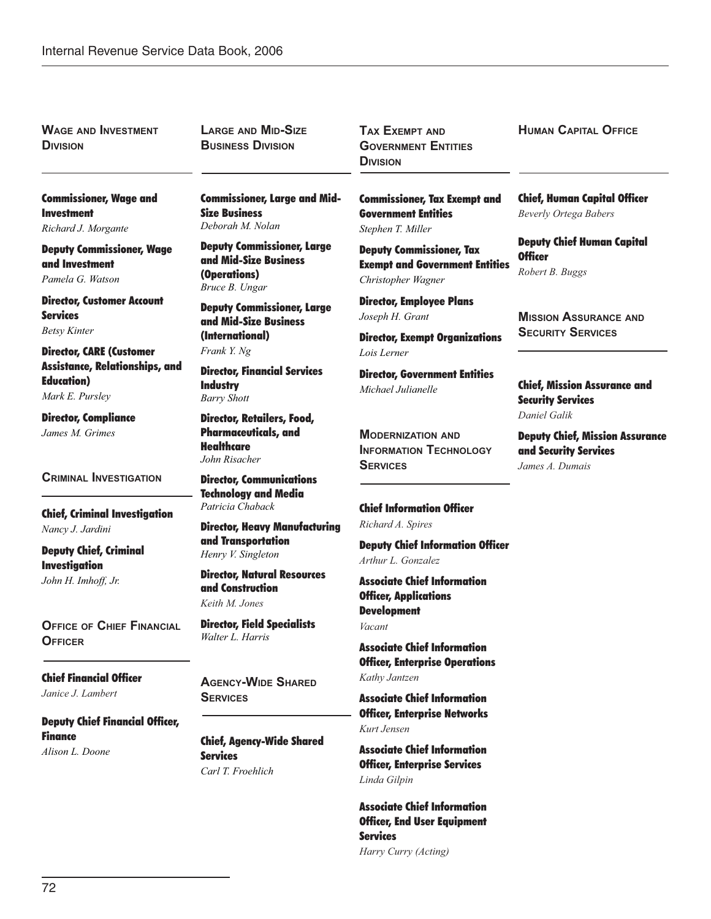## Wage and Investment Division

**Commissioner, Wage and Investment**
*Richard J. Morgante*

**Deputy Commissioner, Wage and Investment**
*Pamela G. Watson*

**Director, Customer Account Services**
*Betsy Kinter*

**Director, CARE (Customer Assistance, Relationships, and Education)**
*Mark E. Pursley*

**Director, Compliance**
*James M. Grimes*

## Criminal Investigation

**Chief, Criminal Investigation**
*Nancy J. Jardini*

**Deputy Chief, Criminal Investigation**
*John H. Imhoff, Jr.*

## Office of Chief Financial Officer

**Chief Financial Officer**
*Janice J. Lambert*

**Deputy Chief Financial Officer, Finance**
*Alison L. Doone*

## Large and Mid-Size Business Division

**Commissioner, Large and Mid-Size Business**
*Deborah M. Nolan*

**Deputy Commissioner, Large and Mid-Size Business (Operations)**
*Bruce B. Ungar*

**Deputy Commissioner, Large and Mid-Size Business (International)**
*Frank Y. Ng*

**Director, Financial Services Industry**
*Barry Shott*

**Director, Retailers, Food, Pharmaceuticals, and Healthcare**
*John Risacher*

**Director, Communications Technology and Media**
*Patricia Chaback*

**Director, Heavy Manufacturing and Transportation**
*Henry V. Singleton*

**Director, Natural Resources and Construction**
*Keith M. Jones*

**Director, Field Specialists**
*Walter L. Harris*

## Agency-Wide Shared Services

**Chief, Agency-Wide Shared Services**
*Carl T. Froehlich*

## Tax Exempt and Government Entities Division

**Commissioner, Tax Exempt and Government Entities**
*Stephen T. Miller*

**Deputy Commissioner, Tax Exempt and Government Entities**
*Christopher Wagner*

**Director, Employee Plans**
*Joseph H. Grant*

**Director, Exempt Organizations**
*Lois Lerner*

**Director, Government Entities**
*Michael Julianelle*

## Modernization and Information Technology Services

**Chief Information Officer**
*Richard A. Spires*

**Deputy Chief Information Officer**
*Arthur L. Gonzalez*

**Associate Chief Information Officer, Applications Development**
*Vacant*

**Associate Chief Information Officer, Enterprise Operations**
*Kathy Jantzen*

**Associate Chief Information Officer, Enterprise Networks**
*Kurt Jensen*

**Associate Chief Information Officer, Enterprise Services**
*Linda Gilpin*

**Associate Chief Information Officer, End User Equipment Services**
*Harry Curry (Acting)*

## Human Capital Office

**Chief, Human Capital Officer**
*Beverly Ortega Babers*

**Deputy Chief Human Capital Officer**
*Robert B. Buggs*

## Mission Assurance and Security Services

**Chief, Mission Assurance and Security Services**
*Daniel Galik*

**Deputy Chief, Mission Assurance and Security Services**
*James A. Dumais*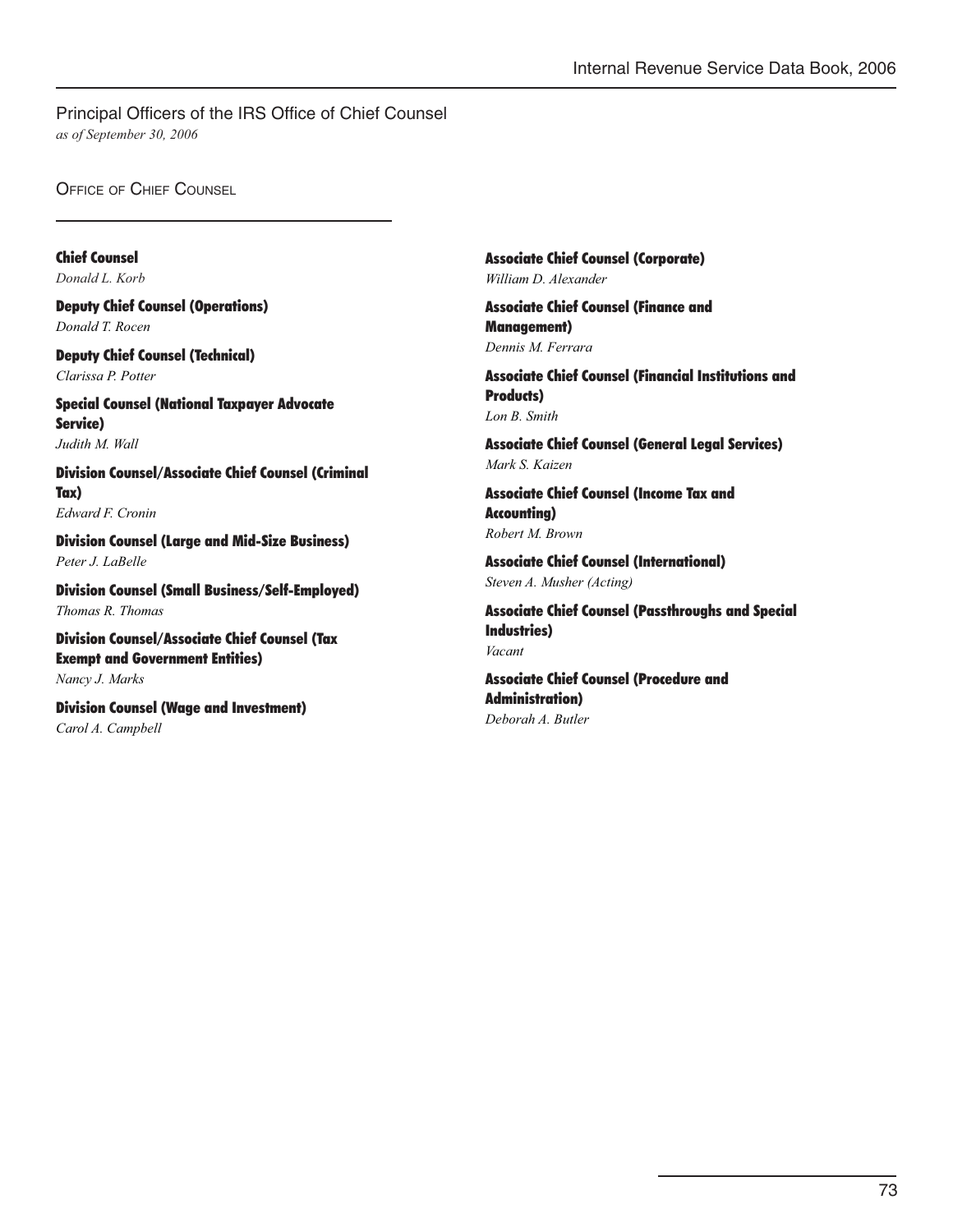## Principal Officers of the IRS Office of Chief Counsel

*as of September 30, 2006*

### Office of Chief Counsel

**Chief Counsel**
*Donald L. Korb*

**Deputy Chief Counsel (Operations)**
*Donald T. Rocen*

**Deputy Chief Counsel (Technical)**
*Clarissa P. Potter*

**Special Counsel (National Taxpayer Advocate Service)**
*Judith M. Wall*

**Division Counsel/Associate Chief Counsel (Criminal Tax)**
*Edward F. Cronin*

**Division Counsel (Large and Mid-Size Business)**
*Peter J. LaBelle*

**Division Counsel (Small Business/Self-Employed)**
*Thomas R. Thomas*

**Division Counsel/Associate Chief Counsel (Tax Exempt and Government Entities)**
*Nancy J. Marks*

**Division Counsel (Wage and Investment)**
*Carol A. Campbell*

**Associate Chief Counsel (Corporate)**
*William D. Alexander*

**Associate Chief Counsel (Finance and Management)**
*Dennis M. Ferrara*

**Associate Chief Counsel (Financial Institutions and Products)**
*Lon B. Smith*

**Associate Chief Counsel (General Legal Services)**
*Mark S. Kaizen*

**Associate Chief Counsel (Income Tax and Accounting)**
*Robert M. Brown*

**Associate Chief Counsel (International)**
*Steven A. Musher (Acting)*

**Associate Chief Counsel (Passthroughs and Special Industries)**
*Vacant*

**Associate Chief Counsel (Procedure and Administration)**
*Deborah A. Butler*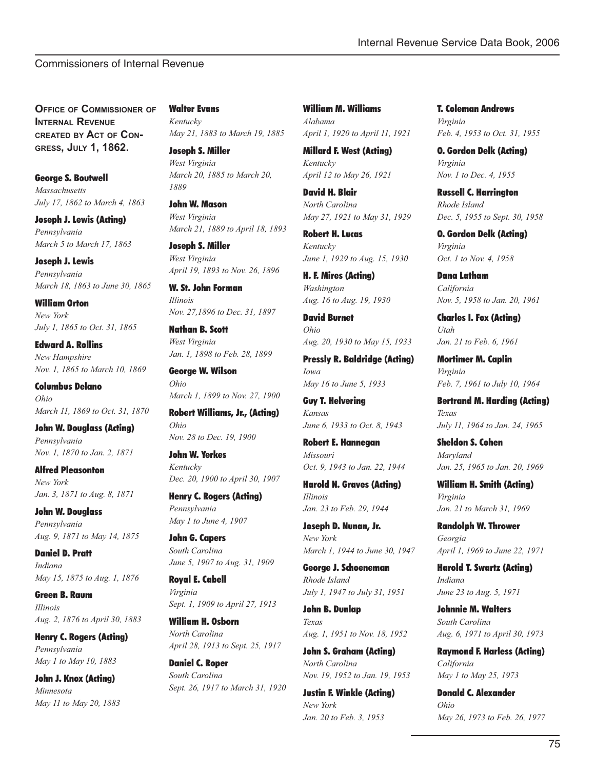## Commissioners of Internal Revenue

**Office of Commissioner of Internal Revenue created by Act of Congress, July 1, 1862.**

**George S. Boutwell**
*Massachusetts*
*July 17, 1862 to March 4, 1863*

**Joseph J. Lewis (Acting)**
*Pennsylvania*
*March 5 to March 17, 1863*

**Joseph J. Lewis**
*Pennsylvania*
*March 18, 1863 to June 30, 1865*

**William Orton**
*New York*
*July 1, 1865 to Oct. 31, 1865*

**Edward A. Rollins**
*New Hampshire*
*Nov. 1, 1865 to March 10, 1869*

**Columbus Delano**
*Ohio*
*March 11, 1869 to Oct. 31, 1870*

**John W. Douglass (Acting)**
*Pennsylvania*
*Nov. 1, 1870 to Jan. 2, 1871*

**Alfred Pleasonton**
*New York*
*Jan. 3, 1871 to Aug. 8, 1871*

**John W. Douglass**
*Pennsylvania*
*Aug. 9, 1871 to May 14, 1875*

**Daniel D. Pratt**
*Indiana*
*May 15, 1875 to Aug. 1, 1876*

**Green B. Raum**
*Illinois*
*Aug. 2, 1876 to April 30, 1883*

**Henry C. Rogers (Acting)**
*Pennsylvania*
*May 1 to May 10, 1883*

**John J. Knox (Acting)**
*Minnesota*
*May 11 to May 20, 1883*

**Walter Evans**
*Kentucky*
*May 21, 1883 to March 19, 1885*

**Joseph S. Miller**
*West Virginia*
*March 20, 1885 to March 20, 1889*

**John W. Mason**
*West Virginia*
*March 21, 1889 to April 18, 1893*

**Joseph S. Miller**
*West Virginia*
*April 19, 1893 to Nov. 26, 1896*

**W. St. John Forman**
*Illinois*
*Nov. 27,1896 to Dec. 31, 1897*

**Nathan B. Scott**
*West Virginia*
*Jan. 1, 1898 to Feb. 28, 1899*

**George W. Wilson**
*Ohio*
*March 1, 1899 to Nov. 27, 1900*

**Robert Williams, Jr., (Acting)**
*Ohio*
*Nov. 28 to Dec. 19, 1900*

**John W. Yerkes**
*Kentucky*
*Dec. 20, 1900 to April 30, 1907*

**Henry C. Rogers (Acting)**
*Pennsylvania*
*May 1 to June 4, 1907*

**John G. Capers**
*South Carolina*
*June 5, 1907 to Aug. 31, 1909*

**Royal E. Cabell**
*Virginia*
*Sept. 1, 1909 to April 27, 1913*

**William H. Osborn**
*North Carolina*
*April 28, 1913 to Sept. 25, 1917*

**Daniel C. Roper**
*South Carolina*
*Sept. 26, 1917 to March 31, 1920*

**William M. Williams**
*Alabama*
*April 1, 1920 to April 11, 1921*

**Millard F. West (Acting)**
*Kentucky*
*April 12 to May 26, 1921*

**David H. Blair**
*North Carolina*
*May 27, 1921 to May 31, 1929*

**Robert H. Lucas**
*Kentucky*
*June 1, 1929 to Aug. 15, 1930*

**H. F. Mires (Acting)**
*Washington*
*Aug. 16 to Aug. 19, 1930*

**David Burnet**
*Ohio*
*Aug. 20, 1930 to May 15, 1933*

**Pressly R. Baldridge (Acting)**
*Iowa*
*May 16 to June 5, 1933*

**Guy T. Helvering**
*Kansas*
*June 6, 1933 to Oct. 8, 1943*

**Robert E. Hannegan**
*Missouri*
*Oct. 9, 1943 to Jan. 22, 1944*

**Harold N. Graves (Acting)**
*Illinois*
*Jan. 23 to Feb. 29, 1944*

**Joseph D. Nunan, Jr.**
*New York*
*March 1, 1944 to June 30, 1947*

**George J. Schoeneman**
*Rhode Island*
*July 1, 1947 to July 31, 1951*

**John B. Dunlap**
*Texas*
*Aug. 1, 1951 to Nov. 18, 1952*

**John S. Graham (Acting)**
*North Carolina*
*Nov. 19, 1952 to Jan. 19, 1953*

**Justin F. Winkle (Acting)**
*New York*
*Jan. 20 to Feb. 3, 1953*

**T. Coleman Andrews**
*Virginia*
*Feb. 4, 1953 to Oct. 31, 1955*

**O. Gordon Delk (Acting)**
*Virginia*
*Nov. 1 to Dec. 4, 1955*

**Russell C. Harrington**
*Rhode Island*
*Dec. 5, 1955 to Sept. 30, 1958*

**O. Gordon Delk (Acting)**
*Virginia*
*Oct. 1 to Nov. 4, 1958*

**Dana Latham**
*California*
*Nov. 5, 1958 to Jan. 20, 1961*

**Charles I. Fox (Acting)**
*Utah*
*Jan. 21 to Feb. 6, 1961*

**Mortimer M. Caplin**
*Virginia*
*Feb. 7, 1961 to July 10, 1964*

**Bertrand M. Harding (Acting)**
*Texas*
*July 11, 1964 to Jan. 24, 1965*

**Sheldon S. Cohen**
*Maryland*
*Jan. 25, 1965 to Jan. 20, 1969*

**William H. Smith (Acting)**
*Virginia*
*Jan. 21 to March 31, 1969*

**Randolph W. Thrower**
*Georgia*
*April 1, 1969 to June 22, 1971*

**Harold T. Swartz (Acting)**
*Indiana*
*June 23 to Aug. 5, 1971*

**Johnnie M. Walters**
*South Carolina*
*Aug. 6, 1971 to April 30, 1973*

**Raymond F. Harless (Acting)**
*California*
*May 1 to May 25, 1973*

**Donald C. Alexander**
*Ohio*
*May 26, 1973 to Feb. 26, 1977*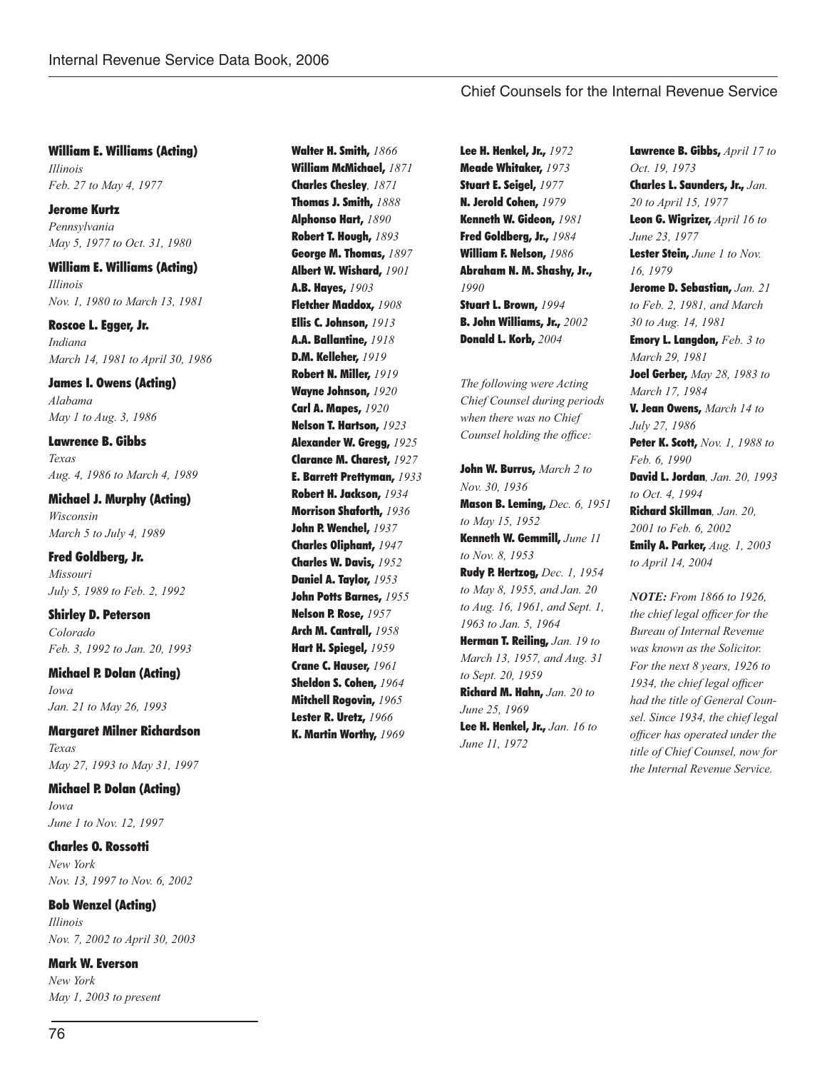William E. Williams (Acting)
*Illinois*
*Feb. 27 to May 4, 1977*

**Jerome Kurtz**
*Pennsylvania*
*May 5, 1977 to Oct. 31, 1980*

**William E. Williams (Acting)**
*Illinois*
*Nov. 1, 1980 to March 13, 1981*

**Roscoe L. Egger, Jr.**
*Indiana*
*March 14, 1981 to April 30, 1986*

**James I. Owens (Acting)**
*Alabama*
*May 1 to Aug. 3, 1986*

**Lawrence B. Gibbs**
*Texas*
*Aug. 4, 1986 to March 4, 1989*

**Michael J. Murphy (Acting)**
*Wisconsin*
*March 5 to July 4, 1989*

**Fred Goldberg, Jr.**
*Missouri*
*July 5, 1989 to Feb. 2, 1992*

**Shirley D. Peterson**
*Colorado*
*Feb. 3, 1992 to Jan. 20, 1993*

**Michael P. Dolan (Acting)**
*Iowa*
*Jan. 21 to May 26, 1993*

**Margaret Milner Richardson**
*Texas*
*May 27, 1993 to May 31, 1997*

**Michael P. Dolan (Acting)**
*Iowa*
*June 1 to Nov. 12, 1997*

**Charles O. Rossotti**
*New York*
*Nov. 13, 1997 to Nov. 6, 2002*

**Bob Wenzel (Acting)**
*Illinois*
*Nov. 7, 2002 to April 30, 2003*

**Mark W. Everson**
*New York*
*May 1, 2003 to present*

# Chief Counsels for the Internal Revenue Service

**Walter H. Smith,** *1866*
**William McMichael,** *1871*
**Charles Chesley**, *1871*
**Thomas J. Smith,** *1888*
**Alphonso Hart,** *1890*
**Robert T. Hough,** *1893*
**George M. Thomas,** *1897*
**Albert W. Wishard,** *1901*
**A.B. Hayes,** *1903*
**Fletcher Maddox,** *1908*
**Ellis C. Johnson,** *1913*
**A.A. Ballantine,** *1918*
**D.M. Kelleher,** *1919*
**Robert N. Miller,** *1919*
**Wayne Johnson,** *1920*
**Carl A. Mapes,** *1920*
**Nelson T. Hartson,** *1923*
**Alexander W. Gregg,** *1925*
**Clarance M. Charest,** *1927*
**E. Barrett Prettyman,** *1933*
**Robert H. Jackson,** *1934*
**Morrison Shaforth,** *1936*
**John P. Wenchel,** *1937*
**Charles Oliphant,** *1947*
**Charles W. Davis,** *1952*
**Daniel A. Taylor,** *1953*
**John Potts Barnes,** *1955*
**Nelson P. Rose,** *1957*
**Arch M. Cantrall,** *1958*
**Hart H. Spiegel,** *1959*
**Crane C. Hauser,** *1961*
**Sheldon S. Cohen,** *1964*
**Mitchell Rogovin,** *1965*
**Lester R. Uretz,** *1966*
**K. Martin Worthy,** *1969*
**Lee H. Henkel, Jr.,** *1972*
**Meade Whitaker,** *1973*
**Stuart E. Seigel,** *1977*
**N. Jerold Cohen,** *1979*
**Kenneth W. Gideon,** *1981*
**Fred Goldberg, Jr.,** *1984*
**William F. Nelson,** *1986*
**Abraham N. M. Shashy, Jr.,** *1990*
**Stuart L. Brown,** *1994*
**B. John Williams, Jr.,** *2002*
**Donald L. Korb,** *2004*

*The following were Acting Chief Counsel during periods when there was no Chief Counsel holding the office:*

**John W. Burrus,** *March 2 to Nov. 30, 1936*
**Mason B. Leming,** *Dec. 6, 1951 to May 15, 1952*
**Kenneth W. Gemmill,** *June 11 to Nov. 8, 1953*
**Rudy P. Hertzog,** *Dec. 1, 1954 to May 8, 1955, and Jan. 20 to Aug. 16, 1961, and Sept. 1, 1963 to Jan. 5, 1964*
**Herman T. Reiling,** *Jan. 19 to March 13, 1957, and Aug. 31 to Sept. 20, 1959*
**Richard M. Hahn,** *Jan. 20 to June 25, 1969*
**Lee H. Henkel, Jr.,** *Jan. 16 to June 11, 1972*
**Lawrence B. Gibbs,** *April 17 to Oct. 19, 1973*
**Charles L. Saunders, Jr.,** *Jan. 20 to April 15, 1977*
**Leon G. Wigrizer,** *April 16 to June 23, 1977*
**Lester Stein,** *June 1 to Nov. 16, 1979*
**Jerome D. Sebastian,** *Jan. 21 to Feb. 2, 1981, and March 30 to Aug. 14, 1981*
**Emory L. Langdon,** *Feb. 3 to March 29, 1981*
**Joel Gerber,** *May 28, 1983 to March 17, 1984*
**V. Jean Owens,** *March 14 to July 27, 1986*
**Peter K. Scott,** *Nov. 1, 1988 to Feb. 6, 1990*
**David L. Jordan**, *Jan. 20, 1993 to Oct. 4, 1994*
**Richard Skillman**, *Jan. 20, 2001 to Feb. 6, 2002*
**Emily A. Parker,** *Aug. 1, 2003 to April 14, 2004*

***NOTE:*** *From 1866 to 1926, the chief legal officer for the Bureau of Internal Revenue was known as the Solicitor. For the next 8 years, 1926 to 1934, the chief legal officer had the title of General Counsel. Since 1934, the chief legal officer has operated under the title of Chief Counsel, now for the Internal Revenue Service.*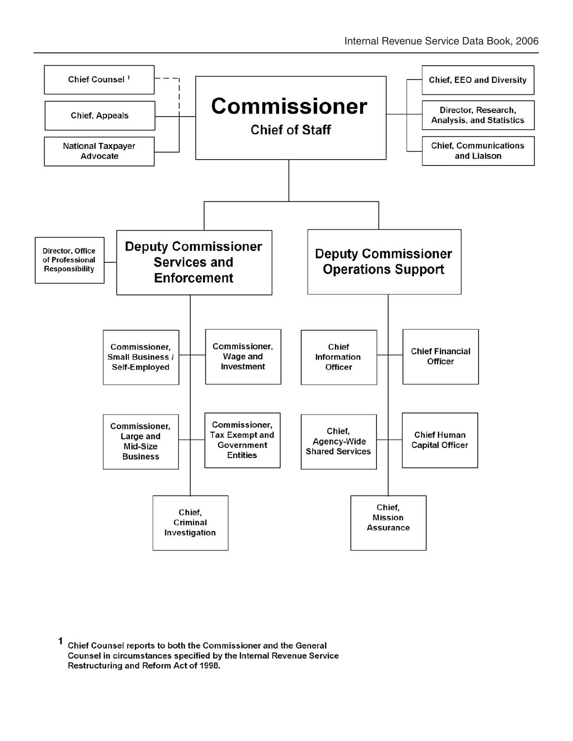Chief Counsel [1]

Chief, Appeals

National Taxpayer Advocate

**Commissioner**

Chief of Staff

Chief, EEO and Diversity

Director, Research, Analysis, and Statistics

Chief, Communications and Liaison

Director, Office of Professional Responsibility

**Deputy Commissioner Services and Enforcement**

**Deputy Commissioner Operations Support**

Commissioner, Small Business / Self-Employed

Commissioner, Wage and Investment

Commissioner, Large and Mid-Size Business

Commissioner, Tax Exempt and Government Entities

Chief, Criminal Investigation

Chief Information Officer

Chief Financial Officer

Chief, Agency-Wide Shared Services

Chief Human Capital Officer

Chief, Mission Assurance

[1] Chief Counsel reports to both the Commissioner and the General Counsel in circumstances specified by the Internal Revenue Service Restructuring and Reform Act of 1998.